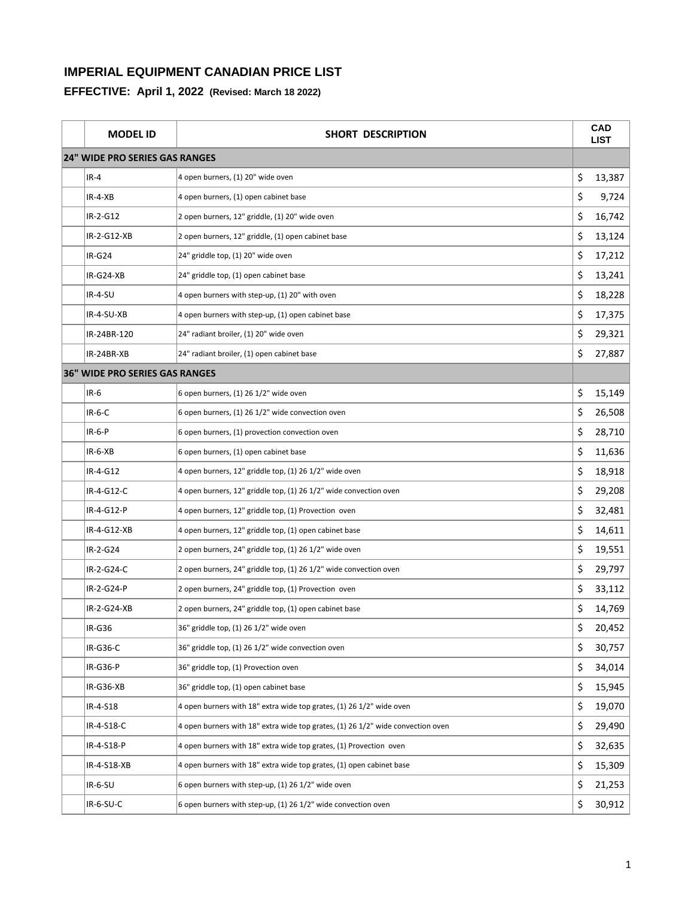## IMPERIAL EQUIPMENT CANADIAN PRICE LIST

### EFFECTIVE: April 1, 2022 (Revised: March 18 2022)

| | MODEL ID | SHORT DESCRIPTION | CAD LIST |
|---|---|---|---|
| **24" WIDE PRO SERIES GAS RANGES** | | | |
| | IR-4 | 4 open burners, (1) 20" wide oven | $ 13,387 |
| | IR-4-XB | 4 open burners, (1) open cabinet base | $ 9,724 |
| | IR-2-G12 | 2 open burners, 12" griddle, (1) 20" wide oven | $ 16,742 |
| | IR-2-G12-XB | 2 open burners, 12" griddle, (1) open cabinet base | $ 13,124 |
| | IR-G24 | 24" griddle top, (1) 20" wide oven | $ 17,212 |
| | IR-G24-XB | 24" griddle top, (1) open cabinet base | $ 13,241 |
| | IR-4-SU | 4 open burners with step-up, (1) 20" with oven | $ 18,228 |
| | IR-4-SU-XB | 4 open burners with step-up, (1) open cabinet base | $ 17,375 |
| | IR-24BR-120 | 24" radiant broiler, (1) 20" wide oven | $ 29,321 |
| | IR-24BR-XB | 24" radiant broiler, (1) open cabinet base | $ 27,887 |
| **36" WIDE PRO SERIES GAS RANGES** | | | |
| | IR-6 | 6 open burners, (1) 26 1/2" wide oven | $ 15,149 |
| | IR-6-C | 6 open burners, (1) 26 1/2" wide convection oven | $ 26,508 |
| | IR-6-P | 6 open burners, (1) provection convection oven | $ 28,710 |
| | IR-6-XB | 6 open burners, (1) open cabinet base | $ 11,636 |
| | IR-4-G12 | 4 open burners, 12" griddle top, (1) 26 1/2" wide oven | $ 18,918 |
| | IR-4-G12-C | 4 open burners, 12" griddle top, (1) 26 1/2" wide convection oven | $ 29,208 |
| | IR-4-G12-P | 4 open burners, 12" griddle top, (1) Provection oven | $ 32,481 |
| | IR-4-G12-XB | 4 open burners, 12" griddle top, (1) open cabinet base | $ 14,611 |
| | IR-2-G24 | 2 open burners, 24" griddle top, (1) 26 1/2" wide oven | $ 19,551 |
| | IR-2-G24-C | 2 open burners, 24" griddle top, (1) 26 1/2" wide convection oven | $ 29,797 |
| | IR-2-G24-P | 2 open burners, 24" griddle top, (1) Provection oven | $ 33,112 |
| | IR-2-G24-XB | 2 open burners, 24" griddle top, (1) open cabinet base | $ 14,769 |
| | IR-G36 | 36" griddle top, (1) 26 1/2" wide oven | $ 20,452 |
| | IR-G36-C | 36" griddle top, (1) 26 1/2" wide convection oven | $ 30,757 |
| | IR-G36-P | 36" griddle top, (1) Provection oven | $ 34,014 |
| | IR-G36-XB | 36" griddle top, (1) open cabinet base | $ 15,945 |
| | IR-4-S18 | 4 open burners with 18" extra wide top grates, (1) 26 1/2" wide oven | $ 19,070 |
| | IR-4-S18-C | 4 open burners with 18" extra wide top grates, (1) 26 1/2" wide convection oven | $ 29,490 |
| | IR-4-S18-P | 4 open burners with 18" extra wide top grates, (1) Provection oven | $ 32,635 |
| | IR-4-S18-XB | 4 open burners with 18" extra wide top grates, (1) open cabinet base | $ 15,309 |
| | IR-6-SU | 6 open burners with step-up, (1) 26 1/2" wide oven | $ 21,253 |
| | IR-6-SU-C | 6 open burners with step-up, (1) 26 1/2" wide convection oven | $ 30,912 |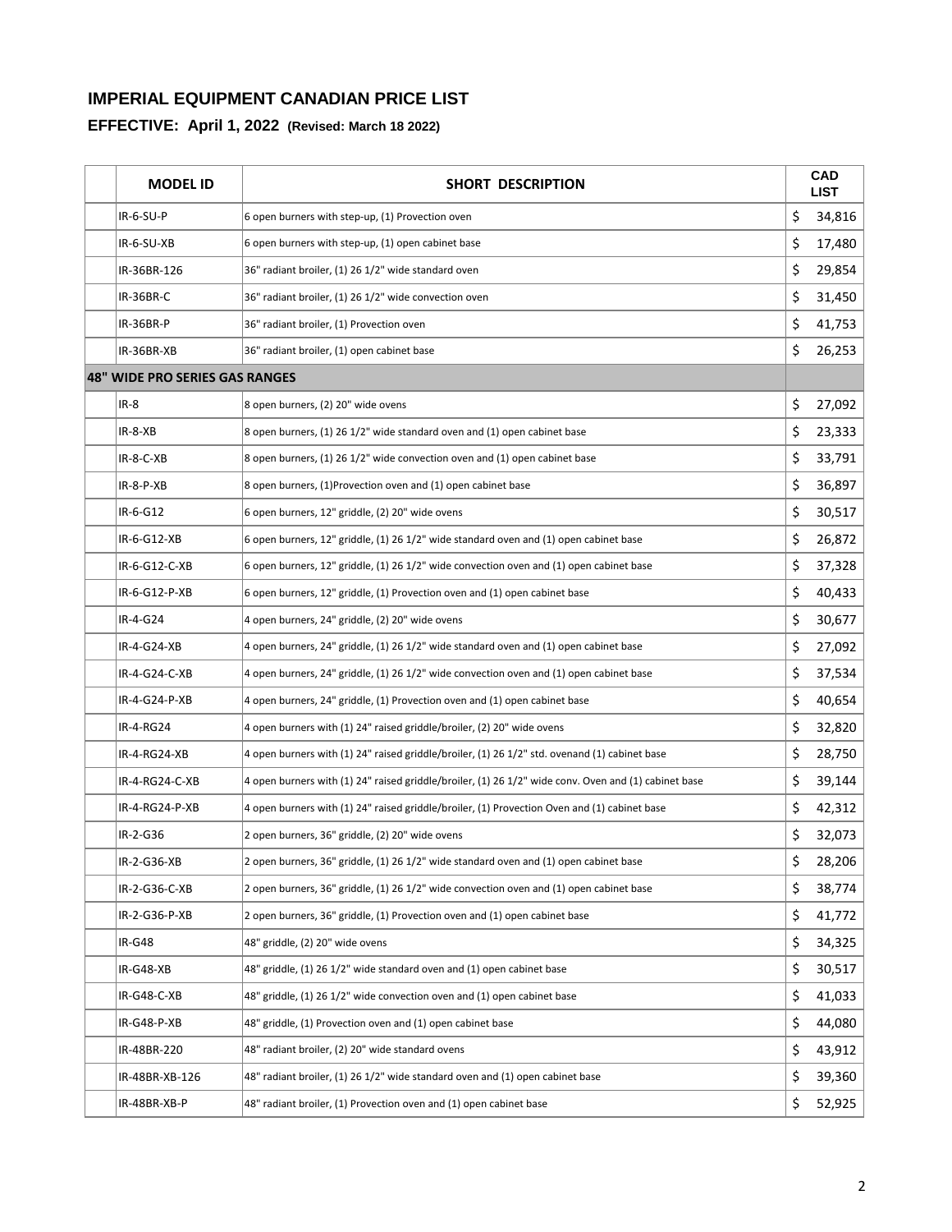## IMPERIAL EQUIPMENT CANADIAN PRICE LIST

### EFFECTIVE: April 1, 2022 (Revised: March 18 2022)

| MODEL ID | SHORT DESCRIPTION | CAD LIST |
|---|---|---|
| IR-6-SU-P | 6 open burners with step-up, (1) Provection oven | $ 34,816 |
| IR-6-SU-XB | 6 open burners with step-up, (1) open cabinet base | $ 17,480 |
| IR-36BR-126 | 36" radiant broiler, (1) 26 1/2" wide standard oven | $ 29,854 |
| IR-36BR-C | 36" radiant broiler, (1) 26 1/2" wide convection oven | $ 31,450 |
| IR-36BR-P | 36" radiant broiler, (1) Provection oven | $ 41,753 |
| IR-36BR-XB | 36" radiant broiler, (1) open cabinet base | $ 26,253 |
| **48" WIDE PRO SERIES GAS RANGES** | | |
| IR-8 | 8 open burners, (2) 20" wide ovens | $ 27,092 |
| IR-8-XB | 8 open burners, (1) 26 1/2" wide standard oven and (1) open cabinet base | $ 23,333 |
| IR-8-C-XB | 8 open burners, (1) 26 1/2" wide convection oven and (1) open cabinet base | $ 33,791 |
| IR-8-P-XB | 8 open burners, (1)Provection oven and (1) open cabinet base | $ 36,897 |
| IR-6-G12 | 6 open burners, 12" griddle, (2) 20" wide ovens | $ 30,517 |
| IR-6-G12-XB | 6 open burners, 12" griddle, (1) 26 1/2" wide standard oven and (1) open cabinet base | $ 26,872 |
| IR-6-G12-C-XB | 6 open burners, 12" griddle, (1) 26 1/2" wide convection oven and (1) open cabinet base | $ 37,328 |
| IR-6-G12-P-XB | 6 open burners, 12" griddle, (1) Provection oven and (1) open cabinet base | $ 40,433 |
| IR-4-G24 | 4 open burners, 24" griddle, (2) 20" wide ovens | $ 30,677 |
| IR-4-G24-XB | 4 open burners, 24" griddle, (1) 26 1/2" wide standard oven and (1) open cabinet base | $ 27,092 |
| IR-4-G24-C-XB | 4 open burners, 24" griddle, (1) 26 1/2" wide convection oven and (1) open cabinet base | $ 37,534 |
| IR-4-G24-P-XB | 4 open burners, 24" griddle, (1) Provection oven and (1) open cabinet base | $ 40,654 |
| IR-4-RG24 | 4 open burners with (1) 24" raised griddle/broiler, (2) 20" wide ovens | $ 32,820 |
| IR-4-RG24-XB | 4 open burners with (1) 24" raised griddle/broiler, (1) 26 1/2" std. ovenand (1) cabinet base | $ 28,750 |
| IR-4-RG24-C-XB | 4 open burners with (1) 24" raised griddle/broiler, (1) 26 1/2" wide conv. Oven and (1) cabinet base | $ 39,144 |
| IR-4-RG24-P-XB | 4 open burners with (1) 24" raised griddle/broiler, (1) Provection Oven and (1) cabinet base | $ 42,312 |
| IR-2-G36 | 2 open burners, 36" griddle, (2) 20" wide ovens | $ 32,073 |
| IR-2-G36-XB | 2 open burners, 36" griddle, (1) 26 1/2" wide standard oven and (1) open cabinet base | $ 28,206 |
| IR-2-G36-C-XB | 2 open burners, 36" griddle, (1) 26 1/2" wide convection oven and (1) open cabinet base | $ 38,774 |
| IR-2-G36-P-XB | 2 open burners, 36" griddle, (1) Provection oven and (1) open cabinet base | $ 41,772 |
| IR-G48 | 48" griddle, (2) 20" wide ovens | $ 34,325 |
| IR-G48-XB | 48" griddle, (1) 26 1/2" wide standard oven and (1) open cabinet base | $ 30,517 |
| IR-G48-C-XB | 48" griddle, (1) 26 1/2" wide convection oven and (1) open cabinet base | $ 41,033 |
| IR-G48-P-XB | 48" griddle, (1) Provection oven and (1) open cabinet base | $ 44,080 |
| IR-48BR-220 | 48" radiant broiler, (2) 20" wide standard ovens | $ 43,912 |
| IR-48BR-XB-126 | 48" radiant broiler, (1) 26 1/2" wide standard oven and (1) open cabinet base | $ 39,360 |
| IR-48BR-XB-P | 48" radiant broiler, (1) Provection oven and (1) open cabinet base | $ 52,925 |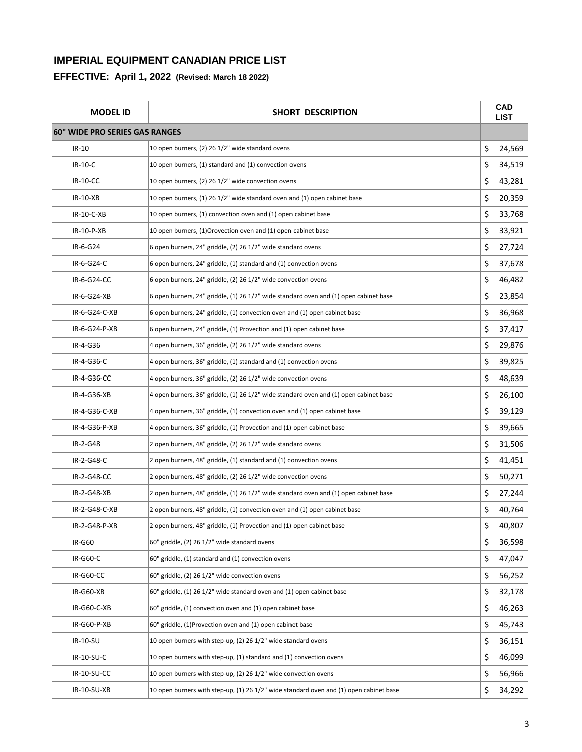## IMPERIAL EQUIPMENT CANADIAN PRICE LIST

### EFFECTIVE: April 1, 2022 (Revised: March 18 2022)

| | MODEL ID | SHORT DESCRIPTION | CAD LIST |
|---|---|---|---|
| **60" WIDE PRO SERIES GAS RANGES** | | | |
| | IR-10 | 10 open burners, (2) 26 1/2" wide standard ovens | $ 24,569 |
| | IR-10-C | 10 open burners, (1) standard and (1) convection ovens | $ 34,519 |
| | IR-10-CC | 10 open burners, (2) 26 1/2" wide convection ovens | $ 43,281 |
| | IR-10-XB | 10 open burners, (1) 26 1/2" wide standard oven and (1) open cabinet base | $ 20,359 |
| | IR-10-C-XB | 10 open burners, (1) convection oven and (1) open cabinet base | $ 33,768 |
| | IR-10-P-XB | 10 open burners, (1)Orovection oven and (1) open cabinet base | $ 33,921 |
| | IR-6-G24 | 6 open burners, 24" griddle, (2) 26 1/2" wide standard ovens | $ 27,724 |
| | IR-6-G24-C | 6 open burners, 24" griddle, (1) standard and (1) convection ovens | $ 37,678 |
| | IR-6-G24-CC | 6 open burners, 24" griddle, (2) 26 1/2" wide convection ovens | $ 46,482 |
| | IR-6-G24-XB | 6 open burners, 24" griddle, (1) 26 1/2" wide standard oven and (1) open cabinet base | $ 23,854 |
| | IR-6-G24-C-XB | 6 open burners, 24" griddle, (1) convection oven and (1) open cabinet base | $ 36,968 |
| | IR-6-G24-P-XB | 6 open burners, 24" griddle, (1) Provection and (1) open cabinet base | $ 37,417 |
| | IR-4-G36 | 4 open burners, 36" griddle, (2) 26 1/2" wide standard ovens | $ 29,876 |
| | IR-4-G36-C | 4 open burners, 36" griddle, (1) standard and (1) convection ovens | $ 39,825 |
| | IR-4-G36-CC | 4 open burners, 36" griddle, (2) 26 1/2" wide convection ovens | $ 48,639 |
| | IR-4-G36-XB | 4 open burners, 36" griddle, (1) 26 1/2" wide standard oven and (1) open cabinet base | $ 26,100 |
| | IR-4-G36-C-XB | 4 open burners, 36" griddle, (1) convection oven and (1) open cabinet base | $ 39,129 |
| | IR-4-G36-P-XB | 4 open burners, 36" griddle, (1) Provection and (1) open cabinet base | $ 39,665 |
| | IR-2-G48 | 2 open burners, 48" griddle, (2) 26 1/2" wide standard ovens | $ 31,506 |
| | IR-2-G48-C | 2 open burners, 48" griddle, (1) standard and (1) convection ovens | $ 41,451 |
| | IR-2-G48-CC | 2 open burners, 48" griddle, (2) 26 1/2" wide convection ovens | $ 50,271 |
| | IR-2-G48-XB | 2 open burners, 48" griddle, (1) 26 1/2" wide standard oven and (1) open cabinet base | $ 27,244 |
| | IR-2-G48-C-XB | 2 open burners, 48" griddle, (1) convection oven and (1) open cabinet base | $ 40,764 |
| | IR-2-G48-P-XB | 2 open burners, 48" griddle, (1) Provection and (1) open cabinet base | $ 40,807 |
| | IR-G60 | 60" griddle, (2) 26 1/2" wide standard ovens | $ 36,598 |
| | IR-G60-C | 60" griddle, (1) standard and (1) convection ovens | $ 47,047 |
| | IR-G60-CC | 60" griddle, (2) 26 1/2" wide convection ovens | $ 56,252 |
| | IR-G60-XB | 60" griddle, (1) 26 1/2" wide standard oven and (1) open cabinet base | $ 32,178 |
| | IR-G60-C-XB | 60" griddle, (1) convection oven and (1) open cabinet base | $ 46,263 |
| | IR-G60-P-XB | 60" griddle, (1)Provection oven and (1) open cabinet base | $ 45,743 |
| | IR-10-SU | 10 open burners with step-up, (2) 26 1/2" wide standard ovens | $ 36,151 |
| | IR-10-SU-C | 10 open burners with step-up, (1) standard and (1) convection ovens | $ 46,099 |
| | IR-10-SU-CC | 10 open burners with step-up, (2) 26 1/2" wide convection ovens | $ 56,966 |
| | IR-10-SU-XB | 10 open burners with step-up, (1) 26 1/2" wide standard oven and (1) open cabinet base | $ 34,292 |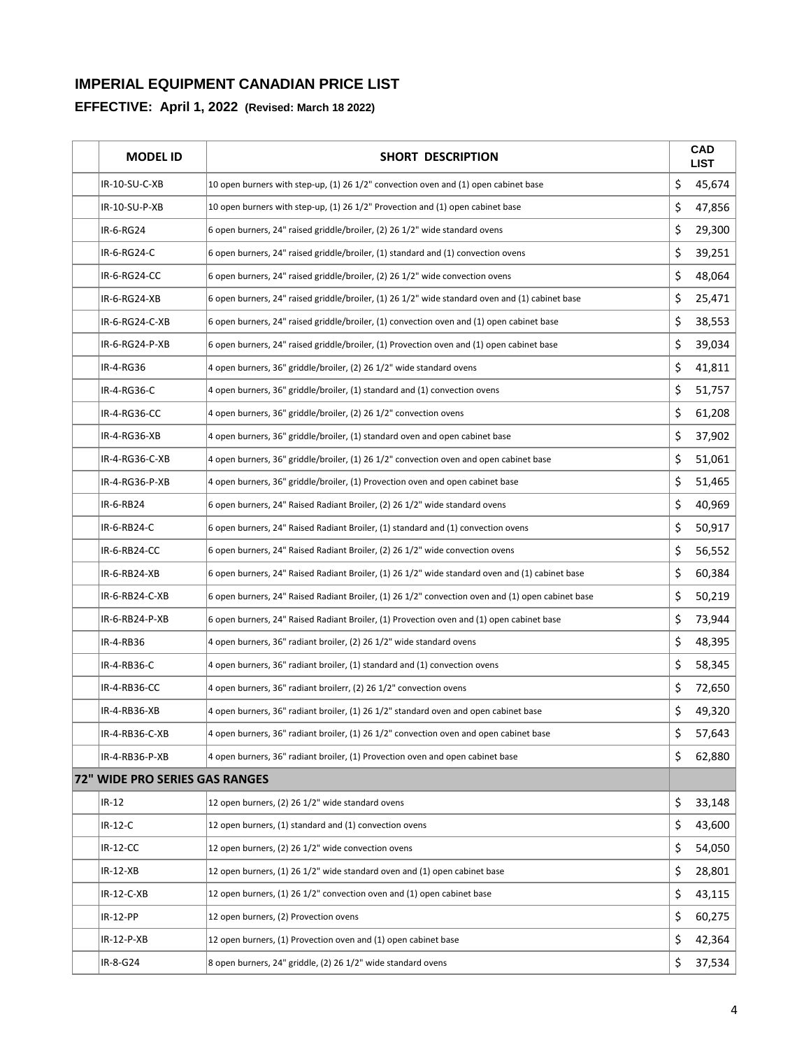## IMPERIAL EQUIPMENT CANADIAN PRICE LIST

### EFFECTIVE: April 1, 2022 (Revised: March 18 2022)

| | MODEL ID | SHORT DESCRIPTION | CAD LIST |
|---|---|---|---|
| | IR-10-SU-C-XB | 10 open burners with step-up, (1) 26 1/2" convection oven and (1) open cabinet base | $ 45,674 |
| | IR-10-SU-P-XB | 10 open burners with step-up, (1) 26 1/2" Provection and (1) open cabinet base | $ 47,856 |
| | IR-6-RG24 | 6 open burners, 24" raised griddle/broiler, (2) 26 1/2" wide standard ovens | $ 29,300 |
| | IR-6-RG24-C | 6 open burners, 24" raised griddle/broiler, (1) standard and (1) convection ovens | $ 39,251 |
| | IR-6-RG24-CC | 6 open burners, 24" raised griddle/broiler, (2) 26 1/2" wide convection ovens | $ 48,064 |
| | IR-6-RG24-XB | 6 open burners, 24" raised griddle/broiler, (1) 26 1/2" wide standard oven and (1) cabinet base | $ 25,471 |
| | IR-6-RG24-C-XB | 6 open burners, 24" raised griddle/broiler, (1) convection oven and (1) open cabinet base | $ 38,553 |
| | IR-6-RG24-P-XB | 6 open burners, 24" raised griddle/broiler, (1) Provection oven and (1) open cabinet base | $ 39,034 |
| | IR-4-RG36 | 4 open burners, 36" griddle/broiler, (2) 26 1/2" wide standard ovens | $ 41,811 |
| | IR-4-RG36-C | 4 open burners, 36" griddle/broiler, (1) standard and (1) convection ovens | $ 51,757 |
| | IR-4-RG36-CC | 4 open burners, 36" griddle/broiler, (2) 26 1/2" convection ovens | $ 61,208 |
| | IR-4-RG36-XB | 4 open burners, 36" griddle/broiler, (1) standard oven and open cabinet base | $ 37,902 |
| | IR-4-RG36-C-XB | 4 open burners, 36" griddle/broiler, (1) 26 1/2" convection oven and open cabinet base | $ 51,061 |
| | IR-4-RG36-P-XB | 4 open burners, 36" griddle/broiler, (1) Provection oven and open cabinet base | $ 51,465 |
| | IR-6-RB24 | 6 open burners, 24" Raised Radiant Broiler, (2) 26 1/2" wide standard ovens | $ 40,969 |
| | IR-6-RB24-C | 6 open burners, 24" Raised Radiant Broiler, (1) standard and (1) convection ovens | $ 50,917 |
| | IR-6-RB24-CC | 6 open burners, 24" Raised Radiant Broiler, (2) 26 1/2" wide convection ovens | $ 56,552 |
| | IR-6-RB24-XB | 6 open burners, 24" Raised Radiant Broiler, (1) 26 1/2" wide standard oven and (1) cabinet base | $ 60,384 |
| | IR-6-RB24-C-XB | 6 open burners, 24" Raised Radiant Broiler, (1) 26 1/2" convection oven and (1) open cabinet base | $ 50,219 |
| | IR-6-RB24-P-XB | 6 open burners, 24" Raised Radiant Broiler, (1) Provection oven and (1) open cabinet base | $ 73,944 |
| | IR-4-RB36 | 4 open burners, 36" radiant broiler, (2) 26 1/2" wide standard ovens | $ 48,395 |
| | IR-4-RB36-C | 4 open burners, 36" radiant broiler, (1) standard and (1) convection ovens | $ 58,345 |
| | IR-4-RB36-CC | 4 open burners, 36" radiant broilerr, (2) 26 1/2" convection ovens | $ 72,650 |
| | IR-4-RB36-XB | 4 open burners, 36" radiant broiler, (1) 26 1/2" standard oven and open cabinet base | $ 49,320 |
| | IR-4-RB36-C-XB | 4 open burners, 36" radiant broiler, (1) 26 1/2" convection oven and open cabinet base | $ 57,643 |
| | IR-4-RB36-P-XB | 4 open burners, 36" radiant broiler, (1) Provection oven and open cabinet base | $ 62,880 |
| **72" WIDE PRO SERIES GAS RANGES** | | | |
| | IR-12 | 12 open burners, (2) 26 1/2" wide standard ovens | $ 33,148 |
| | IR-12-C | 12 open burners, (1) standard and (1) convection ovens | $ 43,600 |
| | IR-12-CC | 12 open burners, (2) 26 1/2" wide convection ovens | $ 54,050 |
| | IR-12-XB | 12 open burners, (1) 26 1/2" wide standard oven and (1) open cabinet base | $ 28,801 |
| | IR-12-C-XB | 12 open burners, (1) 26 1/2" convection oven and (1) open cabinet base | $ 43,115 |
| | IR-12-PP | 12 open burners, (2) Provection ovens | $ 60,275 |
| | IR-12-P-XB | 12 open burners, (1) Provection oven and (1) open cabinet base | $ 42,364 |
| | IR-8-G24 | 8 open burners, 24" griddle, (2) 26 1/2" wide standard ovens | $ 37,534 |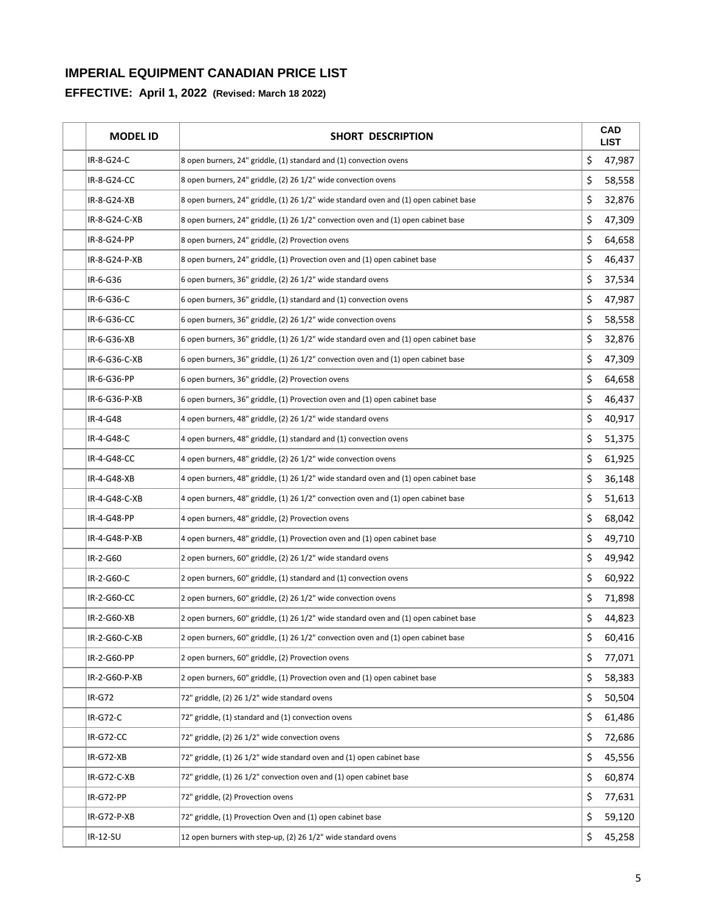## IMPERIAL EQUIPMENT CANADIAN PRICE LIST

### EFFECTIVE: April 1, 2022 (Revised: March 18 2022)

| MODEL ID | SHORT DESCRIPTION | CAD LIST |
|---|---|---|
| IR-8-G24-C | 8 open burners, 24" griddle, (1) standard and (1) convection ovens | $ 47,987 |
| IR-8-G24-CC | 8 open burners, 24" griddle, (2) 26 1/2" wide convection ovens | $ 58,558 |
| IR-8-G24-XB | 8 open burners, 24" griddle, (1) 26 1/2" wide standard oven and (1) open cabinet base | $ 32,876 |
| IR-8-G24-C-XB | 8 open burners, 24" griddle, (1) 26 1/2" convection oven and (1) open cabinet base | $ 47,309 |
| IR-8-G24-PP | 8 open burners, 24" griddle, (2) Provection ovens | $ 64,658 |
| IR-8-G24-P-XB | 8 open burners, 24" griddle, (1) Provection oven and (1) open cabinet base | $ 46,437 |
| IR-6-G36 | 6 open burners, 36" griddle, (2) 26 1/2" wide standard ovens | $ 37,534 |
| IR-6-G36-C | 6 open burners, 36" griddle, (1) standard and (1) convection ovens | $ 47,987 |
| IR-6-G36-CC | 6 open burners, 36" griddle, (2) 26 1/2" wide convection ovens | $ 58,558 |
| IR-6-G36-XB | 6 open burners, 36" griddle, (1) 26 1/2" wide standard oven and (1) open cabinet base | $ 32,876 |
| IR-6-G36-C-XB | 6 open burners, 36" griddle, (1) 26 1/2" convection oven and (1) open cabinet base | $ 47,309 |
| IR-6-G36-PP | 6 open burners, 36" griddle, (2) Provection ovens | $ 64,658 |
| IR-6-G36-P-XB | 6 open burners, 36" griddle, (1) Provection oven and (1) open cabinet base | $ 46,437 |
| IR-4-G48 | 4 open burners, 48" griddle, (2) 26 1/2" wide standard ovens | $ 40,917 |
| IR-4-G48-C | 4 open burners, 48" griddle, (1) standard and (1) convection ovens | $ 51,375 |
| IR-4-G48-CC | 4 open burners, 48" griddle, (2) 26 1/2" wide convection ovens | $ 61,925 |
| IR-4-G48-XB | 4 open burners, 48" griddle, (1) 26 1/2" wide standard oven and (1) open cabinet base | $ 36,148 |
| IR-4-G48-C-XB | 4 open burners, 48" griddle, (1) 26 1/2" convection oven and (1) open cabinet base | $ 51,613 |
| IR-4-G48-PP | 4 open burners, 48" griddle, (2) Provection ovens | $ 68,042 |
| IR-4-G48-P-XB | 4 open burners, 48" griddle, (1) Provection oven and (1) open cabinet base | $ 49,710 |
| IR-2-G60 | 2 open burners, 60" griddle, (2) 26 1/2" wide standard ovens | $ 49,942 |
| IR-2-G60-C | 2 open burners, 60" griddle, (1) standard and (1) convection ovens | $ 60,922 |
| IR-2-G60-CC | 2 open burners, 60" griddle, (2) 26 1/2" wide convection ovens | $ 71,898 |
| IR-2-G60-XB | 2 open burners, 60" griddle, (1) 26 1/2" wide standard oven and (1) open cabinet base | $ 44,823 |
| IR-2-G60-C-XB | 2 open burners, 60" griddle, (1) 26 1/2" convection oven and (1) open cabinet base | $ 60,416 |
| IR-2-G60-PP | 2 open burners, 60" griddle, (2) Provection ovens | $ 77,071 |
| IR-2-G60-P-XB | 2 open burners, 60" griddle, (1) Provection oven and (1) open cabinet base | $ 58,383 |
| IR-G72 | 72" griddle, (2) 26 1/2" wide standard ovens | $ 50,504 |
| IR-G72-C | 72" griddle, (1) standard and (1) convection ovens | $ 61,486 |
| IR-G72-CC | 72" griddle, (2) 26 1/2" wide convection ovens | $ 72,686 |
| IR-G72-XB | 72" griddle, (1) 26 1/2" wide standard oven and (1) open cabinet base | $ 45,556 |
| IR-G72-C-XB | 72" griddle, (1) 26 1/2" convection oven and (1) open cabinet base | $ 60,874 |
| IR-G72-PP | 72" griddle, (2) Provection ovens | $ 77,631 |
| IR-G72-P-XB | 72" griddle, (1) Provection Oven and (1) open cabinet base | $ 59,120 |
| IR-12-SU | 12 open burners with step-up, (2) 26 1/2" wide standard ovens | $ 45,258 |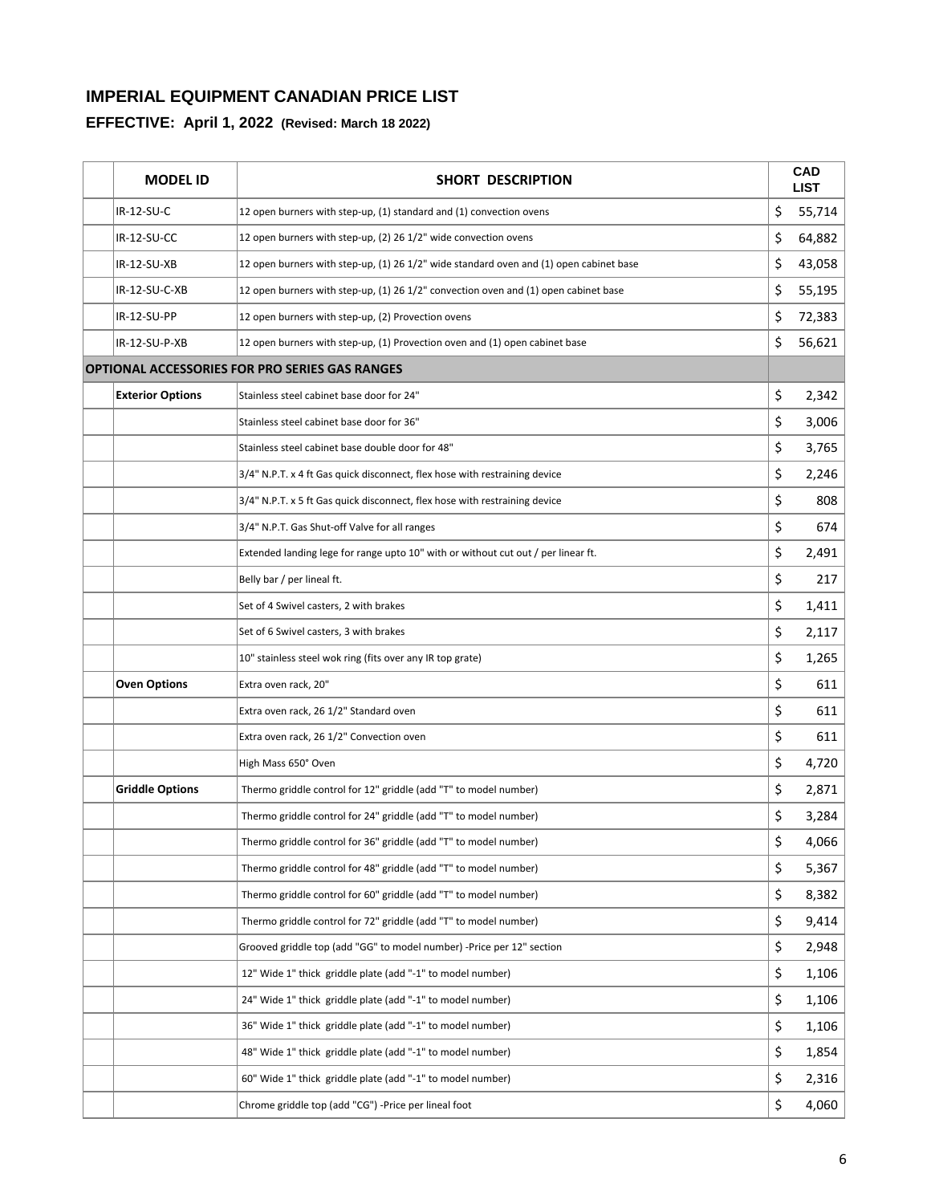# IMPERIAL EQUIPMENT CANADIAN PRICE LIST

## EFFECTIVE: April 1, 2022 (Revised: March 18 2022)

| | MODEL ID | SHORT DESCRIPTION | CAD LIST |
|---|---|---|---|
| | IR-12-SU-C | 12 open burners with step-up, (1) standard and (1) convection ovens | $ 55,714 |
| | IR-12-SU-CC | 12 open burners with step-up, (2) 26 1/2" wide convection ovens | $ 64,882 |
| | IR-12-SU-XB | 12 open burners with step-up, (1) 26 1/2" wide standard oven and (1) open cabinet base | $ 43,058 |
| | IR-12-SU-C-XB | 12 open burners with step-up, (1) 26 1/2" convection oven and (1) open cabinet base | $ 55,195 |
| | IR-12-SU-PP | 12 open burners with step-up, (2) Provection ovens | $ 72,383 |
| | IR-12-SU-P-XB | 12 open burners with step-up, (1) Provection oven and (1) open cabinet base | $ 56,621 |
| **OPTIONAL ACCESSORIES FOR PRO SERIES GAS RANGES** | | | |
| | **Exterior Options** | Stainless steel cabinet base door for 24" | $ 2,342 |
| | | Stainless steel cabinet base door for 36" | $ 3,006 |
| | | Stainless steel cabinet base double door for 48" | $ 3,765 |
| | | 3/4" N.P.T. x 4 ft Gas quick disconnect, flex hose with restraining device | $ 2,246 |
| | | 3/4" N.P.T. x 5 ft Gas quick disconnect, flex hose with restraining device | $ 808 |
| | | 3/4" N.P.T. Gas Shut-off Valve for all ranges | $ 674 |
| | | Extended landing lege for range upto 10" with or without cut out / per linear ft. | $ 2,491 |
| | | Belly bar / per lineal ft. | $ 217 |
| | | Set of 4 Swivel casters, 2 with brakes | $ 1,411 |
| | | Set of 6 Swivel casters, 3 with brakes | $ 2,117 |
| | | 10" stainless steel wok ring (fits over any IR top grate) | $ 1,265 |
| | **Oven Options** | Extra oven rack, 20" | $ 611 |
| | | Extra oven rack, 26 1/2" Standard oven | $ 611 |
| | | Extra oven rack, 26 1/2" Convection oven | $ 611 |
| | | High Mass 650° Oven | $ 4,720 |
| | **Griddle Options** | Thermo griddle control for 12" griddle (add "T" to model number) | $ 2,871 |
| | | Thermo griddle control for 24" griddle (add "T" to model number) | $ 3,284 |
| | | Thermo griddle control for 36" griddle (add "T" to model number) | $ 4,066 |
| | | Thermo griddle control for 48" griddle (add "T" to model number) | $ 5,367 |
| | | Thermo griddle control for 60" griddle (add "T" to model number) | $ 8,382 |
| | | Thermo griddle control for 72" griddle (add "T" to model number) | $ 9,414 |
| | | Grooved griddle top (add "GG" to model number) -Price per 12" section | $ 2,948 |
| | | 12" Wide 1" thick griddle plate (add "-1" to model number) | $ 1,106 |
| | | 24" Wide 1" thick griddle plate (add "-1" to model number) | $ 1,106 |
| | | 36" Wide 1" thick griddle plate (add "-1" to model number) | $ 1,106 |
| | | 48" Wide 1" thick griddle plate (add "-1" to model number) | $ 1,854 |
| | | 60" Wide 1" thick griddle plate (add "-1" to model number) | $ 2,316 |
| | | Chrome griddle top (add "CG") -Price per lineal foot | $ 4,060 |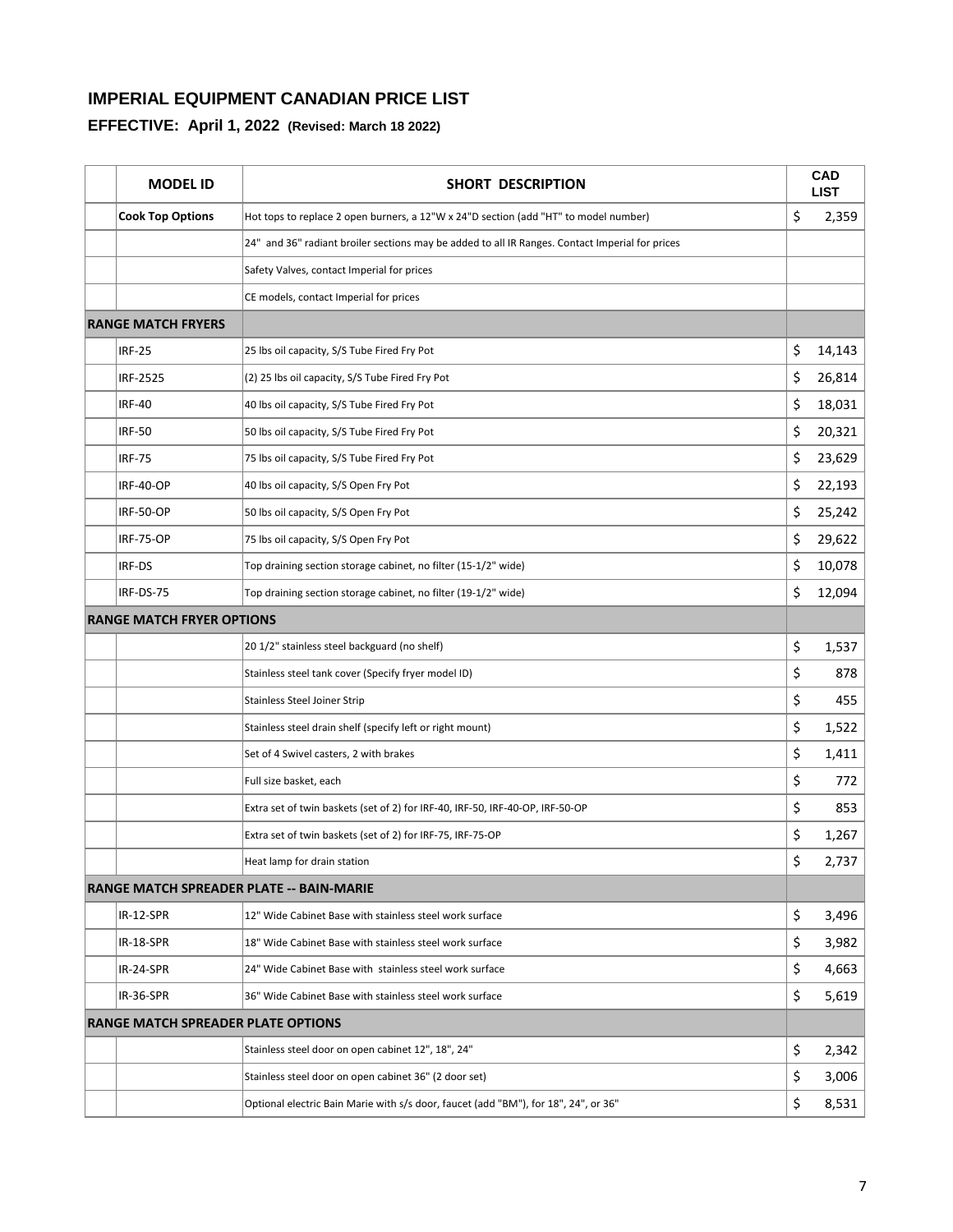# IMPERIAL EQUIPMENT CANADIAN PRICE LIST

## EFFECTIVE: April 1, 2022 (Revised: March 18 2022)

| | MODEL ID | SHORT DESCRIPTION | CAD LIST |
|---|---|---|---|
| | **Cook Top Options** | Hot tops to replace 2 open burners, a 12"W x 24"D section (add "HT" to model number) | $ 2,359 |
| | | 24" and 36" radiant broiler sections may be added to all IR Ranges. Contact Imperial for prices | |
| | | Safety Valves, contact Imperial for prices | |
| | | CE models, contact Imperial for prices | |
| **RANGE MATCH FRYERS** | | | |
| | IRF-25 | 25 lbs oil capacity, S/S Tube Fired Fry Pot | $ 14,143 |
| | IRF-2525 | (2) 25 lbs oil capacity, S/S Tube Fired Fry Pot | $ 26,814 |
| | IRF-40 | 40 lbs oil capacity, S/S Tube Fired Fry Pot | $ 18,031 |
| | IRF-50 | 50 lbs oil capacity, S/S Tube Fired Fry Pot | $ 20,321 |
| | IRF-75 | 75 lbs oil capacity, S/S Tube Fired Fry Pot | $ 23,629 |
| | IRF-40-OP | 40 lbs oil capacity, S/S Open Fry Pot | $ 22,193 |
| | IRF-50-OP | 50 lbs oil capacity, S/S Open Fry Pot | $ 25,242 |
| | IRF-75-OP | 75 lbs oil capacity, S/S Open Fry Pot | $ 29,622 |
| | IRF-DS | Top draining section storage cabinet, no filter (15-1/2" wide) | $ 10,078 |
| | IRF-DS-75 | Top draining section storage cabinet, no filter (19-1/2" wide) | $ 12,094 |
| **RANGE MATCH FRYER OPTIONS** | | | |
| | | 20 1/2" stainless steel backguard (no shelf) | $ 1,537 |
| | | Stainless steel tank cover (Specify fryer model ID) | $ 878 |
| | | Stainless Steel Joiner Strip | $ 455 |
| | | Stainless steel drain shelf (specify left or right mount) | $ 1,522 |
| | | Set of 4 Swivel casters, 2 with brakes | $ 1,411 |
| | | Full size basket, each | $ 772 |
| | | Extra set of twin baskets (set of 2) for IRF-40, IRF-50, IRF-40-OP, IRF-50-OP | $ 853 |
| | | Extra set of twin baskets (set of 2) for IRF-75, IRF-75-OP | $ 1,267 |
| | | Heat lamp for drain station | $ 2,737 |
| **RANGE MATCH SPREADER PLATE -- BAIN-MARIE** | | | |
| | IR-12-SPR | 12" Wide Cabinet Base with stainless steel work surface | $ 3,496 |
| | IR-18-SPR | 18" Wide Cabinet Base with stainless steel work surface | $ 3,982 |
| | IR-24-SPR | 24" Wide Cabinet Base with stainless steel work surface | $ 4,663 |
| | IR-36-SPR | 36" Wide Cabinet Base with stainless steel work surface | $ 5,619 |
| **RANGE MATCH SPREADER PLATE OPTIONS** | | | |
| | | Stainless steel door on open cabinet 12", 18", 24" | $ 2,342 |
| | | Stainless steel door on open cabinet 36" (2 door set) | $ 3,006 |
| | | Optional electric Bain Marie with s/s door, faucet (add "BM"), for 18", 24", or 36" | $ 8,531 |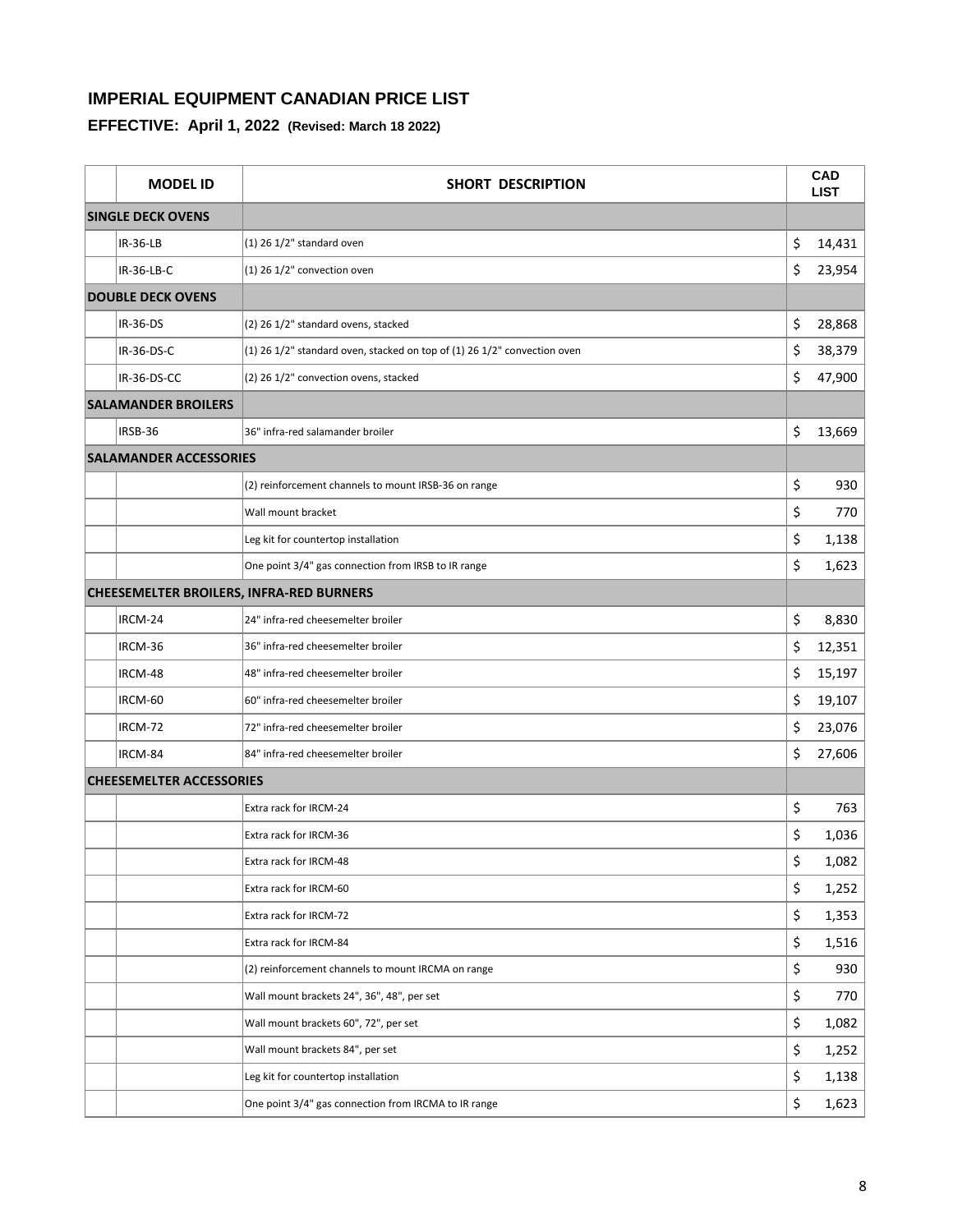## IMPERIAL EQUIPMENT CANADIAN PRICE LIST

### EFFECTIVE: April 1, 2022 (Revised: March 18 2022)

| MODEL ID | SHORT DESCRIPTION | CAD LIST |
|---|---|---|
| **SINGLE DECK OVENS** | | |
| IR-36-LB | (1) 26 1/2" standard oven | $ 14,431 |
| IR-36-LB-C | (1) 26 1/2" convection oven | $ 23,954 |
| **DOUBLE DECK OVENS** | | |
| IR-36-DS | (2) 26 1/2" standard ovens, stacked | $ 28,868 |
| IR-36-DS-C | (1) 26 1/2" standard oven, stacked on top of (1) 26 1/2" convection oven | $ 38,379 |
| IR-36-DS-CC | (2) 26 1/2" convection ovens, stacked | $ 47,900 |
| **SALAMANDER BROILERS** | | |
| IRSB-36 | 36" infra-red salamander broiler | $ 13,669 |
| **SALAMANDER ACCESSORIES** | | |
| | (2) reinforcement channels to mount IRSB-36 on range | $ 930 |
| | Wall mount bracket | $ 770 |
| | Leg kit for countertop installation | $ 1,138 |
| | One point 3/4" gas connection from IRSB to IR range | $ 1,623 |
| **CHEESEMELTER BROILERS, INFRA-RED BURNERS** | | |
| IRCM-24 | 24" infra-red cheesemelter broiler | $ 8,830 |
| IRCM-36 | 36" infra-red cheesemelter broiler | $ 12,351 |
| IRCM-48 | 48" infra-red cheesemelter broiler | $ 15,197 |
| IRCM-60 | 60" infra-red cheesemelter broiler | $ 19,107 |
| IRCM-72 | 72" infra-red cheesemelter broiler | $ 23,076 |
| IRCM-84 | 84" infra-red cheesemelter broiler | $ 27,606 |
| **CHEESEMELTER ACCESSORIES** | | |
| | Extra rack for IRCM-24 | $ 763 |
| | Extra rack for IRCM-36 | $ 1,036 |
| | Extra rack for IRCM-48 | $ 1,082 |
| | Extra rack for IRCM-60 | $ 1,252 |
| | Extra rack for IRCM-72 | $ 1,353 |
| | Extra rack for IRCM-84 | $ 1,516 |
| | (2) reinforcement channels to mount IRCMA on range | $ 930 |
| | Wall mount brackets 24", 36", 48", per set | $ 770 |
| | Wall mount brackets 60", 72", per set | $ 1,082 |
| | Wall mount brackets 84", per set | $ 1,252 |
| | Leg kit for countertop installation | $ 1,138 |
| | One point 3/4" gas connection from IRCMA to IR range | $ 1,623 |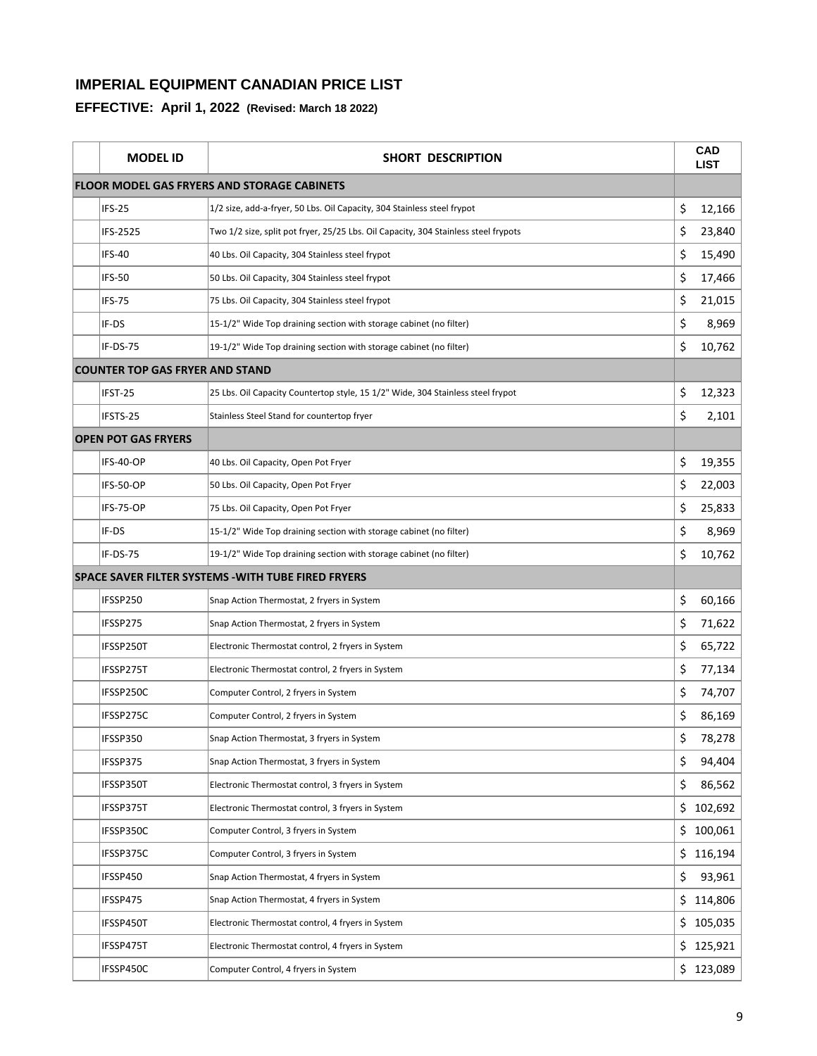## IMPERIAL EQUIPMENT CANADIAN PRICE LIST

### EFFECTIVE: April 1, 2022 (Revised: March 18 2022)

| MODEL ID | SHORT DESCRIPTION | CAD LIST |
|---|---|---|
| **FLOOR MODEL GAS FRYERS AND STORAGE CABINETS** | | |
| IFS-25 | 1/2 size, add-a-fryer, 50 Lbs. Oil Capacity, 304 Stainless steel frypot | $ 12,166 |
| IFS-2525 | Two 1/2 size, split pot fryer, 25/25 Lbs. Oil Capacity, 304 Stainless steel frypots | $ 23,840 |
| IFS-40 | 40 Lbs. Oil Capacity, 304 Stainless steel frypot | $ 15,490 |
| IFS-50 | 50 Lbs. Oil Capacity, 304 Stainless steel frypot | $ 17,466 |
| IFS-75 | 75 Lbs. Oil Capacity, 304 Stainless steel frypot | $ 21,015 |
| IF-DS | 15-1/2" Wide Top draining section with storage cabinet (no filter) | $ 8,969 |
| IF-DS-75 | 19-1/2" Wide Top draining section with storage cabinet (no filter) | $ 10,762 |
| **COUNTER TOP GAS FRYER AND STAND** | | |
| IFST-25 | 25 Lbs. Oil Capacity Countertop style, 15 1/2" Wide, 304 Stainless steel frypot | $ 12,323 |
| IFSTS-25 | Stainless Steel Stand for countertop fryer | $ 2,101 |
| **OPEN POT GAS FRYERS** | | |
| IFS-40-OP | 40 Lbs. Oil Capacity, Open Pot Fryer | $ 19,355 |
| IFS-50-OP | 50 Lbs. Oil Capacity, Open Pot Fryer | $ 22,003 |
| IFS-75-OP | 75 Lbs. Oil Capacity, Open Pot Fryer | $ 25,833 |
| IF-DS | 15-1/2" Wide Top draining section with storage cabinet (no filter) | $ 8,969 |
| IF-DS-75 | 19-1/2" Wide Top draining section with storage cabinet (no filter) | $ 10,762 |
| **SPACE SAVER FILTER SYSTEMS -WITH TUBE FIRED FRYERS** | | |
| IFSSP250 | Snap Action Thermostat, 2 fryers in System | $ 60,166 |
| IFSSP275 | Snap Action Thermostat, 2 fryers in System | $ 71,622 |
| IFSSP250T | Electronic Thermostat control, 2 fryers in System | $ 65,722 |
| IFSSP275T | Electronic Thermostat control, 2 fryers in System | $ 77,134 |
| IFSSP250C | Computer Control, 2 fryers in System | $ 74,707 |
| IFSSP275C | Computer Control, 2 fryers in System | $ 86,169 |
| IFSSP350 | Snap Action Thermostat, 3 fryers in System | $ 78,278 |
| IFSSP375 | Snap Action Thermostat, 3 fryers in System | $ 94,404 |
| IFSSP350T | Electronic Thermostat control, 3 fryers in System | $ 86,562 |
| IFSSP375T | Electronic Thermostat control, 3 fryers in System | $ 102,692 |
| IFSSP350C | Computer Control, 3 fryers in System | $ 100,061 |
| IFSSP375C | Computer Control, 3 fryers in System | $ 116,194 |
| IFSSP450 | Snap Action Thermostat, 4 fryers in System | $ 93,961 |
| IFSSP475 | Snap Action Thermostat, 4 fryers in System | $ 114,806 |
| IFSSP450T | Electronic Thermostat control, 4 fryers in System | $ 105,035 |
| IFSSP475T | Electronic Thermostat control, 4 fryers in System | $ 125,921 |
| IFSSP450C | Computer Control, 4 fryers in System | $ 123,089 |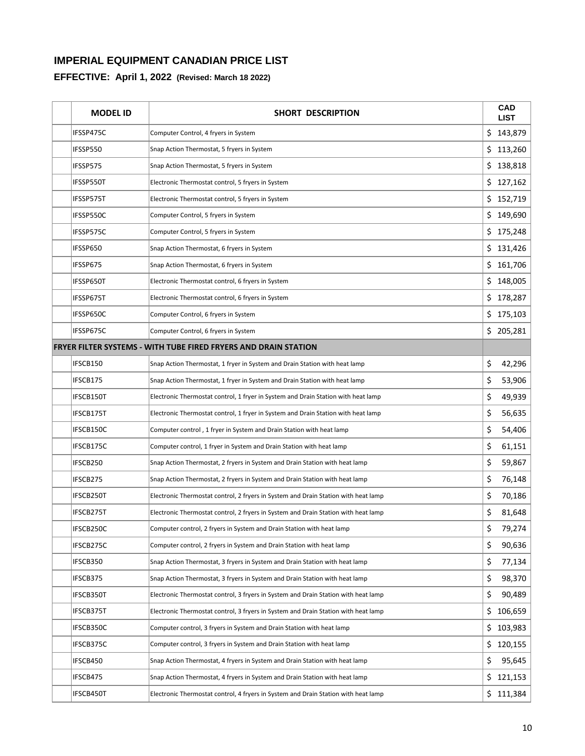## IMPERIAL EQUIPMENT CANADIAN PRICE LIST

### EFFECTIVE: April 1, 2022 (Revised: March 18 2022)

| | MODEL ID | SHORT DESCRIPTION | CAD LIST |
|---|---|---|---|
| | IFSSP475C | Computer Control, 4 fryers in System | $ 143,879 |
| | IFSSP550 | Snap Action Thermostat, 5 fryers in System | $ 113,260 |
| | IFSSP575 | Snap Action Thermostat, 5 fryers in System | $ 138,818 |
| | IFSSP550T | Electronic Thermostat control, 5 fryers in System | $ 127,162 |
| | IFSSP575T | Electronic Thermostat control, 5 fryers in System | $ 152,719 |
| | IFSSP550C | Computer Control, 5 fryers in System | $ 149,690 |
| | IFSSP575C | Computer Control, 5 fryers in System | $ 175,248 |
| | IFSSP650 | Snap Action Thermostat, 6 fryers in System | $ 131,426 |
| | IFSSP675 | Snap Action Thermostat, 6 fryers in System | $ 161,706 |
| | IFSSP650T | Electronic Thermostat control, 6 fryers in System | $ 148,005 |
| | IFSSP675T | Electronic Thermostat control, 6 fryers in System | $ 178,287 |
| | IFSSP650C | Computer Control, 6 fryers in System | $ 175,103 |
| | IFSSP675C | Computer Control, 6 fryers in System | $ 205,281 |
| **FRYER FILTER SYSTEMS - WITH TUBE FIRED FRYERS AND DRAIN STATION** | | | |
| | IFSCB150 | Snap Action Thermostat, 1 fryer in System and Drain Station with heat lamp | $ 42,296 |
| | IFSCB175 | Snap Action Thermostat, 1 fryer in System and Drain Station with heat lamp | $ 53,906 |
| | IFSCB150T | Electronic Thermostat control, 1 fryer in System and Drain Station with heat lamp | $ 49,939 |
| | IFSCB175T | Electronic Thermostat control, 1 fryer in System and Drain Station with heat lamp | $ 56,635 |
| | IFSCB150C | Computer control , 1 fryer in System and Drain Station with heat lamp | $ 54,406 |
| | IFSCB175C | Computer control, 1 fryer in System and Drain Station with heat lamp | $ 61,151 |
| | IFSCB250 | Snap Action Thermostat, 2 fryers in System and Drain Station with heat lamp | $ 59,867 |
| | IFSCB275 | Snap Action Thermostat, 2 fryers in System and Drain Station with heat lamp | $ 76,148 |
| | IFSCB250T | Electronic Thermostat control, 2 fryers in System and Drain Station with heat lamp | $ 70,186 |
| | IFSCB275T | Electronic Thermostat control, 2 fryers in System and Drain Station with heat lamp | $ 81,648 |
| | IFSCB250C | Computer control, 2 fryers in System and Drain Station with heat lamp | $ 79,274 |
| | IFSCB275C | Computer control, 2 fryers in System and Drain Station with heat lamp | $ 90,636 |
| | IFSCB350 | Snap Action Thermostat, 3 fryers in System and Drain Station with heat lamp | $ 77,134 |
| | IFSCB375 | Snap Action Thermostat, 3 fryers in System and Drain Station with heat lamp | $ 98,370 |
| | IFSCB350T | Electronic Thermostat control, 3 fryers in System and Drain Station with heat lamp | $ 90,489 |
| | IFSCB375T | Electronic Thermostat control, 3 fryers in System and Drain Station with heat lamp | $ 106,659 |
| | IFSCB350C | Computer control, 3 fryers in System and Drain Station with heat lamp | $ 103,983 |
| | IFSCB375C | Computer control, 3 fryers in System and Drain Station with heat lamp | $ 120,155 |
| | IFSCB450 | Snap Action Thermostat, 4 fryers in System and Drain Station with heat lamp | $ 95,645 |
| | IFSCB475 | Snap Action Thermostat, 4 fryers in System and Drain Station with heat lamp | $ 121,153 |
| | IFSCB450T | Electronic Thermostat control, 4 fryers in System and Drain Station with heat lamp | $ 111,384 |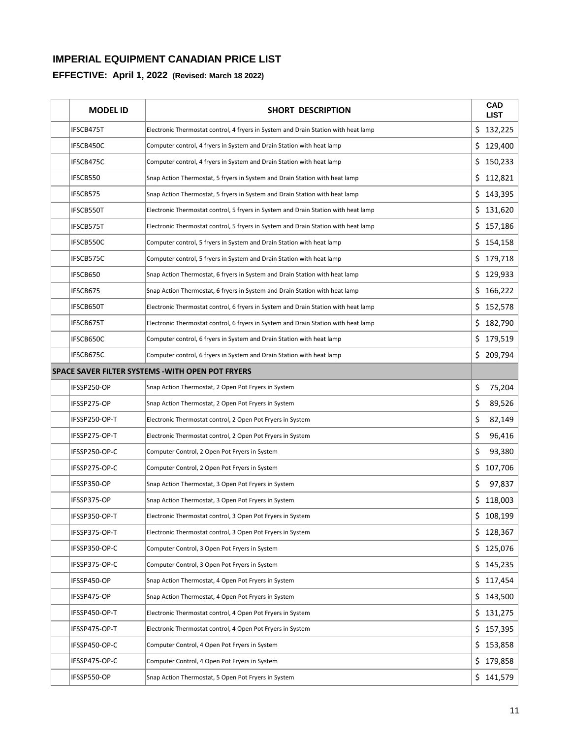## IMPERIAL EQUIPMENT CANADIAN PRICE LIST

### EFFECTIVE: April 1, 2022 (Revised: March 18 2022)

| | MODEL ID | SHORT DESCRIPTION | CAD LIST |
|---|---|---|---|
| | IFSCB475T | Electronic Thermostat control, 4 fryers in System and Drain Station with heat lamp | $ 132,225 |
| | IFSCB450C | Computer control, 4 fryers in System and Drain Station with heat lamp | $ 129,400 |
| | IFSCB475C | Computer control, 4 fryers in System and Drain Station with heat lamp | $ 150,233 |
| | IFSCB550 | Snap Action Thermostat, 5 fryers in System and Drain Station with heat lamp | $ 112,821 |
| | IFSCB575 | Snap Action Thermostat, 5 fryers in System and Drain Station with heat lamp | $ 143,395 |
| | IFSCB550T | Electronic Thermostat control, 5 fryers in System and Drain Station with heat lamp | $ 131,620 |
| | IFSCB575T | Electronic Thermostat control, 5 fryers in System and Drain Station with heat lamp | $ 157,186 |
| | IFSCB550C | Computer control, 5 fryers in System and Drain Station with heat lamp | $ 154,158 |
| | IFSCB575C | Computer control, 5 fryers in System and Drain Station with heat lamp | $ 179,718 |
| | IFSCB650 | Snap Action Thermostat, 6 fryers in System and Drain Station with heat lamp | $ 129,933 |
| | IFSCB675 | Snap Action Thermostat, 6 fryers in System and Drain Station with heat lamp | $ 166,222 |
| | IFSCB650T | Electronic Thermostat control, 6 fryers in System and Drain Station with heat lamp | $ 152,578 |
| | IFSCB675T | Electronic Thermostat control, 6 fryers in System and Drain Station with heat lamp | $ 182,790 |
| | IFSCB650C | Computer control, 6 fryers in System and Drain Station with heat lamp | $ 179,519 |
| | IFSCB675C | Computer control, 6 fryers in System and Drain Station with heat lamp | $ 209,794 |
| **SPACE SAVER FILTER SYSTEMS -WITH OPEN POT FRYERS** | | | |
| | IFSSP250-OP | Snap Action Thermostat, 2 Open Pot Fryers in System | $ 75,204 |
| | IFSSP275-OP | Snap Action Thermostat, 2 Open Pot Fryers in System | $ 89,526 |
| | IFSSP250-OP-T | Electronic Thermostat control, 2 Open Pot Fryers in System | $ 82,149 |
| | IFSSP275-OP-T | Electronic Thermostat control, 2 Open Pot Fryers in System | $ 96,416 |
| | IFSSP250-OP-C | Computer Control, 2 Open Pot Fryers in System | $ 93,380 |
| | IFSSP275-OP-C | Computer Control, 2 Open Pot Fryers in System | $ 107,706 |
| | IFSSP350-OP | Snap Action Thermostat, 3 Open Pot Fryers in System | $ 97,837 |
| | IFSSP375-OP | Snap Action Thermostat, 3 Open Pot Fryers in System | $ 118,003 |
| | IFSSP350-OP-T | Electronic Thermostat control, 3 Open Pot Fryers in System | $ 108,199 |
| | IFSSP375-OP-T | Electronic Thermostat control, 3 Open Pot Fryers in System | $ 128,367 |
| | IFSSP350-OP-C | Computer Control, 3 Open Pot Fryers in System | $ 125,076 |
| | IFSSP375-OP-C | Computer Control, 3 Open Pot Fryers in System | $ 145,235 |
| | IFSSP450-OP | Snap Action Thermostat, 4 Open Pot Fryers in System | $ 117,454 |
| | IFSSP475-OP | Snap Action Thermostat, 4 Open Pot Fryers in System | $ 143,500 |
| | IFSSP450-OP-T | Electronic Thermostat control, 4 Open Pot Fryers in System | $ 131,275 |
| | IFSSP475-OP-T | Electronic Thermostat control, 4 Open Pot Fryers in System | $ 157,395 |
| | IFSSP450-OP-C | Computer Control, 4 Open Pot Fryers in System | $ 153,858 |
| | IFSSP475-OP-C | Computer Control, 4 Open Pot Fryers in System | $ 179,858 |
| | IFSSP550-OP | Snap Action Thermostat, 5 Open Pot Fryers in System | $ 141,579 |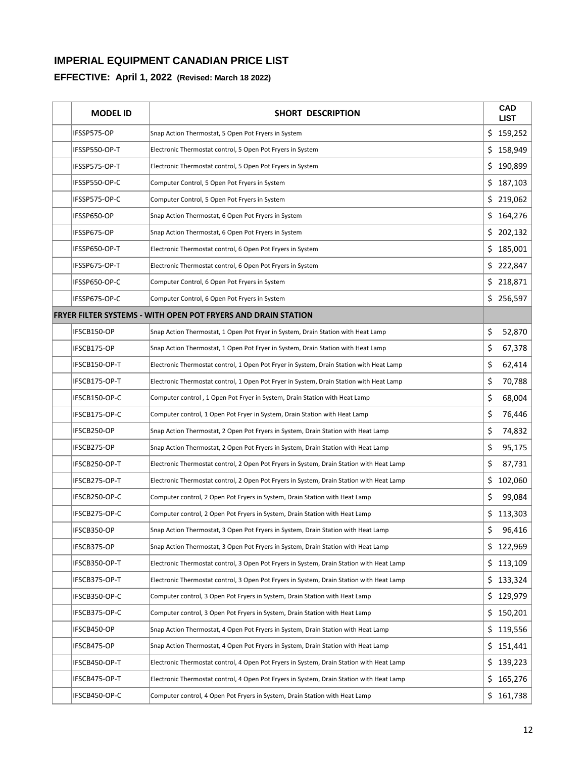## IMPERIAL EQUIPMENT CANADIAN PRICE LIST

### EFFECTIVE: April 1, 2022 (Revised: March 18 2022)

| | MODEL ID | SHORT DESCRIPTION | CAD LIST |
|---|---|---|---|
| | IFSSP575-OP | Snap Action Thermostat, 5 Open Pot Fryers in System | $ 159,252 |
| | IFSSP550-OP-T | Electronic Thermostat control, 5 Open Pot Fryers in System | $ 158,949 |
| | IFSSP575-OP-T | Electronic Thermostat control, 5 Open Pot Fryers in System | $ 190,899 |
| | IFSSP550-OP-C | Computer Control, 5 Open Pot Fryers in System | $ 187,103 |
| | IFSSP575-OP-C | Computer Control, 5 Open Pot Fryers in System | $ 219,062 |
| | IFSSP650-OP | Snap Action Thermostat, 6 Open Pot Fryers in System | $ 164,276 |
| | IFSSP675-OP | Snap Action Thermostat, 6 Open Pot Fryers in System | $ 202,132 |
| | IFSSP650-OP-T | Electronic Thermostat control, 6 Open Pot Fryers in System | $ 185,001 |
| | IFSSP675-OP-T | Electronic Thermostat control, 6 Open Pot Fryers in System | $ 222,847 |
| | IFSSP650-OP-C | Computer Control, 6 Open Pot Fryers in System | $ 218,871 |
| | IFSSP675-OP-C | Computer Control, 6 Open Pot Fryers in System | $ 256,597 |
| **FRYER FILTER SYSTEMS - WITH OPEN POT FRYERS AND DRAIN STATION** | | | |
| | IFSCB150-OP | Snap Action Thermostat, 1 Open Pot Fryer in System, Drain Station with Heat Lamp | $ 52,870 |
| | IFSCB175-OP | Snap Action Thermostat, 1 Open Pot Fryer in System, Drain Station with Heat Lamp | $ 67,378 |
| | IFSCB150-OP-T | Electronic Thermostat control, 1 Open Pot Fryer in System, Drain Station with Heat Lamp | $ 62,414 |
| | IFSCB175-OP-T | Electronic Thermostat control, 1 Open Pot Fryer in System, Drain Station with Heat Lamp | $ 70,788 |
| | IFSCB150-OP-C | Computer control , 1 Open Pot Fryer in System, Drain Station with Heat Lamp | $ 68,004 |
| | IFSCB175-OP-C | Computer control, 1 Open Pot Fryer in System, Drain Station with Heat Lamp | $ 76,446 |
| | IFSCB250-OP | Snap Action Thermostat, 2 Open Pot Fryers in System, Drain Station with Heat Lamp | $ 74,832 |
| | IFSCB275-OP | Snap Action Thermostat, 2 Open Pot Fryers in System, Drain Station with Heat Lamp | $ 95,175 |
| | IFSCB250-OP-T | Electronic Thermostat control, 2 Open Pot Fryers in System, Drain Station with Heat Lamp | $ 87,731 |
| | IFSCB275-OP-T | Electronic Thermostat control, 2 Open Pot Fryers in System, Drain Station with Heat Lamp | $ 102,060 |
| | IFSCB250-OP-C | Computer control, 2 Open Pot Fryers in System, Drain Station with Heat Lamp | $ 99,084 |
| | IFSCB275-OP-C | Computer control, 2 Open Pot Fryers in System, Drain Station with Heat Lamp | $ 113,303 |
| | IFSCB350-OP | Snap Action Thermostat, 3 Open Pot Fryers in System, Drain Station with Heat Lamp | $ 96,416 |
| | IFSCB375-OP | Snap Action Thermostat, 3 Open Pot Fryers in System, Drain Station with Heat Lamp | $ 122,969 |
| | IFSCB350-OP-T | Electronic Thermostat control, 3 Open Pot Fryers in System, Drain Station with Heat Lamp | $ 113,109 |
| | IFSCB375-OP-T | Electronic Thermostat control, 3 Open Pot Fryers in System, Drain Station with Heat Lamp | $ 133,324 |
| | IFSCB350-OP-C | Computer control, 3 Open Pot Fryers in System, Drain Station with Heat Lamp | $ 129,979 |
| | IFSCB375-OP-C | Computer control, 3 Open Pot Fryers in System, Drain Station with Heat Lamp | $ 150,201 |
| | IFSCB450-OP | Snap Action Thermostat, 4 Open Pot Fryers in System, Drain Station with Heat Lamp | $ 119,556 |
| | IFSCB475-OP | Snap Action Thermostat, 4 Open Pot Fryers in System, Drain Station with Heat Lamp | $ 151,441 |
| | IFSCB450-OP-T | Electronic Thermostat control, 4 Open Pot Fryers in System, Drain Station with Heat Lamp | $ 139,223 |
| | IFSCB475-OP-T | Electronic Thermostat control, 4 Open Pot Fryers in System, Drain Station with Heat Lamp | $ 165,276 |
| | IFSCB450-OP-C | Computer control, 4 Open Pot Fryers in System, Drain Station with Heat Lamp | $ 161,738 |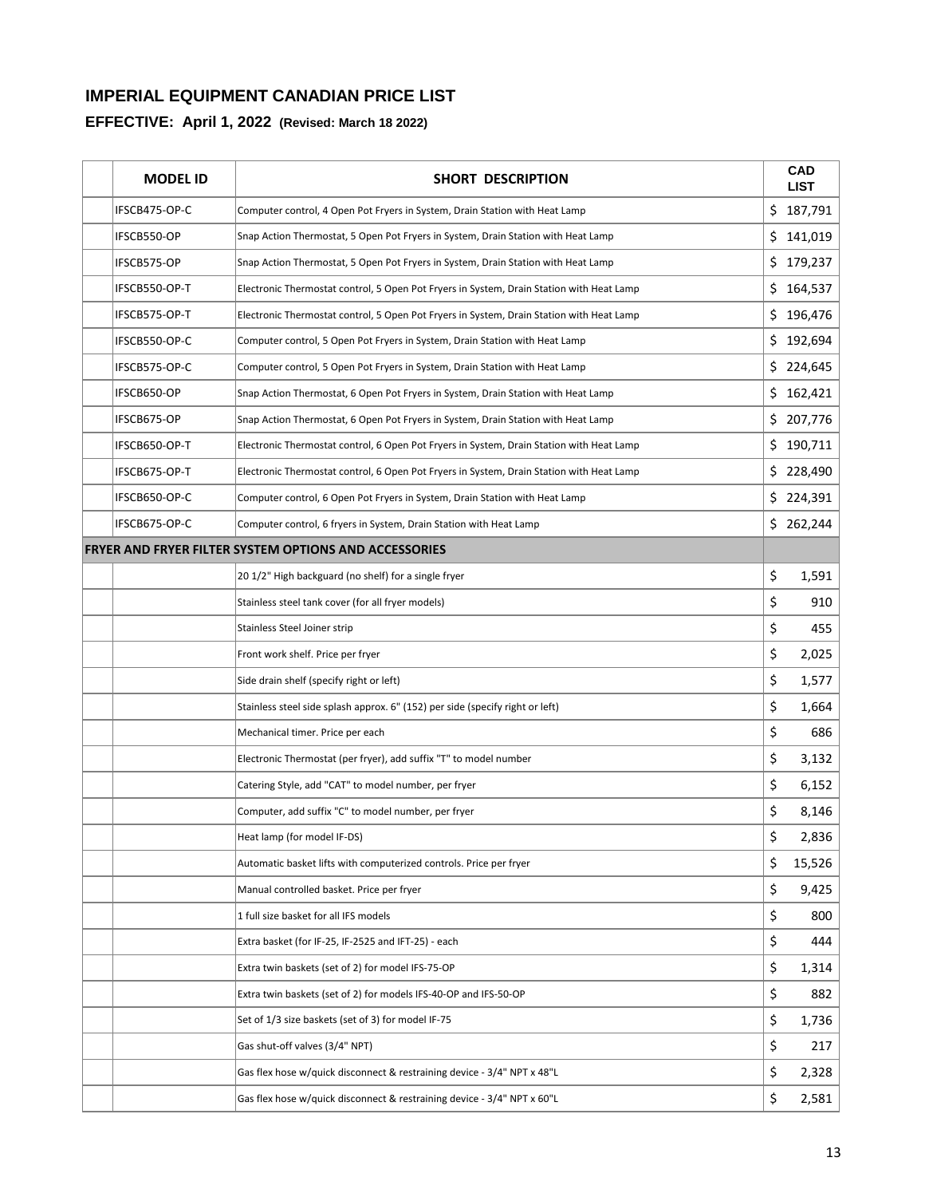## IMPERIAL EQUIPMENT CANADIAN PRICE LIST

### EFFECTIVE: April 1, 2022 (Revised: March 18 2022)

| | MODEL ID | SHORT DESCRIPTION | CAD LIST |
|---|---|---|---|
| | IFSCB475-OP-C | Computer control, 4 Open Pot Fryers in System, Drain Station with Heat Lamp | $ 187,791 |
| | IFSCB550-OP | Snap Action Thermostat, 5 Open Pot Fryers in System, Drain Station with Heat Lamp | $ 141,019 |
| | IFSCB575-OP | Snap Action Thermostat, 5 Open Pot Fryers in System, Drain Station with Heat Lamp | $ 179,237 |
| | IFSCB550-OP-T | Electronic Thermostat control, 5 Open Pot Fryers in System, Drain Station with Heat Lamp | $ 164,537 |
| | IFSCB575-OP-T | Electronic Thermostat control, 5 Open Pot Fryers in System, Drain Station with Heat Lamp | $ 196,476 |
| | IFSCB550-OP-C | Computer control, 5 Open Pot Fryers in System, Drain Station with Heat Lamp | $ 192,694 |
| | IFSCB575-OP-C | Computer control, 5 Open Pot Fryers in System, Drain Station with Heat Lamp | $ 224,645 |
| | IFSCB650-OP | Snap Action Thermostat, 6 Open Pot Fryers in System, Drain Station with Heat Lamp | $ 162,421 |
| | IFSCB675-OP | Snap Action Thermostat, 6 Open Pot Fryers in System, Drain Station with Heat Lamp | $ 207,776 |
| | IFSCB650-OP-T | Electronic Thermostat control, 6 Open Pot Fryers in System, Drain Station with Heat Lamp | $ 190,711 |
| | IFSCB675-OP-T | Electronic Thermostat control, 6 Open Pot Fryers in System, Drain Station with Heat Lamp | $ 228,490 |
| | IFSCB650-OP-C | Computer control, 6 Open Pot Fryers in System, Drain Station with Heat Lamp | $ 224,391 |
| | IFSCB675-OP-C | Computer control, 6 fryers in System, Drain Station with Heat Lamp | $ 262,244 |
| **FRYER AND FRYER FILTER SYSTEM OPTIONS AND ACCESSORIES** | | | |
| | | 20 1/2" High backguard (no shelf) for a single fryer | $ 1,591 |
| | | Stainless steel tank cover (for all fryer models) | $ 910 |
| | | Stainless Steel Joiner strip | $ 455 |
| | | Front work shelf. Price per fryer | $ 2,025 |
| | | Side drain shelf (specify right or left) | $ 1,577 |
| | | Stainless steel side splash approx. 6" (152) per side (specify right or left) | $ 1,664 |
| | | Mechanical timer. Price per each | $ 686 |
| | | Electronic Thermostat (per fryer), add suffix "T" to model number | $ 3,132 |
| | | Catering Style, add "CAT" to model number, per fryer | $ 6,152 |
| | | Computer, add suffix "C" to model number, per fryer | $ 8,146 |
| | | Heat lamp (for model IF-DS) | $ 2,836 |
| | | Automatic basket lifts with computerized controls. Price per fryer | $ 15,526 |
| | | Manual controlled basket. Price per fryer | $ 9,425 |
| | | 1 full size basket for all IFS models | $ 800 |
| | | Extra basket (for IF-25, IF-2525 and IFT-25) - each | $ 444 |
| | | Extra twin baskets (set of 2) for model IFS-75-OP | $ 1,314 |
| | | Extra twin baskets (set of 2) for models IFS-40-OP and IFS-50-OP | $ 882 |
| | | Set of 1/3 size baskets (set of 3) for model IF-75 | $ 1,736 |
| | | Gas shut-off valves (3/4" NPT) | $ 217 |
| | | Gas flex hose w/quick disconnect & restraining device - 3/4" NPT x 48"L | $ 2,328 |
| | | Gas flex hose w/quick disconnect & restraining device - 3/4" NPT x 60"L | $ 2,581 |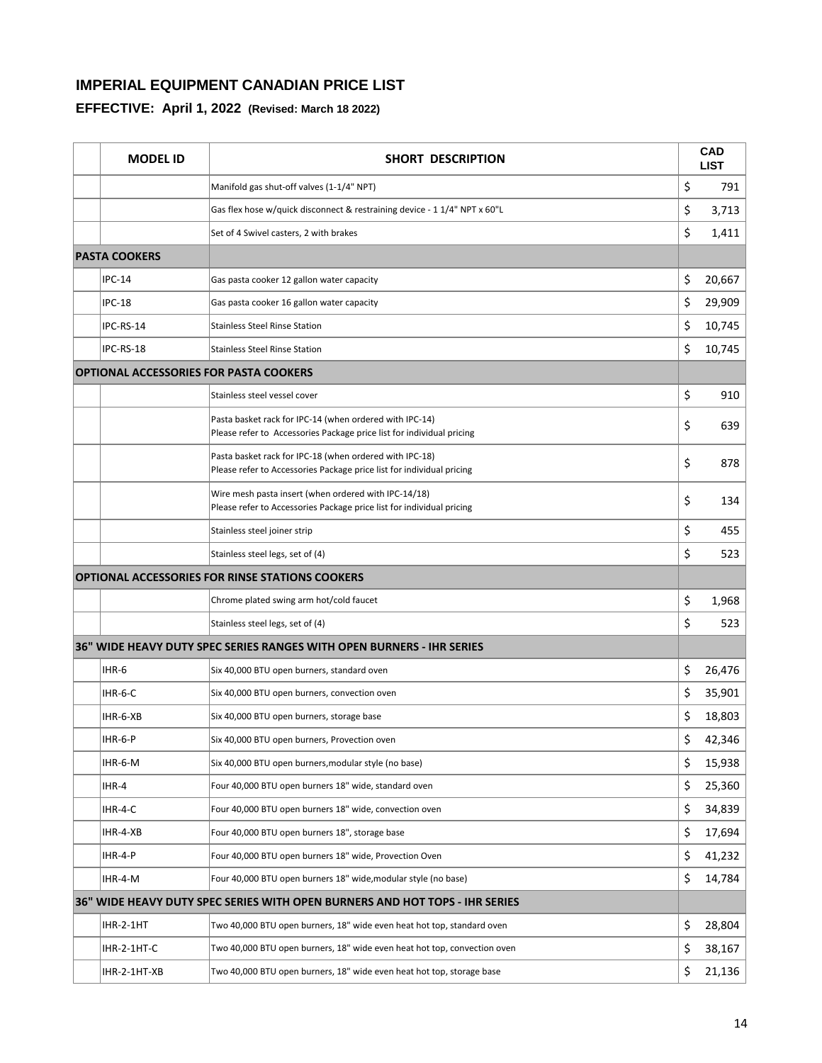# IMPERIAL EQUIPMENT CANADIAN PRICE LIST

## EFFECTIVE: April 1, 2022 (Revised: March 18 2022)

| | MODEL ID | SHORT DESCRIPTION | CAD LIST |
|---|---|---|---|
| | | Manifold gas shut-off valves (1-1/4" NPT) | $ 791 |
| | | Gas flex hose w/quick disconnect & restraining device - 1 1/4" NPT x 60"L | $ 3,713 |
| | | Set of 4 Swivel casters, 2 with brakes | $ 1,411 |
| **PASTA COOKERS** | | | |
| | IPC-14 | Gas pasta cooker 12 gallon water capacity | $ 20,667 |
| | IPC-18 | Gas pasta cooker 16 gallon water capacity | $ 29,909 |
| | IPC-RS-14 | Stainless Steel Rinse Station | $ 10,745 |
| | IPC-RS-18 | Stainless Steel Rinse Station | $ 10,745 |
| **OPTIONAL ACCESSORIES FOR PASTA COOKERS** | | | |
| | | Stainless steel vessel cover | $ 910 |
| | | Pasta basket rack for IPC-14 (when ordered with IPC-14)<br>Please refer to Accessories Package price list for individual pricing | $ 639 |
| | | Pasta basket rack for IPC-18 (when ordered with IPC-18)<br>Please refer to Accessories Package price list for individual pricing | $ 878 |
| | | Wire mesh pasta insert (when ordered with IPC-14/18)<br>Please refer to Accessories Package price list for individual pricing | $ 134 |
| | | Stainless steel joiner strip | $ 455 |
| | | Stainless steel legs, set of (4) | $ 523 |
| **OPTIONAL ACCESSORIES FOR RINSE STATIONS COOKERS** | | | |
| | | Chrome plated swing arm hot/cold faucet | $ 1,968 |
| | | Stainless steel legs, set of (4) | $ 523 |
| **36" WIDE HEAVY DUTY SPEC SERIES RANGES WITH OPEN BURNERS - IHR SERIES** | | | |
| | IHR-6 | Six 40,000 BTU open burners, standard oven | $ 26,476 |
| | IHR-6-C | Six 40,000 BTU open burners, convection oven | $ 35,901 |
| | IHR-6-XB | Six 40,000 BTU open burners, storage base | $ 18,803 |
| | IHR-6-P | Six 40,000 BTU open burners, Provection oven | $ 42,346 |
| | IHR-6-M | Six 40,000 BTU open burners,modular style (no base) | $ 15,938 |
| | IHR-4 | Four 40,000 BTU open burners 18" wide, standard oven | $ 25,360 |
| | IHR-4-C | Four 40,000 BTU open burners 18" wide, convection oven | $ 34,839 |
| | IHR-4-XB | Four 40,000 BTU open burners 18", storage base | $ 17,694 |
| | IHR-4-P | Four 40,000 BTU open burners 18" wide, Provection Oven | $ 41,232 |
| | IHR-4-M | Four 40,000 BTU open burners 18" wide,modular style (no base) | $ 14,784 |
| **36" WIDE HEAVY DUTY SPEC SERIES WITH OPEN BURNERS AND HOT TOPS - IHR SERIES** | | | |
| | IHR-2-1HT | Two 40,000 BTU open burners, 18" wide even heat hot top, standard oven | $ 28,804 |
| | IHR-2-1HT-C | Two 40,000 BTU open burners, 18" wide even heat hot top, convection oven | $ 38,167 |
| | IHR-2-1HT-XB | Two 40,000 BTU open burners, 18" wide even heat hot top, storage base | $ 21,136 |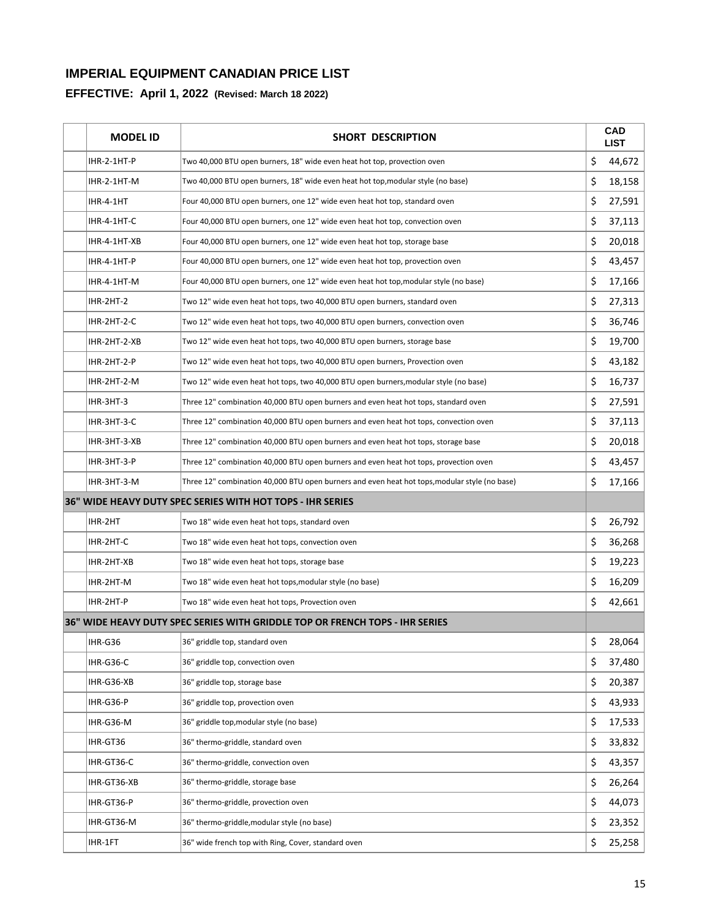# IMPERIAL EQUIPMENT CANADIAN PRICE LIST

## EFFECTIVE: April 1, 2022 (Revised: March 18 2022)

| | MODEL ID | SHORT DESCRIPTION | CAD LIST |
|---|---|---|---|
| | IHR-2-1HT-P | Two 40,000 BTU open burners, 18" wide even heat hot top, provection oven | $ 44,672 |
| | IHR-2-1HT-M | Two 40,000 BTU open burners, 18" wide even heat hot top,modular style (no base) | $ 18,158 |
| | IHR-4-1HT | Four 40,000 BTU open burners, one 12" wide even heat hot top, standard oven | $ 27,591 |
| | IHR-4-1HT-C | Four 40,000 BTU open burners, one 12" wide even heat hot top, convection oven | $ 37,113 |
| | IHR-4-1HT-XB | Four 40,000 BTU open burners, one 12" wide even heat hot top, storage base | $ 20,018 |
| | IHR-4-1HT-P | Four 40,000 BTU open burners, one 12" wide even heat hot top, provection oven | $ 43,457 |
| | IHR-4-1HT-M | Four 40,000 BTU open burners, one 12" wide even heat hot top,modular style (no base) | $ 17,166 |
| | IHR-2HT-2 | Two 12" wide even heat hot tops, two 40,000 BTU open burners, standard oven | $ 27,313 |
| | IHR-2HT-2-C | Two 12" wide even heat hot tops, two 40,000 BTU open burners, convection oven | $ 36,746 |
| | IHR-2HT-2-XB | Two 12" wide even heat hot tops, two 40,000 BTU open burners, storage base | $ 19,700 |
| | IHR-2HT-2-P | Two 12" wide even heat hot tops, two 40,000 BTU open burners, Provection oven | $ 43,182 |
| | IHR-2HT-2-M | Two 12" wide even heat hot tops, two 40,000 BTU open burners,modular style (no base) | $ 16,737 |
| | IHR-3HT-3 | Three 12" combination 40,000 BTU open burners and even heat hot tops, standard oven | $ 27,591 |
| | IHR-3HT-3-C | Three 12" combination 40,000 BTU open burners and even heat hot tops, convection oven | $ 37,113 |
| | IHR-3HT-3-XB | Three 12" combination 40,000 BTU open burners and even heat hot tops, storage base | $ 20,018 |
| | IHR-3HT-3-P | Three 12" combination 40,000 BTU open burners and even heat hot tops, provection oven | $ 43,457 |
| | IHR-3HT-3-M | Three 12" combination 40,000 BTU open burners and even heat hot tops,modular style (no base) | $ 17,166 |
| **36" WIDE HEAVY DUTY SPEC SERIES WITH HOT TOPS - IHR SERIES** | | | |
| | IHR-2HT | Two 18" wide even heat hot tops, standard oven | $ 26,792 |
| | IHR-2HT-C | Two 18" wide even heat hot tops, convection oven | $ 36,268 |
| | IHR-2HT-XB | Two 18" wide even heat hot tops, storage base | $ 19,223 |
| | IHR-2HT-M | Two 18" wide even heat hot tops,modular style (no base) | $ 16,209 |
| | IHR-2HT-P | Two 18" wide even heat hot tops, Provection oven | $ 42,661 |
| **36" WIDE HEAVY DUTY SPEC SERIES WITH GRIDDLE TOP OR FRENCH TOPS - IHR SERIES** | | | |
| | IHR-G36 | 36" griddle top, standard oven | $ 28,064 |
| | IHR-G36-C | 36" griddle top, convection oven | $ 37,480 |
| | IHR-G36-XB | 36" griddle top, storage base | $ 20,387 |
| | IHR-G36-P | 36" griddle top, provection oven | $ 43,933 |
| | IHR-G36-M | 36" griddle top,modular style (no base) | $ 17,533 |
| | IHR-GT36 | 36" thermo-griddle, standard oven | $ 33,832 |
| | IHR-GT36-C | 36" thermo-griddle, convection oven | $ 43,357 |
| | IHR-GT36-XB | 36" thermo-griddle, storage base | $ 26,264 |
| | IHR-GT36-P | 36" thermo-griddle, provection oven | $ 44,073 |
| | IHR-GT36-M | 36" thermo-griddle,modular style (no base) | $ 23,352 |
| | IHR-1FT | 36" wide french top with Ring, Cover, standard oven | $ 25,258 |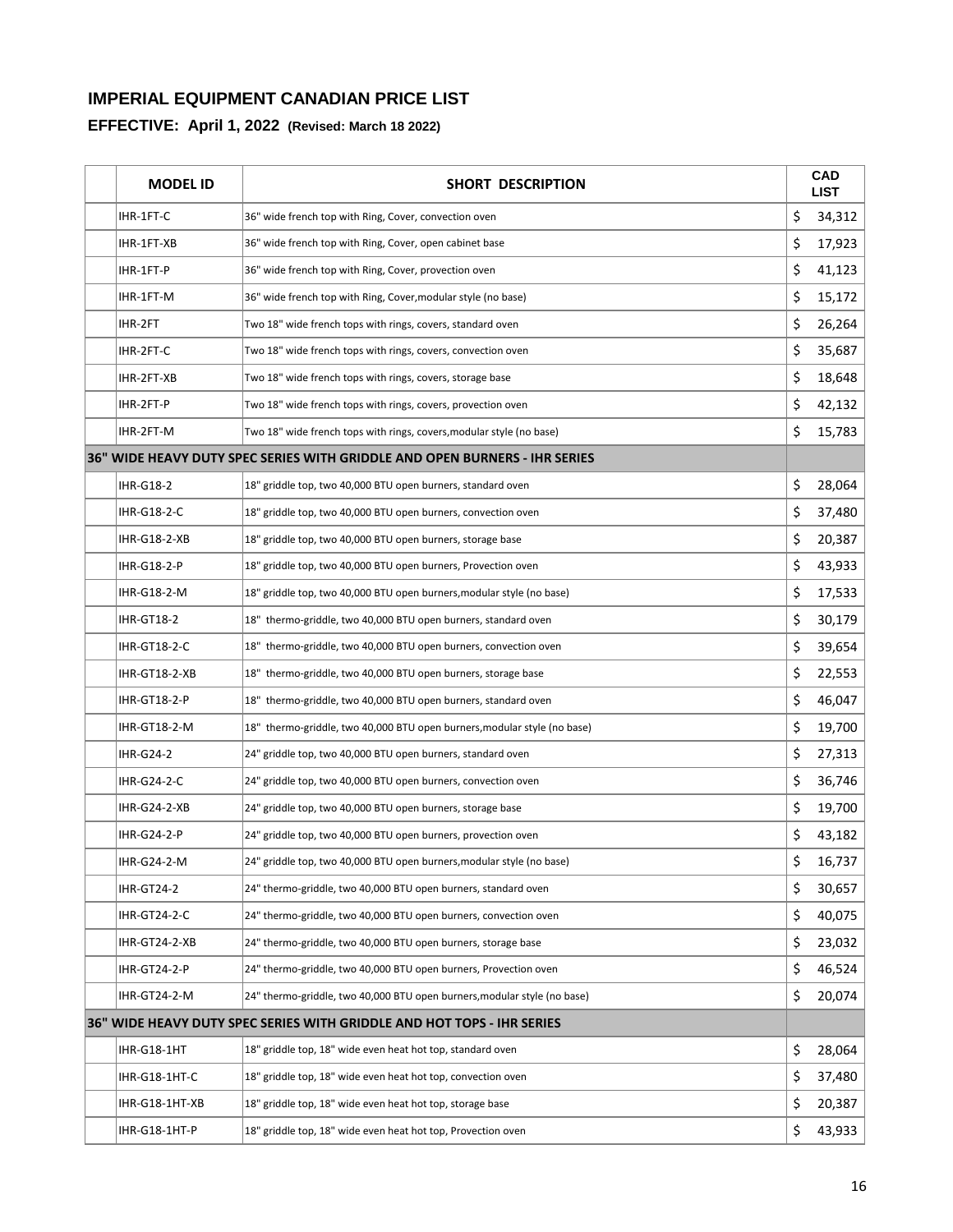## IMPERIAL EQUIPMENT CANADIAN PRICE LIST

### EFFECTIVE: April 1, 2022 (Revised: March 18 2022)

| | MODEL ID | SHORT DESCRIPTION | CAD LIST |
|---|---|---|---|
| | IHR-1FT-C | 36" wide french top with Ring, Cover, convection oven | $ 34,312 |
| | IHR-1FT-XB | 36" wide french top with Ring, Cover, open cabinet base | $ 17,923 |
| | IHR-1FT-P | 36" wide french top with Ring, Cover, provection oven | $ 41,123 |
| | IHR-1FT-M | 36" wide french top with Ring, Cover,modular style (no base) | $ 15,172 |
| | IHR-2FT | Two 18" wide french tops with rings, covers, standard oven | $ 26,264 |
| | IHR-2FT-C | Two 18" wide french tops with rings, covers, convection oven | $ 35,687 |
| | IHR-2FT-XB | Two 18" wide french tops with rings, covers, storage base | $ 18,648 |
| | IHR-2FT-P | Two 18" wide french tops with rings, covers, provection oven | $ 42,132 |
| | IHR-2FT-M | Two 18" wide french tops with rings, covers,modular style (no base) | $ 15,783 |
| **36" WIDE HEAVY DUTY SPEC SERIES WITH GRIDDLE AND OPEN BURNERS - IHR SERIES** | | | |
| | IHR-G18-2 | 18" griddle top, two 40,000 BTU open burners, standard oven | $ 28,064 |
| | IHR-G18-2-C | 18" griddle top, two 40,000 BTU open burners, convection oven | $ 37,480 |
| | IHR-G18-2-XB | 18" griddle top, two 40,000 BTU open burners, storage base | $ 20,387 |
| | IHR-G18-2-P | 18" griddle top, two 40,000 BTU open burners, Provection oven | $ 43,933 |
| | IHR-G18-2-M | 18" griddle top, two 40,000 BTU open burners,modular style (no base) | $ 17,533 |
| | IHR-GT18-2 | 18" thermo-griddle, two 40,000 BTU open burners, standard oven | $ 30,179 |
| | IHR-GT18-2-C | 18" thermo-griddle, two 40,000 BTU open burners, convection oven | $ 39,654 |
| | IHR-GT18-2-XB | 18" thermo-griddle, two 40,000 BTU open burners, storage base | $ 22,553 |
| | IHR-GT18-2-P | 18" thermo-griddle, two 40,000 BTU open burners, standard oven | $ 46,047 |
| | IHR-GT18-2-M | 18" thermo-griddle, two 40,000 BTU open burners,modular style (no base) | $ 19,700 |
| | IHR-G24-2 | 24" griddle top, two 40,000 BTU open burners, standard oven | $ 27,313 |
| | IHR-G24-2-C | 24" griddle top, two 40,000 BTU open burners, convection oven | $ 36,746 |
| | IHR-G24-2-XB | 24" griddle top, two 40,000 BTU open burners, storage base | $ 19,700 |
| | IHR-G24-2-P | 24" griddle top, two 40,000 BTU open burners, provection oven | $ 43,182 |
| | IHR-G24-2-M | 24" griddle top, two 40,000 BTU open burners,modular style (no base) | $ 16,737 |
| | IHR-GT24-2 | 24" thermo-griddle, two 40,000 BTU open burners, standard oven | $ 30,657 |
| | IHR-GT24-2-C | 24" thermo-griddle, two 40,000 BTU open burners, convection oven | $ 40,075 |
| | IHR-GT24-2-XB | 24" thermo-griddle, two 40,000 BTU open burners, storage base | $ 23,032 |
| | IHR-GT24-2-P | 24" thermo-griddle, two 40,000 BTU open burners, Provection oven | $ 46,524 |
| | IHR-GT24-2-M | 24" thermo-griddle, two 40,000 BTU open burners,modular style (no base) | $ 20,074 |
| **36" WIDE HEAVY DUTY SPEC SERIES WITH GRIDDLE AND HOT TOPS - IHR SERIES** | | | |
| | IHR-G18-1HT | 18" griddle top, 18" wide even heat hot top, standard oven | $ 28,064 |
| | IHR-G18-1HT-C | 18" griddle top, 18" wide even heat hot top, convection oven | $ 37,480 |
| | IHR-G18-1HT-XB | 18" griddle top, 18" wide even heat hot top, storage base | $ 20,387 |
| | IHR-G18-1HT-P | 18" griddle top, 18" wide even heat hot top, Provection oven | $ 43,933 |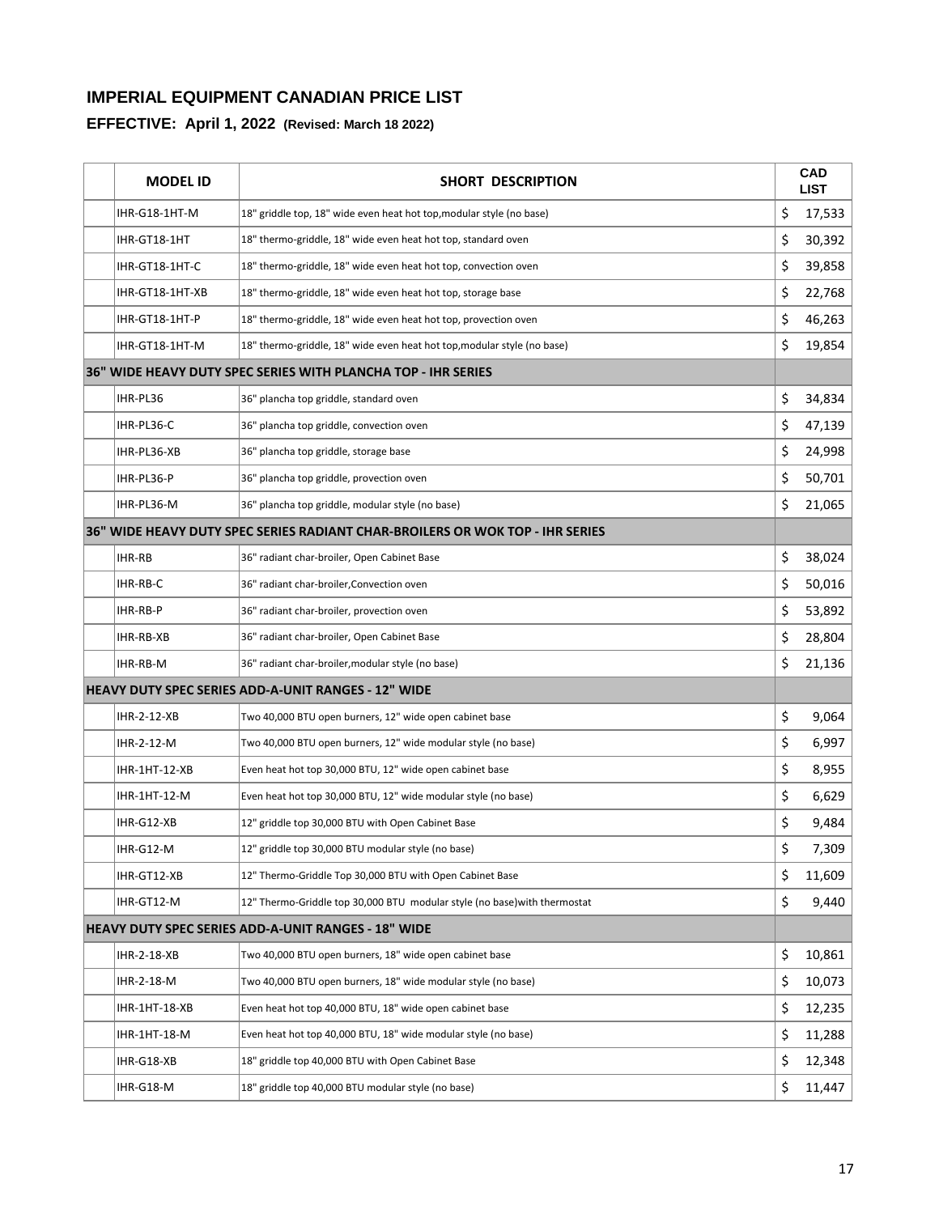## IMPERIAL EQUIPMENT CANADIAN PRICE LIST

### EFFECTIVE: April 1, 2022 (Revised: March 18 2022)

| MODEL ID | SHORT DESCRIPTION | CAD LIST |
|---|---|---|
| IHR-G18-1HT-M | 18" griddle top, 18" wide even heat hot top,modular style (no base) | $ 17,533 |
| IHR-GT18-1HT | 18" thermo-griddle, 18" wide even heat hot top, standard oven | $ 30,392 |
| IHR-GT18-1HT-C | 18" thermo-griddle, 18" wide even heat hot top, convection oven | $ 39,858 |
| IHR-GT18-1HT-XB | 18" thermo-griddle, 18" wide even heat hot top, storage base | $ 22,768 |
| IHR-GT18-1HT-P | 18" thermo-griddle, 18" wide even heat hot top, provection oven | $ 46,263 |
| IHR-GT18-1HT-M | 18" thermo-griddle, 18" wide even heat hot top,modular style (no base) | $ 19,854 |
| **36" WIDE HEAVY DUTY SPEC SERIES WITH PLANCHA TOP - IHR SERIES** | | |
| IHR-PL36 | 36" plancha top griddle, standard oven | $ 34,834 |
| IHR-PL36-C | 36" plancha top griddle, convection oven | $ 47,139 |
| IHR-PL36-XB | 36" plancha top griddle, storage base | $ 24,998 |
| IHR-PL36-P | 36" plancha top griddle, provection oven | $ 50,701 |
| IHR-PL36-M | 36" plancha top griddle, modular style (no base) | $ 21,065 |
| **36" WIDE HEAVY DUTY SPEC SERIES RADIANT CHAR-BROILERS OR WOK TOP - IHR SERIES** | | |
| IHR-RB | 36" radiant char-broiler, Open Cabinet Base | $ 38,024 |
| IHR-RB-C | 36" radiant char-broiler,Convection oven | $ 50,016 |
| IHR-RB-P | 36" radiant char-broiler, provection oven | $ 53,892 |
| IHR-RB-XB | 36" radiant char-broiler, Open Cabinet Base | $ 28,804 |
| IHR-RB-M | 36" radiant char-broiler,modular style (no base) | $ 21,136 |
| **HEAVY DUTY SPEC SERIES ADD-A-UNIT RANGES - 12" WIDE** | | |
| IHR-2-12-XB | Two 40,000 BTU open burners, 12" wide open cabinet base | $ 9,064 |
| IHR-2-12-M | Two 40,000 BTU open burners, 12" wide modular style (no base) | $ 6,997 |
| IHR-1HT-12-XB | Even heat hot top 30,000 BTU, 12" wide open cabinet base | $ 8,955 |
| IHR-1HT-12-M | Even heat hot top 30,000 BTU, 12" wide modular style (no base) | $ 6,629 |
| IHR-G12-XB | 12" griddle top 30,000 BTU with Open Cabinet Base | $ 9,484 |
| IHR-G12-M | 12" griddle top 30,000 BTU modular style (no base) | $ 7,309 |
| IHR-GT12-XB | 12" Thermo-Griddle Top 30,000 BTU with Open Cabinet Base | $ 11,609 |
| IHR-GT12-M | 12" Thermo-Griddle top 30,000 BTU modular style (no base)with thermostat | $ 9,440 |
| **HEAVY DUTY SPEC SERIES ADD-A-UNIT RANGES - 18" WIDE** | | |
| IHR-2-18-XB | Two 40,000 BTU open burners, 18" wide open cabinet base | $ 10,861 |
| IHR-2-18-M | Two 40,000 BTU open burners, 18" wide modular style (no base) | $ 10,073 |
| IHR-1HT-18-XB | Even heat hot top 40,000 BTU, 18" wide open cabinet base | $ 12,235 |
| IHR-1HT-18-M | Even heat hot top 40,000 BTU, 18" wide modular style (no base) | $ 11,288 |
| IHR-G18-XB | 18" griddle top 40,000 BTU with Open Cabinet Base | $ 12,348 |
| IHR-G18-M | 18" griddle top 40,000 BTU modular style (no base) | $ 11,447 |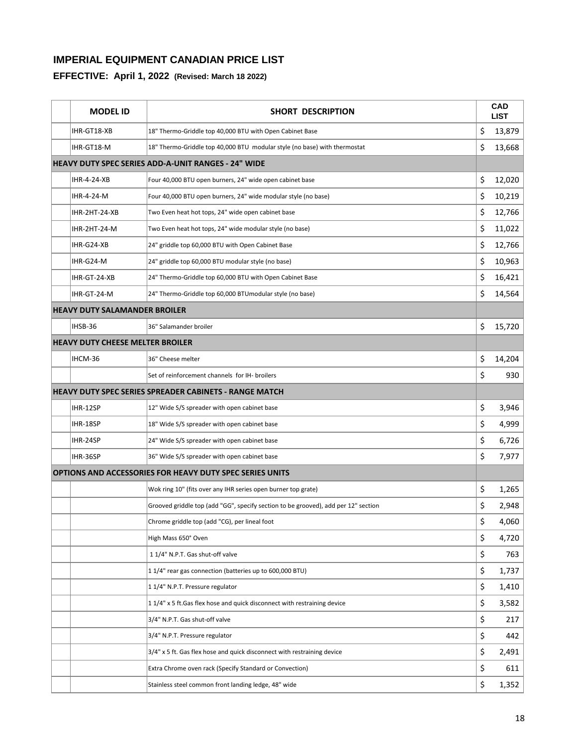## IMPERIAL EQUIPMENT CANADIAN PRICE LIST

### EFFECTIVE: April 1, 2022 (Revised: March 18 2022)

| | MODEL ID | SHORT DESCRIPTION | CAD LIST |
|---|---|---|---|
| | IHR-GT18-XB | 18" Thermo-Griddle top 40,000 BTU with Open Cabinet Base | $ 13,879 |
| | IHR-GT18-M | 18" Thermo-Griddle top 40,000 BTU modular style (no base) with thermostat | $ 13,668 |
| **HEAVY DUTY SPEC SERIES ADD-A-UNIT RANGES - 24" WIDE** | | | |
| | IHR-4-24-XB | Four 40,000 BTU open burners, 24" wide open cabinet base | $ 12,020 |
| | IHR-4-24-M | Four 40,000 BTU open burners, 24" wide modular style (no base) | $ 10,219 |
| | IHR-2HT-24-XB | Two Even heat hot tops, 24" wide open cabinet base | $ 12,766 |
| | IHR-2HT-24-M | Two Even heat hot tops, 24" wide modular style (no base) | $ 11,022 |
| | IHR-G24-XB | 24" griddle top 60,000 BTU with Open Cabinet Base | $ 12,766 |
| | IHR-G24-M | 24" griddle top 60,000 BTU modular style (no base) | $ 10,963 |
| | IHR-GT-24-XB | 24" Thermo-Griddle top 60,000 BTU with Open Cabinet Base | $ 16,421 |
| | IHR-GT-24-M | 24" Thermo-Griddle top 60,000 BTUmodular style (no base) | $ 14,564 |
| **HEAVY DUTY SALAMANDER BROILER** | | | |
| | IHSB-36 | 36" Salamander broiler | $ 15,720 |
| **HEAVY DUTY CHEESE MELTER BROILER** | | | |
| | IHCM-36 | 36" Cheese melter | $ 14,204 |
| | | Set of reinforcement channels for IH- broilers | $ 930 |
| **HEAVY DUTY SPEC SERIES SPREADER CABINETS - RANGE MATCH** | | | |
| | IHR-12SP | 12" Wide S/S spreader with open cabinet base | $ 3,946 |
| | IHR-18SP | 18" Wide S/S spreader with open cabinet base | $ 4,999 |
| | IHR-24SP | 24" Wide S/S spreader with open cabinet base | $ 6,726 |
| | IHR-36SP | 36" Wide S/S spreader with open cabinet base | $ 7,977 |
| **OPTIONS AND ACCESSORIES FOR HEAVY DUTY SPEC SERIES UNITS** | | | |
| | | Wok ring 10" (fits over any IHR series open burner top grate) | $ 1,265 |
| | | Grooved griddle top (add "GG", specify section to be grooved), add per 12" section | $ 2,948 |
| | | Chrome griddle top (add "CG), per lineal foot | $ 4,060 |
| | | High Mass 650° Oven | $ 4,720 |
| | | 1 1/4" N.P.T. Gas shut-off valve | $ 763 |
| | | 1 1/4" rear gas connection (batteries up to 600,000 BTU) | $ 1,737 |
| | | 1 1/4" N.P.T. Pressure regulator | $ 1,410 |
| | | 1 1/4" x 5 ft.Gas flex hose and quick disconnect with restraining device | $ 3,582 |
| | | 3/4" N.P.T. Gas shut-off valve | $ 217 |
| | | 3/4" N.P.T. Pressure regulator | $ 442 |
| | | 3/4" x 5 ft. Gas flex hose and quick disconnect with restraining device | $ 2,491 |
| | | Extra Chrome oven rack (Specify Standard or Convection) | $ 611 |
| | | Stainless steel common front landing ledge, 48" wide | $ 1,352 |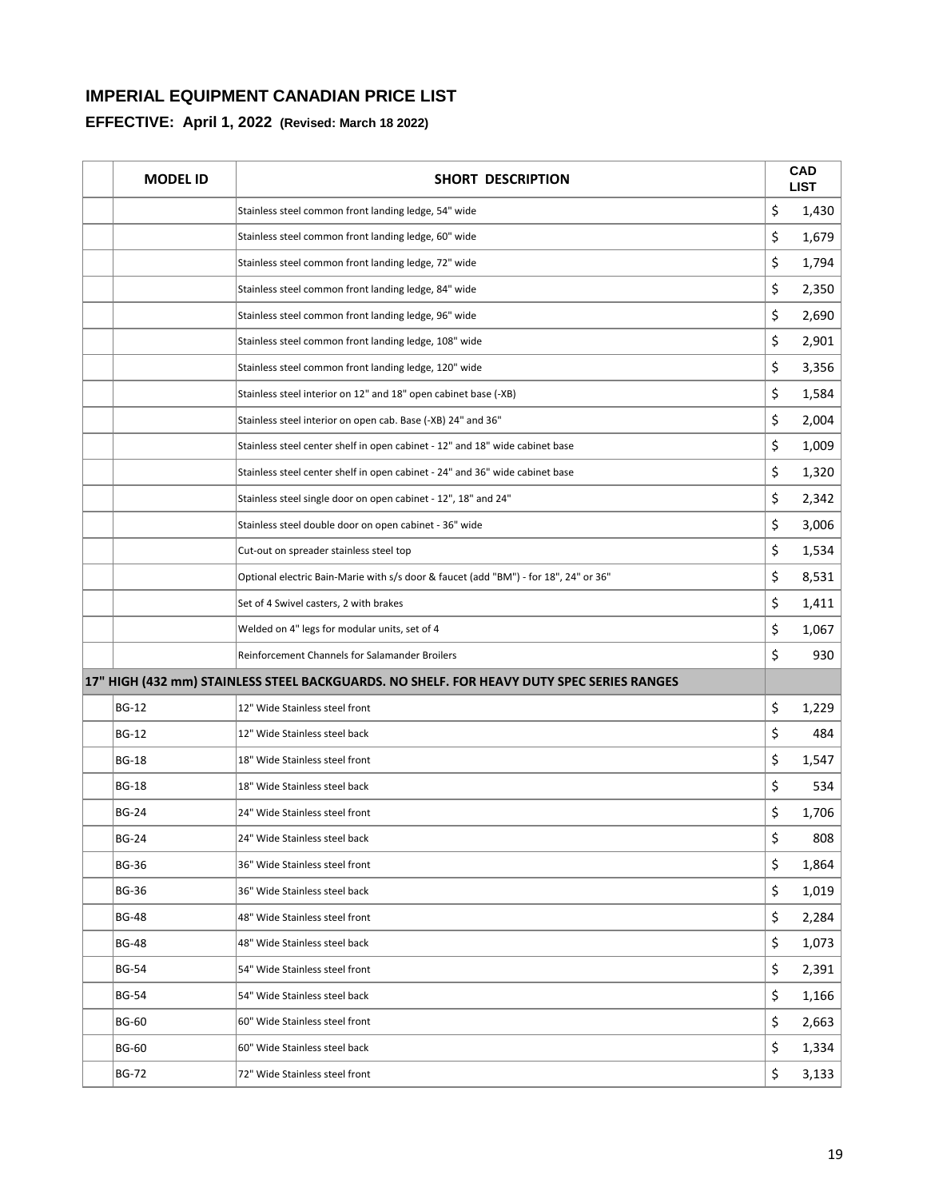## IMPERIAL EQUIPMENT CANADIAN PRICE LIST

### EFFECTIVE: April 1, 2022 (Revised: March 18 2022)

| | MODEL ID | SHORT DESCRIPTION | CAD LIST |
|---|---|---|---|
| | | Stainless steel common front landing ledge, 54" wide | $ 1,430 |
| | | Stainless steel common front landing ledge, 60" wide | $ 1,679 |
| | | Stainless steel common front landing ledge, 72" wide | $ 1,794 |
| | | Stainless steel common front landing ledge, 84" wide | $ 2,350 |
| | | Stainless steel common front landing ledge, 96" wide | $ 2,690 |
| | | Stainless steel common front landing ledge, 108" wide | $ 2,901 |
| | | Stainless steel common front landing ledge, 120" wide | $ 3,356 |
| | | Stainless steel interior on 12" and 18" open cabinet base (-XB) | $ 1,584 |
| | | Stainless steel interior on open cab. Base (-XB) 24" and 36" | $ 2,004 |
| | | Stainless steel center shelf in open cabinet - 12" and 18" wide cabinet base | $ 1,009 |
| | | Stainless steel center shelf in open cabinet - 24" and 36" wide cabinet base | $ 1,320 |
| | | Stainless steel single door on open cabinet - 12", 18" and 24" | $ 2,342 |
| | | Stainless steel double door on open cabinet - 36" wide | $ 3,006 |
| | | Cut-out on spreader stainless steel top | $ 1,534 |
| | | Optional electric Bain-Marie with s/s door & faucet (add "BM") - for 18", 24" or 36" | $ 8,531 |
| | | Set of 4 Swivel casters, 2 with brakes | $ 1,411 |
| | | Welded on 4" legs for modular units, set of 4 | $ 1,067 |
| | | Reinforcement Channels for Salamander Broilers | $ 930 |
| **17" HIGH (432 mm) STAINLESS STEEL BACKGUARDS. NO SHELF. FOR HEAVY DUTY SPEC SERIES RANGES** | | | |
| | BG-12 | 12" Wide Stainless steel front | $ 1,229 |
| | BG-12 | 12" Wide Stainless steel back | $ 484 |
| | BG-18 | 18" Wide Stainless steel front | $ 1,547 |
| | BG-18 | 18" Wide Stainless steel back | $ 534 |
| | BG-24 | 24" Wide Stainless steel front | $ 1,706 |
| | BG-24 | 24" Wide Stainless steel back | $ 808 |
| | BG-36 | 36" Wide Stainless steel front | $ 1,864 |
| | BG-36 | 36" Wide Stainless steel back | $ 1,019 |
| | BG-48 | 48" Wide Stainless steel front | $ 2,284 |
| | BG-48 | 48" Wide Stainless steel back | $ 1,073 |
| | BG-54 | 54" Wide Stainless steel front | $ 2,391 |
| | BG-54 | 54" Wide Stainless steel back | $ 1,166 |
| | BG-60 | 60" Wide Stainless steel front | $ 2,663 |
| | BG-60 | 60" Wide Stainless steel back | $ 1,334 |
| | BG-72 | 72" Wide Stainless steel front | $ 3,133 |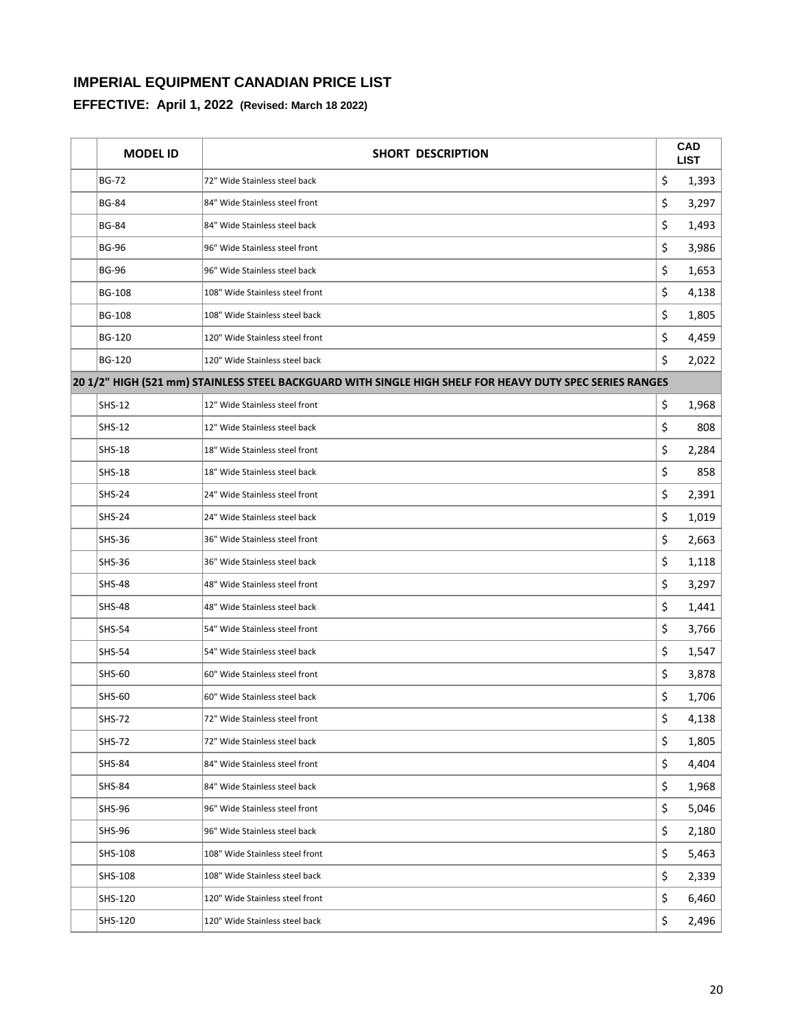## IMPERIAL EQUIPMENT CANADIAN PRICE LIST

### EFFECTIVE: April 1, 2022 (Revised: March 18 2022)

| | MODEL ID | SHORT DESCRIPTION | CAD LIST |
|---|---|---|---|
| | BG-72 | 72" Wide Stainless steel back | $ 1,393 |
| | BG-84 | 84" Wide Stainless steel front | $ 3,297 |
| | BG-84 | 84" Wide Stainless steel back | $ 1,493 |
| | BG-96 | 96" Wide Stainless steel front | $ 3,986 |
| | BG-96 | 96" Wide Stainless steel back | $ 1,653 |
| | BG-108 | 108" Wide Stainless steel front | $ 4,138 |
| | BG-108 | 108" Wide Stainless steel back | $ 1,805 |
| | BG-120 | 120" Wide Stainless steel front | $ 4,459 |
| | BG-120 | 120" Wide Stainless steel back | $ 2,022 |
| **20 1/2" HIGH (521 mm) STAINLESS STEEL BACKGUARD WITH SINGLE HIGH SHELF FOR HEAVY DUTY SPEC SERIES RANGES** | | | |
| | SHS-12 | 12" Wide Stainless steel front | $ 1,968 |
| | SHS-12 | 12" Wide Stainless steel back | $ 808 |
| | SHS-18 | 18" Wide Stainless steel front | $ 2,284 |
| | SHS-18 | 18" Wide Stainless steel back | $ 858 |
| | SHS-24 | 24" Wide Stainless steel front | $ 2,391 |
| | SHS-24 | 24" Wide Stainless steel back | $ 1,019 |
| | SHS-36 | 36" Wide Stainless steel front | $ 2,663 |
| | SHS-36 | 36" Wide Stainless steel back | $ 1,118 |
| | SHS-48 | 48" Wide Stainless steel front | $ 3,297 |
| | SHS-48 | 48" Wide Stainless steel back | $ 1,441 |
| | SHS-54 | 54" Wide Stainless steel front | $ 3,766 |
| | SHS-54 | 54" Wide Stainless steel back | $ 1,547 |
| | SHS-60 | 60" Wide Stainless steel front | $ 3,878 |
| | SHS-60 | 60" Wide Stainless steel back | $ 1,706 |
| | SHS-72 | 72" Wide Stainless steel front | $ 4,138 |
| | SHS-72 | 72" Wide Stainless steel back | $ 1,805 |
| | SHS-84 | 84" Wide Stainless steel front | $ 4,404 |
| | SHS-84 | 84" Wide Stainless steel back | $ 1,968 |
| | SHS-96 | 96" Wide Stainless steel front | $ 5,046 |
| | SHS-96 | 96" Wide Stainless steel back | $ 2,180 |
| | SHS-108 | 108" Wide Stainless steel front | $ 5,463 |
| | SHS-108 | 108" Wide Stainless steel back | $ 2,339 |
| | SHS-120 | 120" Wide Stainless steel front | $ 6,460 |
| | SHS-120 | 120" Wide Stainless steel back | $ 2,496 |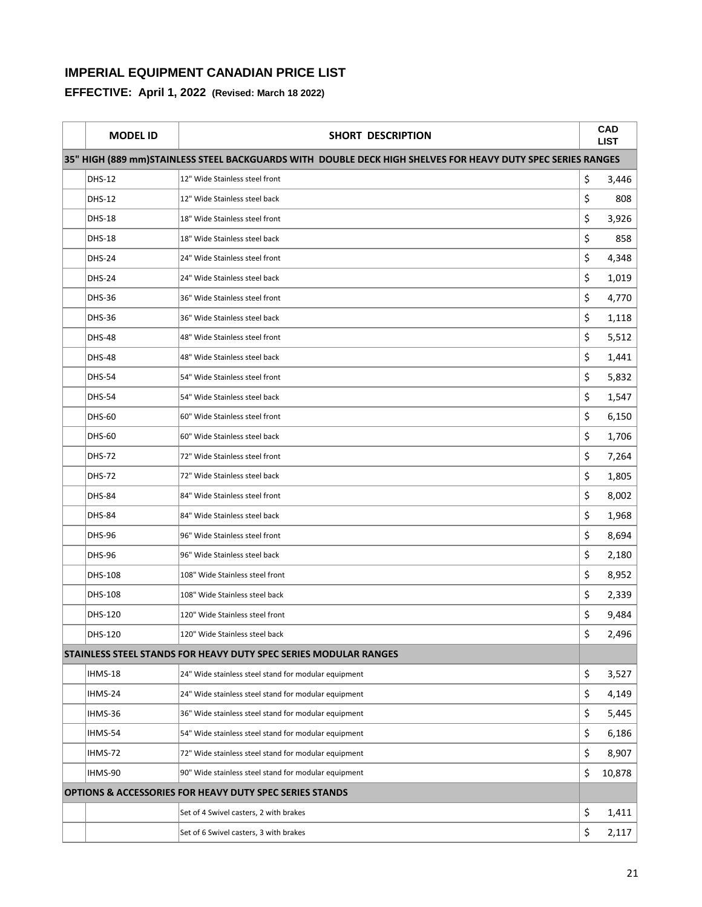# IMPERIAL EQUIPMENT CANADIAN PRICE LIST

## EFFECTIVE: April 1, 2022 (Revised: March 18 2022)

| | MODEL ID | SHORT DESCRIPTION | CAD LIST |
|---|---|---|---|
| 35" HIGH (889 mm)STAINLESS STEEL BACKGUARDS WITH DOUBLE DECK HIGH SHELVES FOR HEAVY DUTY SPEC SERIES RANGES | | | |
| | DHS-12 | 12" Wide Stainless steel front | $ 3,446 |
| | DHS-12 | 12" Wide Stainless steel back | $ 808 |
| | DHS-18 | 18" Wide Stainless steel front | $ 3,926 |
| | DHS-18 | 18" Wide Stainless steel back | $ 858 |
| | DHS-24 | 24" Wide Stainless steel front | $ 4,348 |
| | DHS-24 | 24" Wide Stainless steel back | $ 1,019 |
| | DHS-36 | 36" Wide Stainless steel front | $ 4,770 |
| | DHS-36 | 36" Wide Stainless steel back | $ 1,118 |
| | DHS-48 | 48" Wide Stainless steel front | $ 5,512 |
| | DHS-48 | 48" Wide Stainless steel back | $ 1,441 |
| | DHS-54 | 54" Wide Stainless steel front | $ 5,832 |
| | DHS-54 | 54" Wide Stainless steel back | $ 1,547 |
| | DHS-60 | 60" Wide Stainless steel front | $ 6,150 |
| | DHS-60 | 60" Wide Stainless steel back | $ 1,706 |
| | DHS-72 | 72" Wide Stainless steel front | $ 7,264 |
| | DHS-72 | 72" Wide Stainless steel back | $ 1,805 |
| | DHS-84 | 84" Wide Stainless steel front | $ 8,002 |
| | DHS-84 | 84" Wide Stainless steel back | $ 1,968 |
| | DHS-96 | 96" Wide Stainless steel front | $ 8,694 |
| | DHS-96 | 96" Wide Stainless steel back | $ 2,180 |
| | DHS-108 | 108" Wide Stainless steel front | $ 8,952 |
| | DHS-108 | 108" Wide Stainless steel back | $ 2,339 |
| | DHS-120 | 120" Wide Stainless steel front | $ 9,484 |
| | DHS-120 | 120" Wide Stainless steel back | $ 2,496 |
| STAINLESS STEEL STANDS FOR HEAVY DUTY SPEC SERIES MODULAR RANGES | | | |
| | IHMS-18 | 24" Wide stainless steel stand for modular equipment | $ 3,527 |
| | IHMS-24 | 24" Wide stainless steel stand for modular equipment | $ 4,149 |
| | IHMS-36 | 36" Wide stainless steel stand for modular equipment | $ 5,445 |
| | IHMS-54 | 54" Wide stainless steel stand for modular equipment | $ 6,186 |
| | IHMS-72 | 72" Wide stainless steel stand for modular equipment | $ 8,907 |
| | IHMS-90 | 90" Wide stainless steel stand for modular equipment | $ 10,878 |
| OPTIONS & ACCESSORIES FOR HEAVY DUTY SPEC SERIES STANDS | | | |
| | | Set of 4 Swivel casters, 2 with brakes | $ 1,411 |
| | | Set of 6 Swivel casters, 3 with brakes | $ 2,117 |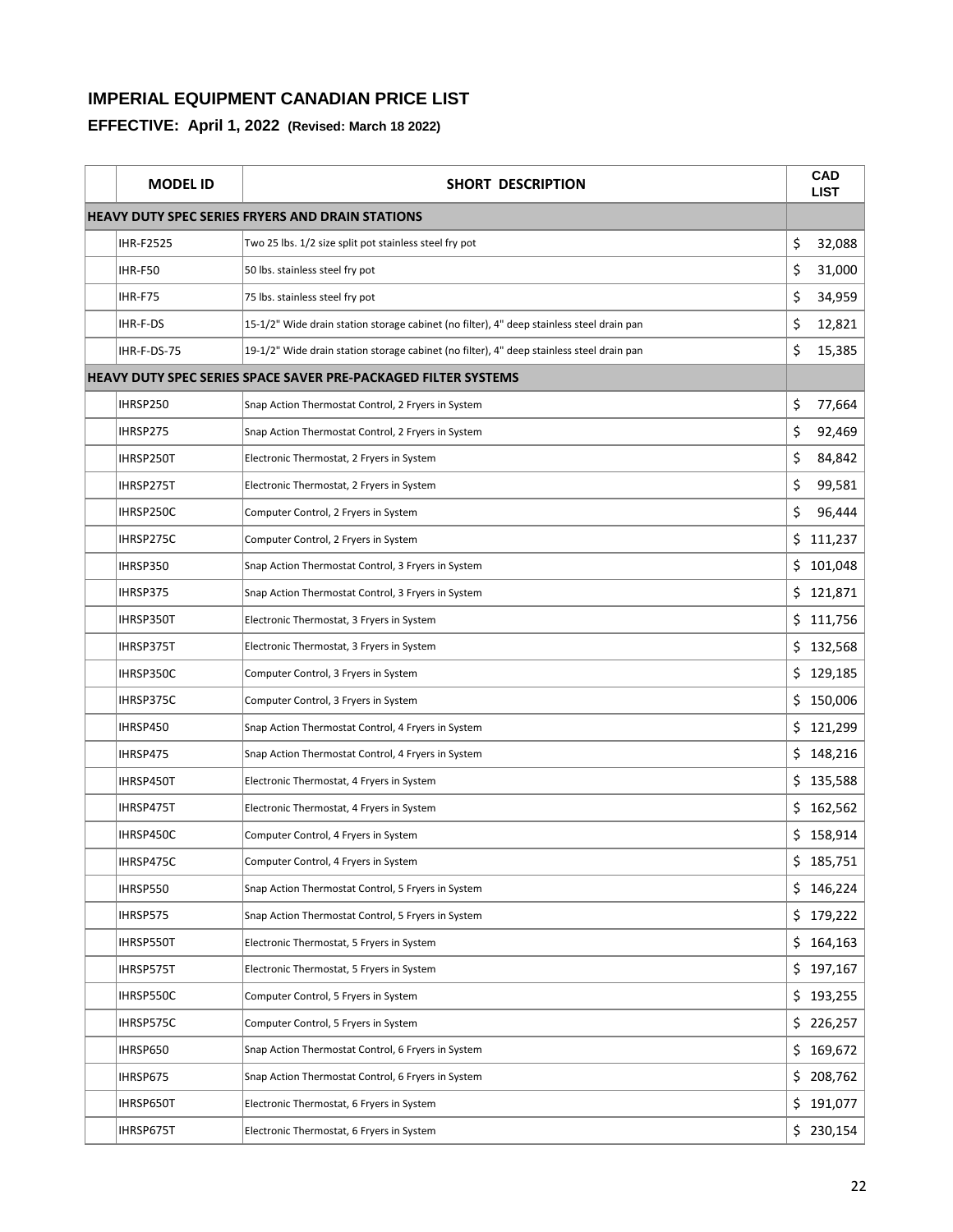# IMPERIAL EQUIPMENT CANADIAN PRICE LIST

## EFFECTIVE: April 1, 2022 (Revised: March 18 2022)

| | MODEL ID | SHORT DESCRIPTION | CAD LIST |
|---|---|---|---|
| **HEAVY DUTY SPEC SERIES FRYERS AND DRAIN STATIONS** | | | |
| | IHR-F2525 | Two 25 lbs. 1/2 size split pot stainless steel fry pot | $ 32,088 |
| | IHR-F50 | 50 lbs. stainless steel fry pot | $ 31,000 |
| | IHR-F75 | 75 lbs. stainless steel fry pot | $ 34,959 |
| | IHR-F-DS | 15-1/2" Wide drain station storage cabinet (no filter), 4" deep stainless steel drain pan | $ 12,821 |
| | IHR-F-DS-75 | 19-1/2" Wide drain station storage cabinet (no filter), 4" deep stainless steel drain pan | $ 15,385 |
| **HEAVY DUTY SPEC SERIES SPACE SAVER PRE-PACKAGED FILTER SYSTEMS** | | | |
| | IHRSP250 | Snap Action Thermostat Control, 2 Fryers in System | $ 77,664 |
| | IHRSP275 | Snap Action Thermostat Control, 2 Fryers in System | $ 92,469 |
| | IHRSP250T | Electronic Thermostat, 2 Fryers in System | $ 84,842 |
| | IHRSP275T | Electronic Thermostat, 2 Fryers in System | $ 99,581 |
| | IHRSP250C | Computer Control, 2 Fryers in System | $ 96,444 |
| | IHRSP275C | Computer Control, 2 Fryers in System | $ 111,237 |
| | IHRSP350 | Snap Action Thermostat Control, 3 Fryers in System | $ 101,048 |
| | IHRSP375 | Snap Action Thermostat Control, 3 Fryers in System | $ 121,871 |
| | IHRSP350T | Electronic Thermostat, 3 Fryers in System | $ 111,756 |
| | IHRSP375T | Electronic Thermostat, 3 Fryers in System | $ 132,568 |
| | IHRSP350C | Computer Control, 3 Fryers in System | $ 129,185 |
| | IHRSP375C | Computer Control, 3 Fryers in System | $ 150,006 |
| | IHRSP450 | Snap Action Thermostat Control, 4 Fryers in System | $ 121,299 |
| | IHRSP475 | Snap Action Thermostat Control, 4 Fryers in System | $ 148,216 |
| | IHRSP450T | Electronic Thermostat, 4 Fryers in System | $ 135,588 |
| | IHRSP475T | Electronic Thermostat, 4 Fryers in System | $ 162,562 |
| | IHRSP450C | Computer Control, 4 Fryers in System | $ 158,914 |
| | IHRSP475C | Computer Control, 4 Fryers in System | $ 185,751 |
| | IHRSP550 | Snap Action Thermostat Control, 5 Fryers in System | $ 146,224 |
| | IHRSP575 | Snap Action Thermostat Control, 5 Fryers in System | $ 179,222 |
| | IHRSP550T | Electronic Thermostat, 5 Fryers in System | $ 164,163 |
| | IHRSP575T | Electronic Thermostat, 5 Fryers in System | $ 197,167 |
| | IHRSP550C | Computer Control, 5 Fryers in System | $ 193,255 |
| | IHRSP575C | Computer Control, 5 Fryers in System | $ 226,257 |
| | IHRSP650 | Snap Action Thermostat Control, 6 Fryers in System | $ 169,672 |
| | IHRSP675 | Snap Action Thermostat Control, 6 Fryers in System | $ 208,762 |
| | IHRSP650T | Electronic Thermostat, 6 Fryers in System | $ 191,077 |
| | IHRSP675T | Electronic Thermostat, 6 Fryers in System | $ 230,154 |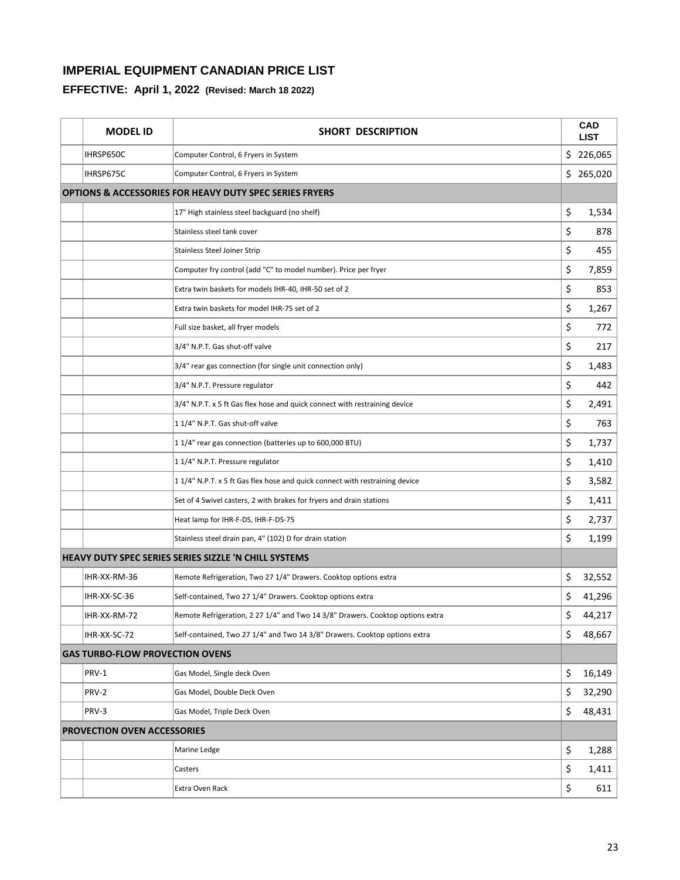# IMPERIAL EQUIPMENT CANADIAN PRICE LIST

## EFFECTIVE: April 1, 2022 (Revised: March 18 2022)

| | MODEL ID | SHORT DESCRIPTION | CAD LIST |
|---|---|---|---|
| | IHRSP650C | Computer Control, 6 Fryers in System | $ 226,065 |
| | IHRSP675C | Computer Control, 6 Fryers in System | $ 265,020 |
| **OPTIONS & ACCESSORIES FOR HEAVY DUTY SPEC SERIES FRYERS** | | | |
| | | 17" High stainless steel backguard (no shelf) | $ 1,534 |
| | | Stainless steel tank cover | $ 878 |
| | | Stainless Steel Joiner Strip | $ 455 |
| | | Computer fry control (add "C" to model number). Price per fryer | $ 7,859 |
| | | Extra twin baskets for models IHR-40, IHR-50 set of 2 | $ 853 |
| | | Extra twin baskets for model IHR-75 set of 2 | $ 1,267 |
| | | Full size basket, all fryer models | $ 772 |
| | | 3/4" N.P.T. Gas shut-off valve | $ 217 |
| | | 3/4" rear gas connection (for single unit connection only) | $ 1,483 |
| | | 3/4" N.P.T. Pressure regulator | $ 442 |
| | | 3/4" N.P.T. x 5 ft Gas flex hose and quick connect with restraining device | $ 2,491 |
| | | 1 1/4" N.P.T. Gas shut-off valve | $ 763 |
| | | 1 1/4" rear gas connection (batteries up to 600,000 BTU) | $ 1,737 |
| | | 1 1/4" N.P.T. Pressure regulator | $ 1,410 |
| | | 1 1/4" N.P.T. x 5 ft Gas flex hose and quick connect with restraining device | $ 3,582 |
| | | Set of 4 Swivel casters, 2 with brakes for fryers and drain stations | $ 1,411 |
| | | Heat lamp for IHR-F-DS, IHR-F-DS-75 | $ 2,737 |
| | | Stainless steel drain pan, 4" (102) D for drain station | $ 1,199 |
| **HEAVY DUTY SPEC SERIES SERIES SIZZLE 'N CHILL SYSTEMS** | | | |
| | IHR-XX-RM-36 | Remote Refrigeration, Two 27 1/4" Drawers. Cooktop options extra | $ 32,552 |
| | IHR-XX-SC-36 | Self-contained, Two 27 1/4" Drawers. Cooktop options extra | $ 41,296 |
| | IHR-XX-RM-72 | Remote Refrigeration, 2 27 1/4" and Two 14 3/8" Drawers. Cooktop options extra | $ 44,217 |
| | IHR-XX-SC-72 | Self-contained, Two 27 1/4" and Two 14 3/8" Drawers. Cooktop options extra | $ 48,667 |
| **GAS TURBO-FLOW PROVECTION OVENS** | | | |
| | PRV-1 | Gas Model, Single deck Oven | $ 16,149 |
| | PRV-2 | Gas Model, Double Deck Oven | $ 32,290 |
| | PRV-3 | Gas Model, Triple Deck Oven | $ 48,431 |
| **PROVECTION OVEN ACCESSORIES** | | | |
| | | Marine Ledge | $ 1,288 |
| | | Casters | $ 1,411 |
| | | Extra Oven Rack | $ 611 |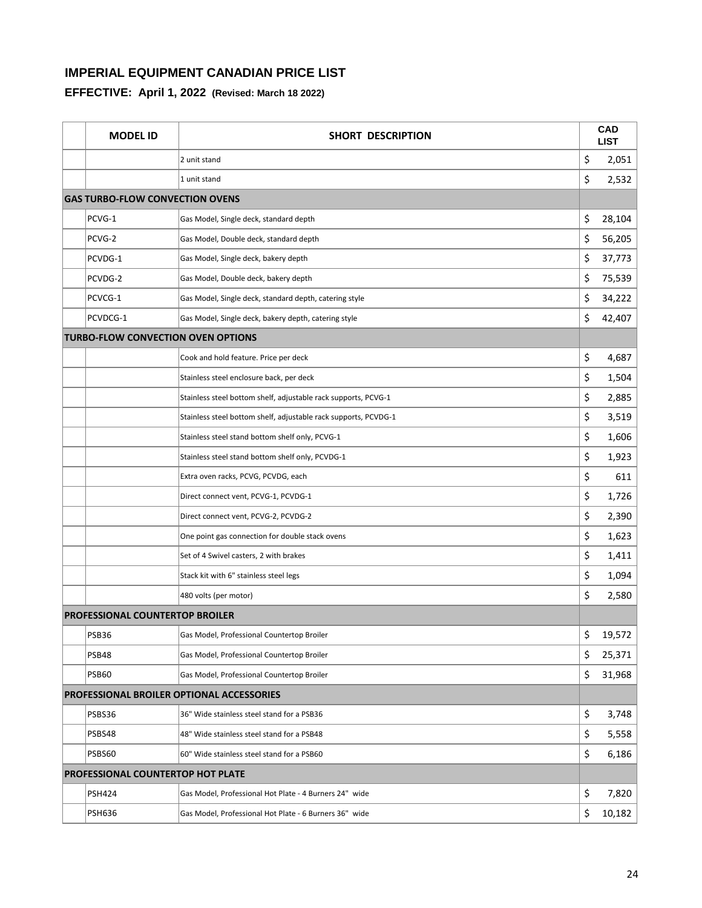## IMPERIAL EQUIPMENT CANADIAN PRICE LIST

### EFFECTIVE: April 1, 2022 (Revised: March 18 2022)

| | MODEL ID | SHORT DESCRIPTION | CAD LIST |
|---|---|---|---|
| | | 2 unit stand | $ 2,051 |
| | | 1 unit stand | $ 2,532 |
| **GAS TURBO-FLOW CONVECTION OVENS** | | | |
| | PCVG-1 | Gas Model, Single deck, standard depth | $ 28,104 |
| | PCVG-2 | Gas Model, Double deck, standard depth | $ 56,205 |
| | PCVDG-1 | Gas Model, Single deck, bakery depth | $ 37,773 |
| | PCVDG-2 | Gas Model, Double deck, bakery depth | $ 75,539 |
| | PCVCG-1 | Gas Model, Single deck, standard depth, catering style | $ 34,222 |
| | PCVDCG-1 | Gas Model, Single deck, bakery depth, catering style | $ 42,407 |
| **TURBO-FLOW CONVECTION OVEN OPTIONS** | | | |
| | | Cook and hold feature. Price per deck | $ 4,687 |
| | | Stainless steel enclosure back, per deck | $ 1,504 |
| | | Stainless steel bottom shelf, adjustable rack supports, PCVG-1 | $ 2,885 |
| | | Stainless steel bottom shelf, adjustable rack supports, PCVDG-1 | $ 3,519 |
| | | Stainless steel stand bottom shelf only, PCVG-1 | $ 1,606 |
| | | Stainless steel stand bottom shelf only, PCVDG-1 | $ 1,923 |
| | | Extra oven racks, PCVG, PCVDG, each | $ 611 |
| | | Direct connect vent, PCVG-1, PCVDG-1 | $ 1,726 |
| | | Direct connect vent, PCVG-2, PCVDG-2 | $ 2,390 |
| | | One point gas connection for double stack ovens | $ 1,623 |
| | | Set of 4 Swivel casters, 2 with brakes | $ 1,411 |
| | | Stack kit with 6" stainless steel legs | $ 1,094 |
| | | 480 volts (per motor) | $ 2,580 |
| **PROFESSIONAL COUNTERTOP BROILER** | | | |
| | PSB36 | Gas Model, Professional Countertop Broiler | $ 19,572 |
| | PSB48 | Gas Model, Professional Countertop Broiler | $ 25,371 |
| | PSB60 | Gas Model, Professional Countertop Broiler | $ 31,968 |
| **PROFESSIONAL BROILER OPTIONAL ACCESSORIES** | | | |
| | PSBS36 | 36" Wide stainless steel stand for a PSB36 | $ 3,748 |
| | PSBS48 | 48" Wide stainless steel stand for a PSB48 | $ 5,558 |
| | PSBS60 | 60" Wide stainless steel stand for a PSB60 | $ 6,186 |
| **PROFESSIONAL COUNTERTOP HOT PLATE** | | | |
| | PSH424 | Gas Model, Professional Hot Plate - 4 Burners 24" wide | $ 7,820 |
| | PSH636 | Gas Model, Professional Hot Plate - 6 Burners 36" wide | $ 10,182 |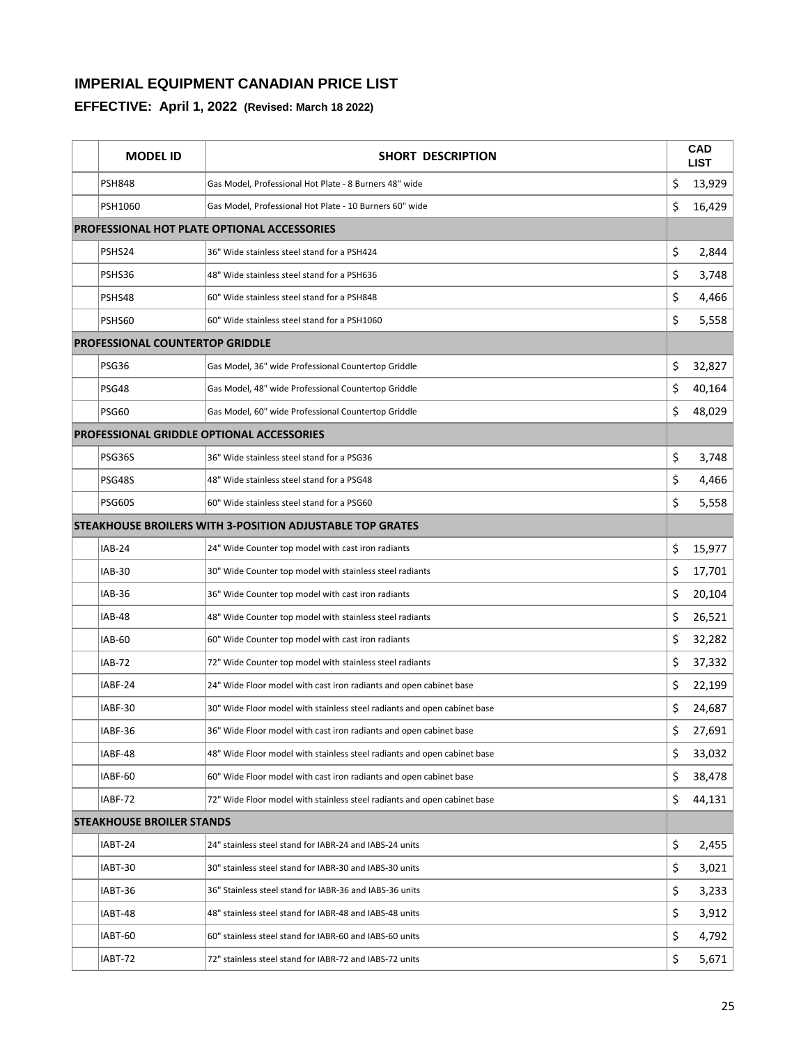## IMPERIAL EQUIPMENT CANADIAN PRICE LIST

### EFFECTIVE: April 1, 2022 (Revised: March 18 2022)

| | MODEL ID | SHORT DESCRIPTION | CAD LIST |
|---|---|---|---|
| | PSH848 | Gas Model, Professional Hot Plate - 8 Burners 48" wide | $ 13,929 |
| | PSH1060 | Gas Model, Professional Hot Plate - 10 Burners 60" wide | $ 16,429 |
| **PROFESSIONAL HOT PLATE OPTIONAL ACCESSORIES** | | | |
| | PSHS24 | 36" Wide stainless steel stand for a PSH424 | $ 2,844 |
| | PSHS36 | 48" Wide stainless steel stand for a PSH636 | $ 3,748 |
| | PSHS48 | 60" Wide stainless steel stand for a PSH848 | $ 4,466 |
| | PSHS60 | 60" Wide stainless steel stand for a PSH1060 | $ 5,558 |
| **PROFESSIONAL COUNTERTOP GRIDDLE** | | | |
| | PSG36 | Gas Model, 36" wide Professional Countertop Griddle | $ 32,827 |
| | PSG48 | Gas Model, 48" wide Professional Countertop Griddle | $ 40,164 |
| | PSG60 | Gas Model, 60" wide Professional Countertop Griddle | $ 48,029 |
| **PROFESSIONAL GRIDDLE OPTIONAL ACCESSORIES** | | | |
| | PSG36S | 36" Wide stainless steel stand for a PSG36 | $ 3,748 |
| | PSG48S | 48" Wide stainless steel stand for a PSG48 | $ 4,466 |
| | PSG60S | 60" Wide stainless steel stand for a PSG60 | $ 5,558 |
| **STEAKHOUSE BROILERS WITH 3-POSITION ADJUSTABLE TOP GRATES** | | | |
| | IAB-24 | 24" Wide Counter top model with cast iron radiants | $ 15,977 |
| | IAB-30 | 30" Wide Counter top model with stainless steel radiants | $ 17,701 |
| | IAB-36 | 36" Wide Counter top model with cast iron radiants | $ 20,104 |
| | IAB-48 | 48" Wide Counter top model with stainless steel radiants | $ 26,521 |
| | IAB-60 | 60" Wide Counter top model with cast iron radiants | $ 32,282 |
| | IAB-72 | 72" Wide Counter top model with stainless steel radiants | $ 37,332 |
| | IABF-24 | 24" Wide Floor model with cast iron radiants and open cabinet base | $ 22,199 |
| | IABF-30 | 30" Wide Floor model with stainless steel radiants and open cabinet base | $ 24,687 |
| | IABF-36 | 36" Wide Floor model with cast iron radiants and open cabinet base | $ 27,691 |
| | IABF-48 | 48" Wide Floor model with stainless steel radiants and open cabinet base | $ 33,032 |
| | IABF-60 | 60" Wide Floor model with cast iron radiants and open cabinet base | $ 38,478 |
| | IABF-72 | 72" Wide Floor model with stainless steel radiants and open cabinet base | $ 44,131 |
| **STEAKHOUSE BROILER STANDS** | | | |
| | IABT-24 | 24" stainless steel stand for IABR-24 and IABS-24 units | $ 2,455 |
| | IABT-30 | 30" stainless steel stand for IABR-30 and IABS-30 units | $ 3,021 |
| | IABT-36 | 36" Stainless steel stand for IABR-36 and IABS-36 units | $ 3,233 |
| | IABT-48 | 48" stainless steel stand for IABR-48 and IABS-48 units | $ 3,912 |
| | IABT-60 | 60" stainless steel stand for IABR-60 and IABS-60 units | $ 4,792 |
| | IABT-72 | 72" stainless steel stand for IABR-72 and IABS-72 units | $ 5,671 |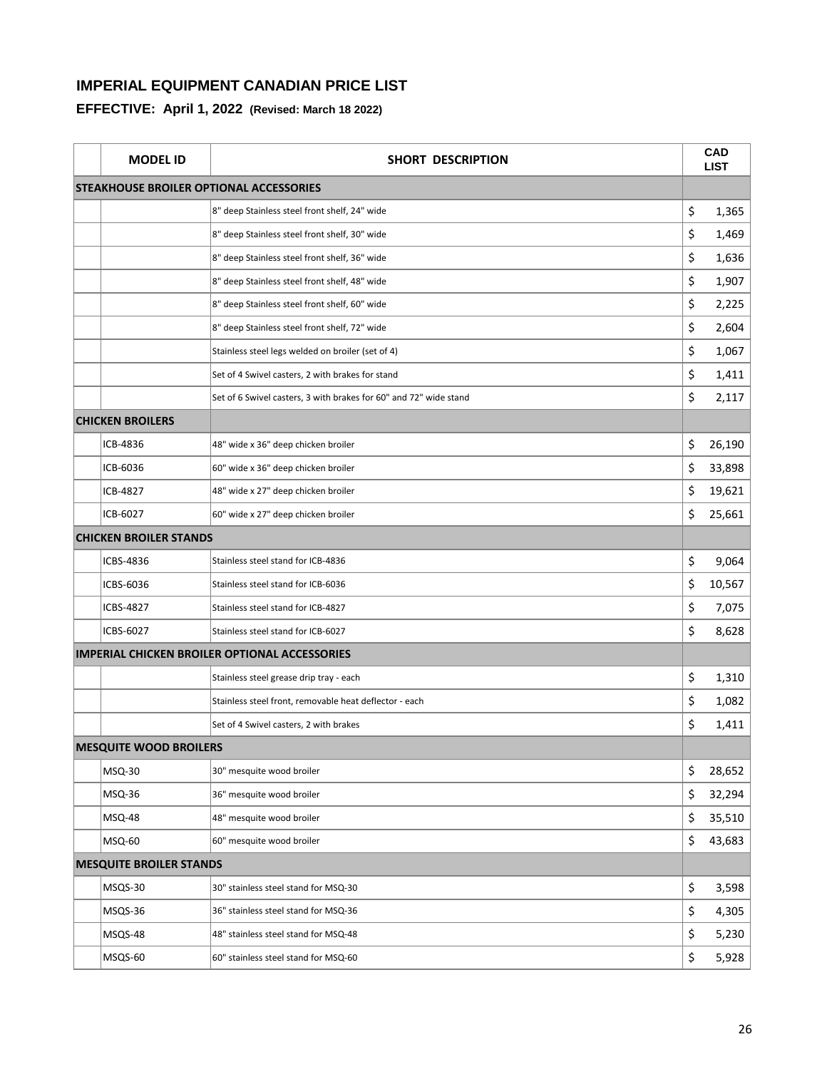# IMPERIAL EQUIPMENT CANADIAN PRICE LIST

## EFFECTIVE: April 1, 2022 (Revised: March 18 2022)

| | MODEL ID | SHORT DESCRIPTION | CAD LIST |
|---|---|---|---|
| **STEAKHOUSE BROILER OPTIONAL ACCESSORIES** | | | |
| | | 8" deep Stainless steel front shelf, 24" wide | $ 1,365 |
| | | 8" deep Stainless steel front shelf, 30" wide | $ 1,469 |
| | | 8" deep Stainless steel front shelf, 36" wide | $ 1,636 |
| | | 8" deep Stainless steel front shelf, 48" wide | $ 1,907 |
| | | 8" deep Stainless steel front shelf, 60" wide | $ 2,225 |
| | | 8" deep Stainless steel front shelf, 72" wide | $ 2,604 |
| | | Stainless steel legs welded on broiler (set of 4) | $ 1,067 |
| | | Set of 4 Swivel casters, 2 with brakes for stand | $ 1,411 |
| | | Set of 6 Swivel casters, 3 with brakes for 60" and 72" wide stand | $ 2,117 |
| **CHICKEN BROILERS** | | | |
| | ICB-4836 | 48" wide x 36" deep chicken broiler | $ 26,190 |
| | ICB-6036 | 60" wide x 36" deep chicken broiler | $ 33,898 |
| | ICB-4827 | 48" wide x 27" deep chicken broiler | $ 19,621 |
| | ICB-6027 | 60" wide x 27" deep chicken broiler | $ 25,661 |
| **CHICKEN BROILER STANDS** | | | |
| | ICBS-4836 | Stainless steel stand for ICB-4836 | $ 9,064 |
| | ICBS-6036 | Stainless steel stand for ICB-6036 | $ 10,567 |
| | ICBS-4827 | Stainless steel stand for ICB-4827 | $ 7,075 |
| | ICBS-6027 | Stainless steel stand for ICB-6027 | $ 8,628 |
| **IMPERIAL CHICKEN BROILER OPTIONAL ACCESSORIES** | | | |
| | | Stainless steel grease drip tray - each | $ 1,310 |
| | | Stainless steel front, removable heat deflector - each | $ 1,082 |
| | | Set of 4 Swivel casters, 2 with brakes | $ 1,411 |
| **MESQUITE WOOD BROILERS** | | | |
| | MSQ-30 | 30" mesquite wood broiler | $ 28,652 |
| | MSQ-36 | 36" mesquite wood broiler | $ 32,294 |
| | MSQ-48 | 48" mesquite wood broiler | $ 35,510 |
| | MSQ-60 | 60" mesquite wood broiler | $ 43,683 |
| **MESQUITE BROILER STANDS** | | | |
| | MSQS-30 | 30" stainless steel stand for MSQ-30 | $ 3,598 |
| | MSQS-36 | 36" stainless steel stand for MSQ-36 | $ 4,305 |
| | MSQS-48 | 48" stainless steel stand for MSQ-48 | $ 5,230 |
| | MSQS-60 | 60" stainless steel stand for MSQ-60 | $ 5,928 |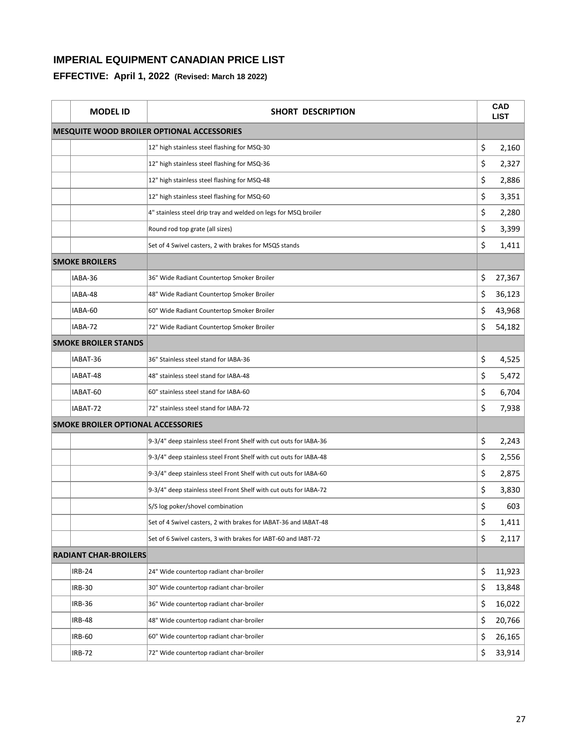# IMPERIAL EQUIPMENT CANADIAN PRICE LIST

## EFFECTIVE: April 1, 2022 (Revised: March 18 2022)

| | MODEL ID | SHORT DESCRIPTION | CAD LIST |
|---|---|---|---|
| **MESQUITE WOOD BROILER OPTIONAL ACCESSORIES** | | | |
| | | 12" high stainless steel flashing for MSQ-30 | $ 2,160 |
| | | 12" high stainless steel flashing for MSQ-36 | $ 2,327 |
| | | 12" high stainless steel flashing for MSQ-48 | $ 2,886 |
| | | 12" high stainless steel flashing for MSQ-60 | $ 3,351 |
| | | 4" stainless steel drip tray and welded on legs for MSQ broiler | $ 2,280 |
| | | Round rod top grate (all sizes) | $ 3,399 |
| | | Set of 4 Swivel casters, 2 with brakes for MSQS stands | $ 1,411 |
| **SMOKE BROILERS** | | | |
| | IABA-36 | 36" Wide Radiant Countertop Smoker Broiler | $ 27,367 |
| | IABA-48 | 48" Wide Radiant Countertop Smoker Broiler | $ 36,123 |
| | IABA-60 | 60" Wide Radiant Countertop Smoker Broiler | $ 43,968 |
| | IABA-72 | 72" Wide Radiant Countertop Smoker Broiler | $ 54,182 |
| **SMOKE BROILER STANDS** | | | |
| | IABAT-36 | 36" Stainless steel stand for IABA-36 | $ 4,525 |
| | IABAT-48 | 48" stainless steel stand for IABA-48 | $ 5,472 |
| | IABAT-60 | 60" stainless steel stand for IABA-60 | $ 6,704 |
| | IABAT-72 | 72" stainless steel stand for IABA-72 | $ 7,938 |
| **SMOKE BROILER OPTIONAL ACCESSORIES** | | | |
| | | 9-3/4" deep stainless steel Front Shelf with cut outs for IABA-36 | $ 2,243 |
| | | 9-3/4" deep stainless steel Front Shelf with cut outs for IABA-48 | $ 2,556 |
| | | 9-3/4" deep stainless steel Front Shelf with cut outs for IABA-60 | $ 2,875 |
| | | 9-3/4" deep stainless steel Front Shelf with cut outs for IABA-72 | $ 3,830 |
| | | S/S log poker/shovel combination | $ 603 |
| | | Set of 4 Swivel casters, 2 with brakes for IABAT-36 and IABAT-48 | $ 1,411 |
| | | Set of 6 Swivel casters, 3 with brakes for IABT-60 and IABT-72 | $ 2,117 |
| **RADIANT CHAR-BROILERS** | | | |
| | IRB-24 | 24" Wide countertop radiant char-broiler | $ 11,923 |
| | IRB-30 | 30" Wide countertop radiant char-broiler | $ 13,848 |
| | IRB-36 | 36" Wide countertop radiant char-broiler | $ 16,022 |
| | IRB-48 | 48" Wide countertop radiant char-broiler | $ 20,766 |
| | IRB-60 | 60" Wide countertop radiant char-broiler | $ 26,165 |
| | IRB-72 | 72" Wide countertop radiant char-broiler | $ 33,914 |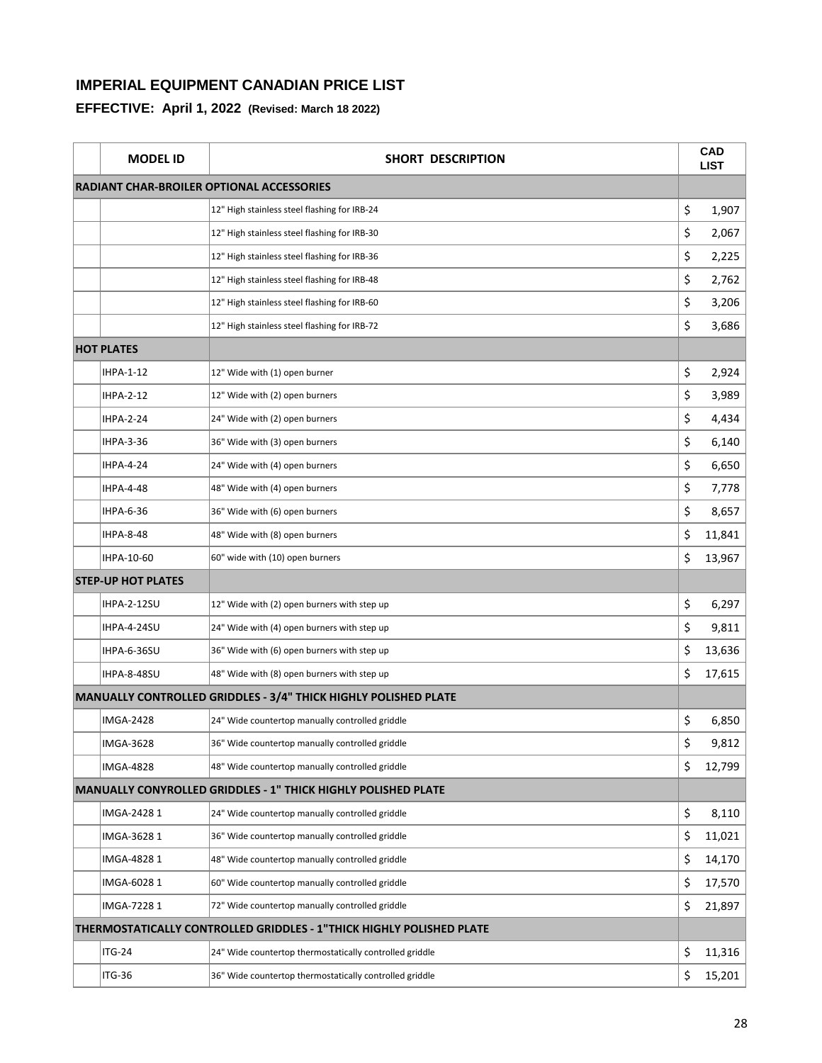# IMPERIAL EQUIPMENT CANADIAN PRICE LIST

## EFFECTIVE: April 1, 2022 (Revised: March 18 2022)

| | MODEL ID | SHORT DESCRIPTION | CAD LIST |
|---|---|---|---|
| **RADIANT CHAR-BROILER OPTIONAL ACCESSORIES** | | | |
| | | 12" High stainless steel flashing for IRB-24 | $ 1,907 |
| | | 12" High stainless steel flashing for IRB-30 | $ 2,067 |
| | | 12" High stainless steel flashing for IRB-36 | $ 2,225 |
| | | 12" High stainless steel flashing for IRB-48 | $ 2,762 |
| | | 12" High stainless steel flashing for IRB-60 | $ 3,206 |
| | | 12" High stainless steel flashing for IRB-72 | $ 3,686 |
| **HOT PLATES** | | | |
| | IHPA-1-12 | 12" Wide with (1) open burner | $ 2,924 |
| | IHPA-2-12 | 12" Wide with (2) open burners | $ 3,989 |
| | IHPA-2-24 | 24" Wide with (2) open burners | $ 4,434 |
| | IHPA-3-36 | 36" Wide with (3) open burners | $ 6,140 |
| | IHPA-4-24 | 24" Wide with (4) open burners | $ 6,650 |
| | IHPA-4-48 | 48" Wide with (4) open burners | $ 7,778 |
| | IHPA-6-36 | 36" Wide with (6) open burners | $ 8,657 |
| | IHPA-8-48 | 48" Wide with (8) open burners | $ 11,841 |
| | IHPA-10-60 | 60" wide with (10) open burners | $ 13,967 |
| **STEP-UP HOT PLATES** | | | |
| | IHPA-2-12SU | 12" Wide with (2) open burners with step up | $ 6,297 |
| | IHPA-4-24SU | 24" Wide with (4) open burners with step up | $ 9,811 |
| | IHPA-6-36SU | 36" Wide with (6) open burners with step up | $ 13,636 |
| | IHPA-8-48SU | 48" Wide with (8) open burners with step up | $ 17,615 |
| **MANUALLY CONTROLLED GRIDDLES - 3/4" THICK HIGHLY POLISHED PLATE** | | | |
| | IMGA-2428 | 24" Wide countertop manually controlled griddle | $ 6,850 |
| | IMGA-3628 | 36" Wide countertop manually controlled griddle | $ 9,812 |
| | IMGA-4828 | 48" Wide countertop manually controlled griddle | $ 12,799 |
| **MANUALLY CONYROLLED GRIDDLES - 1" THICK HIGHLY POLISHED PLATE** | | | |
| | IMGA-2428 1 | 24" Wide countertop manually controlled griddle | $ 8,110 |
| | IMGA-3628 1 | 36" Wide countertop manually controlled griddle | $ 11,021 |
| | IMGA-4828 1 | 48" Wide countertop manually controlled griddle | $ 14,170 |
| | IMGA-6028 1 | 60" Wide countertop manually controlled griddle | $ 17,570 |
| | IMGA-7228 1 | 72" Wide countertop manually controlled griddle | $ 21,897 |
| **THERMOSTATICALLY CONTROLLED GRIDDLES - 1"THICK HIGHLY POLISHED PLATE** | | | |
| | ITG-24 | 24" Wide countertop thermostatically controlled griddle | $ 11,316 |
| | ITG-36 | 36" Wide countertop thermostatically controlled griddle | $ 15,201 |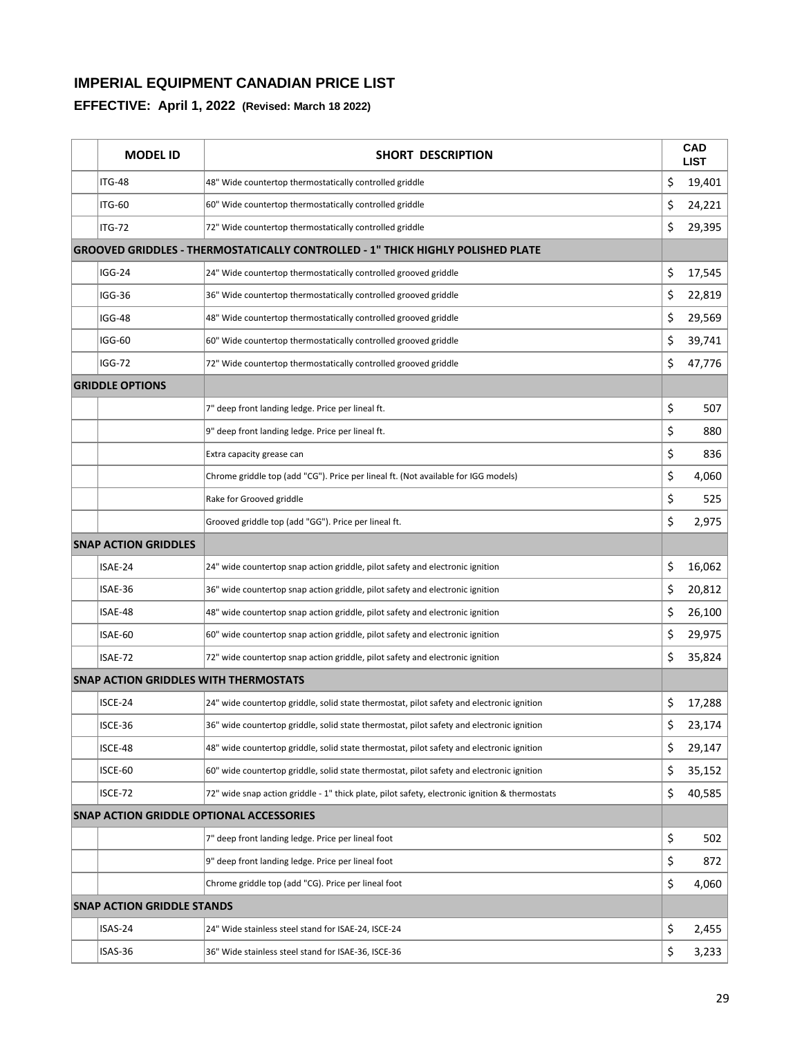## IMPERIAL EQUIPMENT CANADIAN PRICE LIST

### EFFECTIVE: April 1, 2022 (Revised: March 18 2022)

| | MODEL ID | SHORT DESCRIPTION | CAD LIST |
|---|---|---|---|
| | ITG-48 | 48" Wide countertop thermostatically controlled griddle | $ 19,401 |
| | ITG-60 | 60" Wide countertop thermostatically controlled griddle | $ 24,221 |
| | ITG-72 | 72" Wide countertop thermostatically controlled griddle | $ 29,395 |
| **GROOVED GRIDDLES - THERMOSTATICALLY CONTROLLED - 1" THICK HIGHLY POLISHED PLATE** | | | |
| | IGG-24 | 24" Wide countertop thermostatically controlled grooved griddle | $ 17,545 |
| | IGG-36 | 36" Wide countertop thermostatically controlled grooved griddle | $ 22,819 |
| | IGG-48 | 48" Wide countertop thermostatically controlled grooved griddle | $ 29,569 |
| | IGG-60 | 60" Wide countertop thermostatically controlled grooved griddle | $ 39,741 |
| | IGG-72 | 72" Wide countertop thermostatically controlled grooved griddle | $ 47,776 |
| **GRIDDLE OPTIONS** | | | |
| | | 7" deep front landing ledge. Price per lineal ft. | $ 507 |
| | | 9" deep front landing ledge. Price per lineal ft. | $ 880 |
| | | Extra capacity grease can | $ 836 |
| | | Chrome griddle top (add "CG"). Price per lineal ft. (Not available for IGG models) | $ 4,060 |
| | | Rake for Grooved griddle | $ 525 |
| | | Grooved griddle top (add "GG"). Price per lineal ft. | $ 2,975 |
| **SNAP ACTION GRIDDLES** | | | |
| | ISAE-24 | 24" wide countertop snap action griddle, pilot safety and electronic ignition | $ 16,062 |
| | ISAE-36 | 36" wide countertop snap action griddle, pilot safety and electronic ignition | $ 20,812 |
| | ISAE-48 | 48" wide countertop snap action griddle, pilot safety and electronic ignition | $ 26,100 |
| | ISAE-60 | 60" wide countertop snap action griddle, pilot safety and electronic ignition | $ 29,975 |
| | ISAE-72 | 72" wide countertop snap action griddle, pilot safety and electronic ignition | $ 35,824 |
| **SNAP ACTION GRIDDLES WITH THERMOSTATS** | | | |
| | ISCE-24 | 24" wide countertop griddle, solid state thermostat, pilot safety and electronic ignition | $ 17,288 |
| | ISCE-36 | 36" wide countertop griddle, solid state thermostat, pilot safety and electronic ignition | $ 23,174 |
| | ISCE-48 | 48" wide countertop griddle, solid state thermostat, pilot safety and electronic ignition | $ 29,147 |
| | ISCE-60 | 60" wide countertop griddle, solid state thermostat, pilot safety and electronic ignition | $ 35,152 |
| | ISCE-72 | 72" wide snap action griddle - 1" thick plate, pilot safety, electronic ignition & thermostats | $ 40,585 |
| **SNAP ACTION GRIDDLE OPTIONAL ACCESSORIES** | | | |
| | | 7" deep front landing ledge. Price per lineal foot | $ 502 |
| | | 9" deep front landing ledge. Price per lineal foot | $ 872 |
| | | Chrome griddle top (add "CG). Price per lineal foot | $ 4,060 |
| **SNAP ACTION GRIDDLE STANDS** | | | |
| | ISAS-24 | 24" Wide stainless steel stand for ISAE-24, ISCE-24 | $ 2,455 |
| | ISAS-36 | 36" Wide stainless steel stand for ISAE-36, ISCE-36 | $ 3,233 |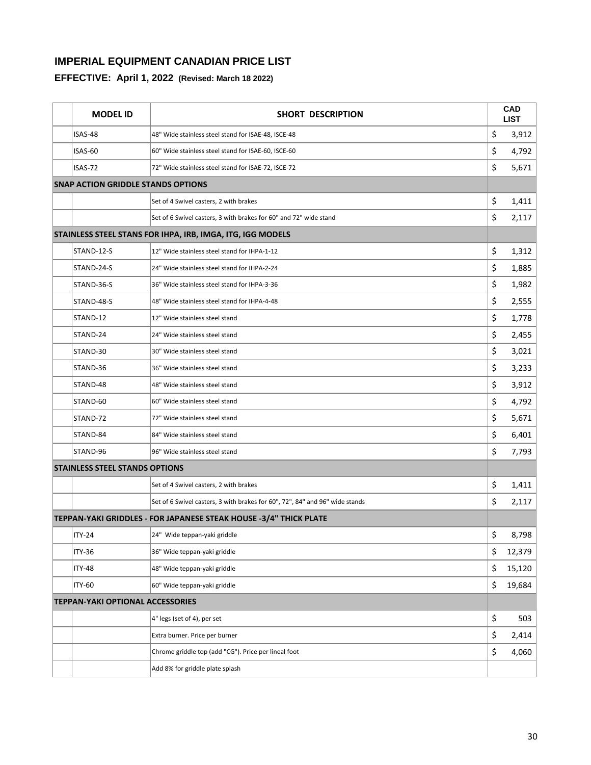## IMPERIAL EQUIPMENT CANADIAN PRICE LIST

### EFFECTIVE: April 1, 2022 (Revised: March 18 2022)

| | MODEL ID | SHORT DESCRIPTION | CAD LIST |
|---|---|---|---|
| | ISAS-48 | 48" Wide stainless steel stand for ISAE-48, ISCE-48 | $ 3,912 |
| | ISAS-60 | 60" Wide stainless steel stand for ISAE-60, ISCE-60 | $ 4,792 |
| | ISAS-72 | 72" Wide stainless steel stand for ISAE-72, ISCE-72 | $ 5,671 |
| **SNAP ACTION GRIDDLE STANDS OPTIONS** | | | |
| | | Set of 4 Swivel casters, 2 with brakes | $ 1,411 |
| | | Set of 6 Swivel casters, 3 with brakes for 60" and 72" wide stand | $ 2,117 |
| **STAINLESS STEEL STANS FOR IHPA, IRB, IMGA, ITG, IGG MODELS** | | | |
| | STAND-12-S | 12" Wide stainless steel stand for IHPA-1-12 | $ 1,312 |
| | STAND-24-S | 24" Wide stainless steel stand for IHPA-2-24 | $ 1,885 |
| | STAND-36-S | 36" Wide stainless steel stand for IHPA-3-36 | $ 1,982 |
| | STAND-48-S | 48" Wide stainless steel stand for IHPA-4-48 | $ 2,555 |
| | STAND-12 | 12" Wide stainless steel stand | $ 1,778 |
| | STAND-24 | 24" Wide stainless steel stand | $ 2,455 |
| | STAND-30 | 30" Wide stainless steel stand | $ 3,021 |
| | STAND-36 | 36" Wide stainless steel stand | $ 3,233 |
| | STAND-48 | 48" Wide stainless steel stand | $ 3,912 |
| | STAND-60 | 60" Wide stainless steel stand | $ 4,792 |
| | STAND-72 | 72" Wide stainless steel stand | $ 5,671 |
| | STAND-84 | 84" Wide stainless steel stand | $ 6,401 |
| | STAND-96 | 96" Wide stainless steel stand | $ 7,793 |
| **STAINLESS STEEL STANDS OPTIONS** | | | |
| | | Set of 4 Swivel casters, 2 with brakes | $ 1,411 |
| | | Set of 6 Swivel casters, 3 with brakes for 60", 72", 84" and 96" wide stands | $ 2,117 |
| **TEPPAN-YAKI GRIDDLES - FOR JAPANESE STEAK HOUSE -3/4" THICK PLATE** | | | |
| | ITY-24 | 24" Wide teppan-yaki griddle | $ 8,798 |
| | ITY-36 | 36" Wide teppan-yaki griddle | $ 12,379 |
| | ITY-48 | 48" Wide teppan-yaki griddle | $ 15,120 |
| | ITY-60 | 60" Wide teppan-yaki griddle | $ 19,684 |
| **TEPPAN-YAKI OPTIONAL ACCESSORIES** | | | |
| | | 4" legs (set of 4), per set | $ 503 |
| | | Extra burner. Price per burner | $ 2,414 |
| | | Chrome griddle top (add "CG"). Price per lineal foot | $ 4,060 |
| | | Add 8% for griddle plate splash | |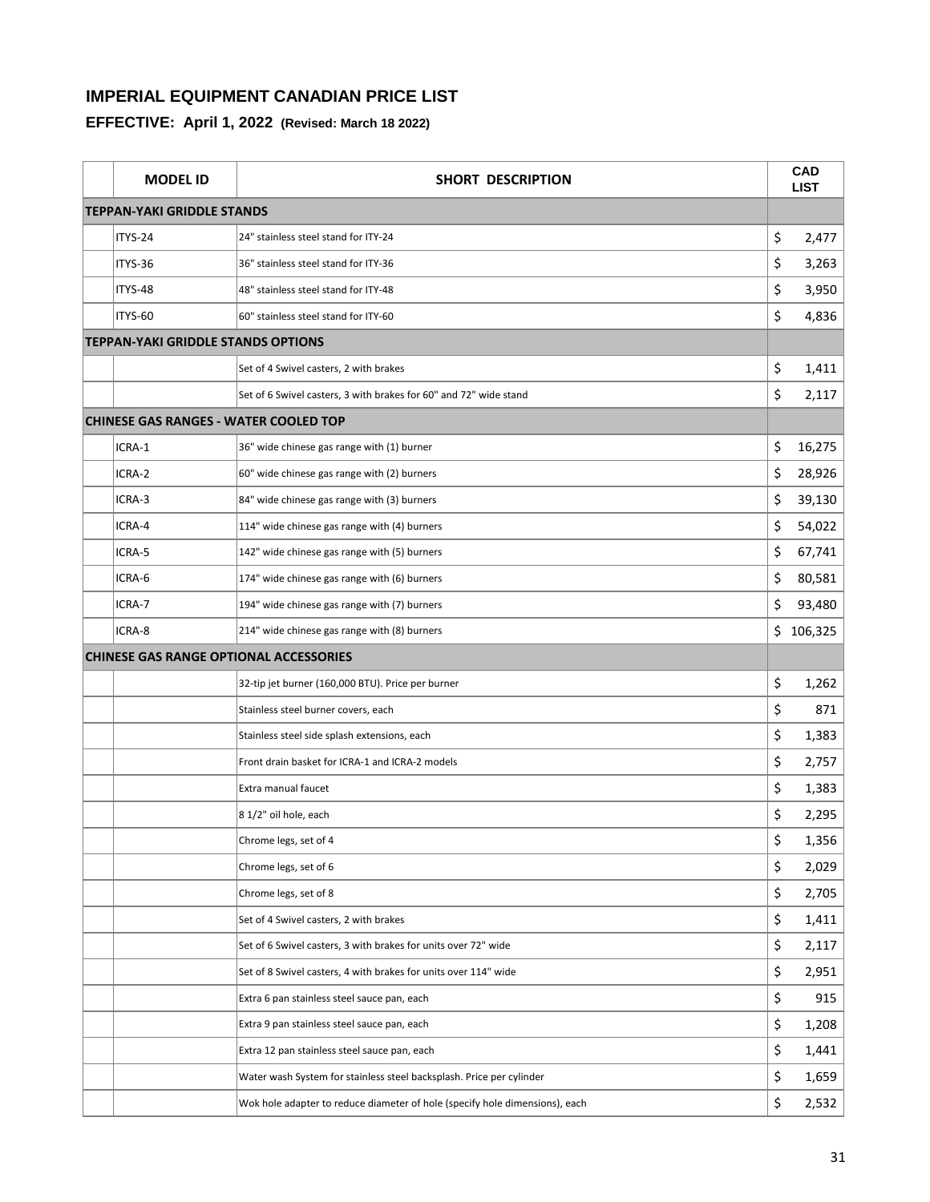# IMPERIAL EQUIPMENT CANADIAN PRICE LIST

## EFFECTIVE: April 1, 2022 (Revised: March 18 2022)

| | MODEL ID | SHORT DESCRIPTION | CAD LIST |
|---|---|---|---|
| **TEPPAN-YAKI GRIDDLE STANDS** | | | |
| | ITYS-24 | 24" stainless steel stand for ITY-24 | $ 2,477 |
| | ITYS-36 | 36" stainless steel stand for ITY-36 | $ 3,263 |
| | ITYS-48 | 48" stainless steel stand for ITY-48 | $ 3,950 |
| | ITYS-60 | 60" stainless steel stand for ITY-60 | $ 4,836 |
| **TEPPAN-YAKI GRIDDLE STANDS OPTIONS** | | | |
| | | Set of 4 Swivel casters, 2 with brakes | $ 1,411 |
| | | Set of 6 Swivel casters, 3 with brakes for 60" and 72" wide stand | $ 2,117 |
| **CHINESE GAS RANGES - WATER COOLED TOP** | | | |
| | ICRA-1 | 36" wide chinese gas range with (1) burner | $ 16,275 |
| | ICRA-2 | 60" wide chinese gas range with (2) burners | $ 28,926 |
| | ICRA-3 | 84" wide chinese gas range with (3) burners | $ 39,130 |
| | ICRA-4 | 114" wide chinese gas range with (4) burners | $ 54,022 |
| | ICRA-5 | 142" wide chinese gas range with (5) burners | $ 67,741 |
| | ICRA-6 | 174" wide chinese gas range with (6) burners | $ 80,581 |
| | ICRA-7 | 194" wide chinese gas range with (7) burners | $ 93,480 |
| | ICRA-8 | 214" wide chinese gas range with (8) burners | $ 106,325 |
| **CHINESE GAS RANGE OPTIONAL ACCESSORIES** | | | |
| | | 32-tip jet burner (160,000 BTU). Price per burner | $ 1,262 |
| | | Stainless steel burner covers, each | $ 871 |
| | | Stainless steel side splash extensions, each | $ 1,383 |
| | | Front drain basket for ICRA-1 and ICRA-2 models | $ 2,757 |
| | | Extra manual faucet | $ 1,383 |
| | | 8 1/2" oil hole, each | $ 2,295 |
| | | Chrome legs, set of 4 | $ 1,356 |
| | | Chrome legs, set of 6 | $ 2,029 |
| | | Chrome legs, set of 8 | $ 2,705 |
| | | Set of 4 Swivel casters, 2 with brakes | $ 1,411 |
| | | Set of 6 Swivel casters, 3 with brakes for units over 72" wide | $ 2,117 |
| | | Set of 8 Swivel casters, 4 with brakes for units over 114" wide | $ 2,951 |
| | | Extra 6 pan stainless steel sauce pan, each | $ 915 |
| | | Extra 9 pan stainless steel sauce pan, each | $ 1,208 |
| | | Extra 12 pan stainless steel sauce pan, each | $ 1,441 |
| | | Water wash System for stainless steel backsplash. Price per cylinder | $ 1,659 |
| | | Wok hole adapter to reduce diameter of hole (specify hole dimensions), each | $ 2,532 |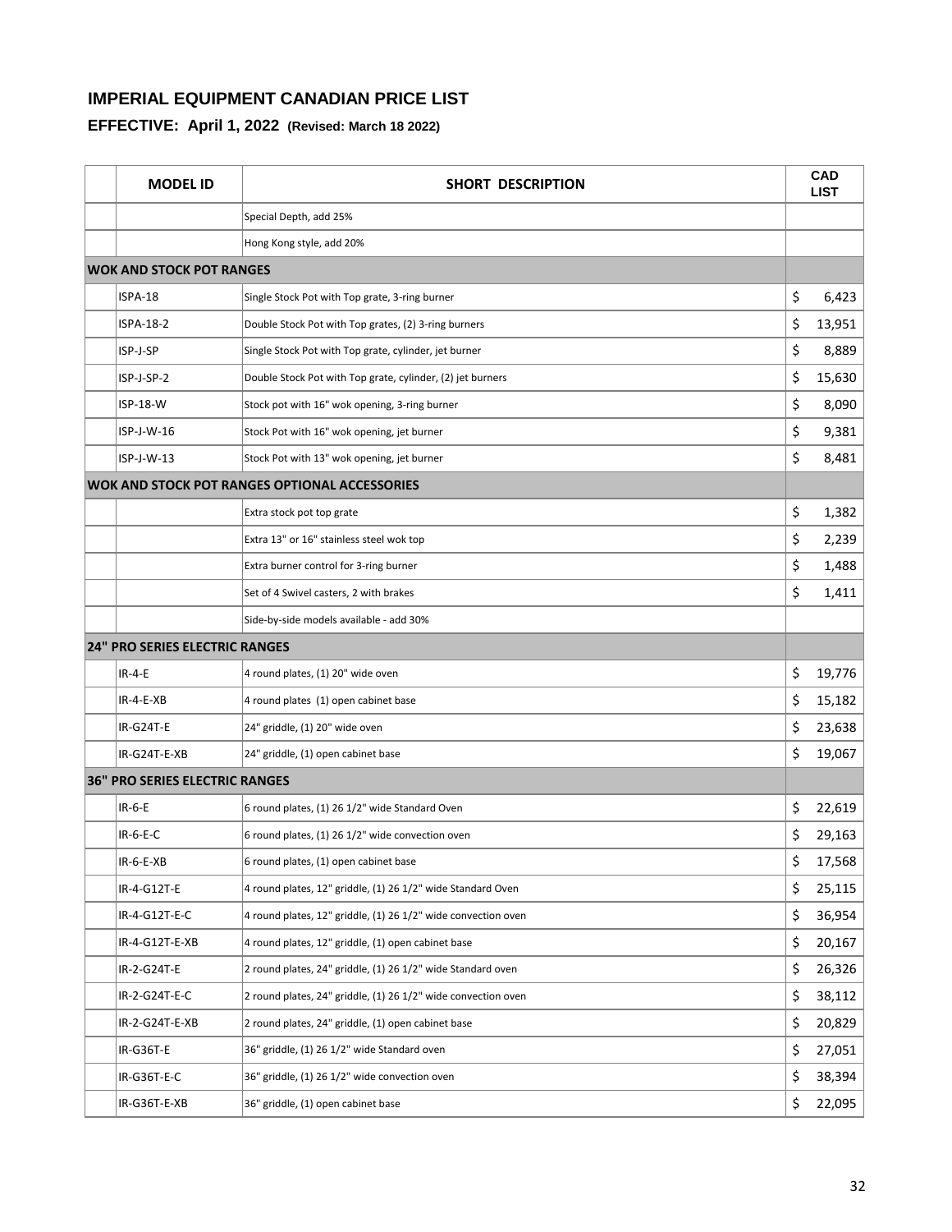## IMPERIAL EQUIPMENT CANADIAN PRICE LIST

### EFFECTIVE: April 1, 2022 (Revised: March 18 2022)

| | MODEL ID | SHORT DESCRIPTION | CAD LIST |
|---|---|---|---|
| | | Special Depth, add 25% | |
| | | Hong Kong style, add 20% | |
| **WOK AND STOCK POT RANGES** | | | |
| | ISPA-18 | Single Stock Pot with Top grate, 3-ring burner | $ 6,423 |
| | ISPA-18-2 | Double Stock Pot with Top grates, (2) 3-ring burners | $ 13,951 |
| | ISP-J-SP | Single Stock Pot with Top grate, cylinder, jet burner | $ 8,889 |
| | ISP-J-SP-2 | Double Stock Pot with Top grate, cylinder, (2) jet burners | $ 15,630 |
| | ISP-18-W | Stock pot with 16" wok opening, 3-ring burner | $ 8,090 |
| | ISP-J-W-16 | Stock Pot with 16" wok opening, jet burner | $ 9,381 |
| | ISP-J-W-13 | Stock Pot with 13" wok opening, jet burner | $ 8,481 |
| **WOK AND STOCK POT RANGES OPTIONAL ACCESSORIES** | | | |
| | | Extra stock pot top grate | $ 1,382 |
| | | Extra 13" or 16" stainless steel wok top | $ 2,239 |
| | | Extra burner control for 3-ring burner | $ 1,488 |
| | | Set of 4 Swivel casters, 2 with brakes | $ 1,411 |
| | | Side-by-side models available - add 30% | |
| **24" PRO SERIES ELECTRIC RANGES** | | | |
| | IR-4-E | 4 round plates, (1) 20" wide oven | $ 19,776 |
| | IR-4-E-XB | 4 round plates (1) open cabinet base | $ 15,182 |
| | IR-G24T-E | 24" griddle, (1) 20" wide oven | $ 23,638 |
| | IR-G24T-E-XB | 24" griddle, (1) open cabinet base | $ 19,067 |
| **36" PRO SERIES ELECTRIC RANGES** | | | |
| | IR-6-E | 6 round plates, (1) 26 1/2" wide Standard Oven | $ 22,619 |
| | IR-6-E-C | 6 round plates, (1) 26 1/2" wide convection oven | $ 29,163 |
| | IR-6-E-XB | 6 round plates, (1) open cabinet base | $ 17,568 |
| | IR-4-G12T-E | 4 round plates, 12" griddle, (1) 26 1/2" wide Standard Oven | $ 25,115 |
| | IR-4-G12T-E-C | 4 round plates, 12" griddle, (1) 26 1/2" wide convection oven | $ 36,954 |
| | IR-4-G12T-E-XB | 4 round plates, 12" griddle, (1) open cabinet base | $ 20,167 |
| | IR-2-G24T-E | 2 round plates, 24" griddle, (1) 26 1/2" wide Standard oven | $ 26,326 |
| | IR-2-G24T-E-C | 2 round plates, 24" griddle, (1) 26 1/2" wide convection oven | $ 38,112 |
| | IR-2-G24T-E-XB | 2 round plates, 24" griddle, (1) open cabinet base | $ 20,829 |
| | IR-G36T-E | 36" griddle, (1) 26 1/2" wide Standard oven | $ 27,051 |
| | IR-G36T-E-C | 36" griddle, (1) 26 1/2" wide convection oven | $ 38,394 |
| | IR-G36T-E-XB | 36" griddle, (1) open cabinet base | $ 22,095 |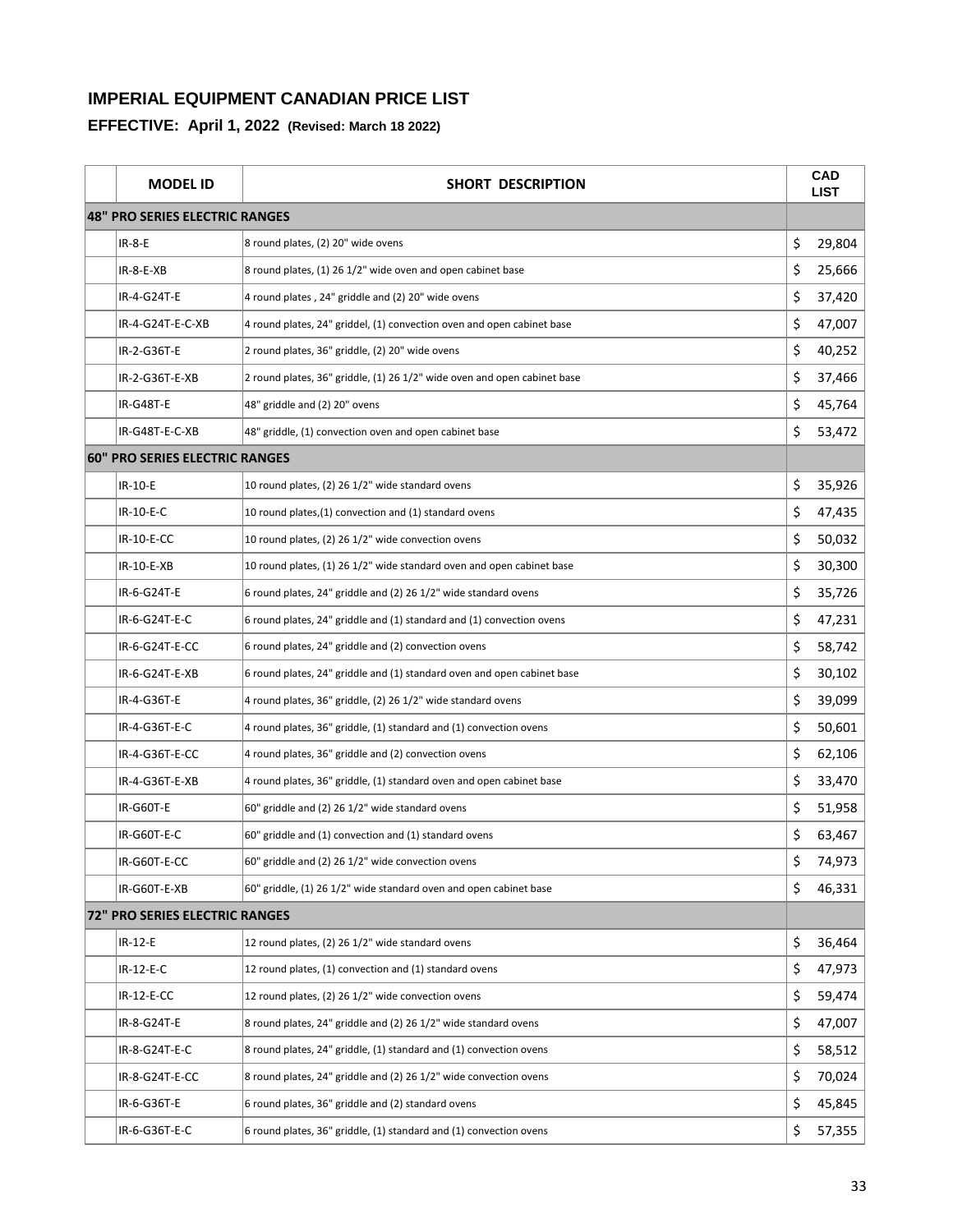# IMPERIAL EQUIPMENT CANADIAN PRICE LIST

## EFFECTIVE: April 1, 2022 (Revised: March 18 2022)

| | MODEL ID | SHORT DESCRIPTION | CAD LIST |
|---|---|---|---|
| **48" PRO SERIES ELECTRIC RANGES** | | | |
| | IR-8-E | 8 round plates, (2) 20" wide ovens | $ 29,804 |
| | IR-8-E-XB | 8 round plates, (1) 26 1/2" wide oven and open cabinet base | $ 25,666 |
| | IR-4-G24T-E | 4 round plates , 24" griddle and (2) 20" wide ovens | $ 37,420 |
| | IR-4-G24T-E-C-XB | 4 round plates, 24" griddel, (1) convection oven and open cabinet base | $ 47,007 |
| | IR-2-G36T-E | 2 round plates, 36" griddle, (2) 20" wide ovens | $ 40,252 |
| | IR-2-G36T-E-XB | 2 round plates, 36" griddle, (1) 26 1/2" wide oven and open cabinet base | $ 37,466 |
| | IR-G48T-E | 48" griddle and (2) 20" ovens | $ 45,764 |
| | IR-G48T-E-C-XB | 48" griddle, (1) convection oven and open cabinet base | $ 53,472 |
| **60" PRO SERIES ELECTRIC RANGES** | | | |
| | IR-10-E | 10 round plates, (2) 26 1/2" wide standard ovens | $ 35,926 |
| | IR-10-E-C | 10 round plates,(1) convection and (1) standard ovens | $ 47,435 |
| | IR-10-E-CC | 10 round plates, (2) 26 1/2" wide convection ovens | $ 50,032 |
| | IR-10-E-XB | 10 round plates, (1) 26 1/2" wide standard oven and open cabinet base | $ 30,300 |
| | IR-6-G24T-E | 6 round plates, 24" griddle and (2) 26 1/2" wide standard ovens | $ 35,726 |
| | IR-6-G24T-E-C | 6 round plates, 24" griddle and (1) standard and (1) convection ovens | $ 47,231 |
| | IR-6-G24T-E-CC | 6 round plates, 24" griddle and (2) convection ovens | $ 58,742 |
| | IR-6-G24T-E-XB | 6 round plates, 24" griddle and (1) standard oven and open cabinet base | $ 30,102 |
| | IR-4-G36T-E | 4 round plates, 36" griddle, (2) 26 1/2" wide standard ovens | $ 39,099 |
| | IR-4-G36T-E-C | 4 round plates, 36" griddle, (1) standard and (1) convection ovens | $ 50,601 |
| | IR-4-G36T-E-CC | 4 round plates, 36" griddle and (2) convection ovens | $ 62,106 |
| | IR-4-G36T-E-XB | 4 round plates, 36" griddle, (1) standard oven and open cabinet base | $ 33,470 |
| | IR-G60T-E | 60" griddle and (2) 26 1/2" wide standard ovens | $ 51,958 |
| | IR-G60T-E-C | 60" griddle and (1) convection and (1) standard ovens | $ 63,467 |
| | IR-G60T-E-CC | 60" griddle and (2) 26 1/2" wide convection ovens | $ 74,973 |
| | IR-G60T-E-XB | 60" griddle, (1) 26 1/2" wide standard oven and open cabinet base | $ 46,331 |
| **72" PRO SERIES ELECTRIC RANGES** | | | |
| | IR-12-E | 12 round plates, (2) 26 1/2" wide standard ovens | $ 36,464 |
| | IR-12-E-C | 12 round plates, (1) convection and (1) standard ovens | $ 47,973 |
| | IR-12-E-CC | 12 round plates, (2) 26 1/2" wide convection ovens | $ 59,474 |
| | IR-8-G24T-E | 8 round plates, 24" griddle and (2) 26 1/2" wide standard ovens | $ 47,007 |
| | IR-8-G24T-E-C | 8 round plates, 24" griddle, (1) standard and (1) convection ovens | $ 58,512 |
| | IR-8-G24T-E-CC | 8 round plates, 24" griddle and (2) 26 1/2" wide convection ovens | $ 70,024 |
| | IR-6-G36T-E | 6 round plates, 36" griddle and (2) standard ovens | $ 45,845 |
| | IR-6-G36T-E-C | 6 round plates, 36" griddle, (1) standard and (1) convection ovens | $ 57,355 |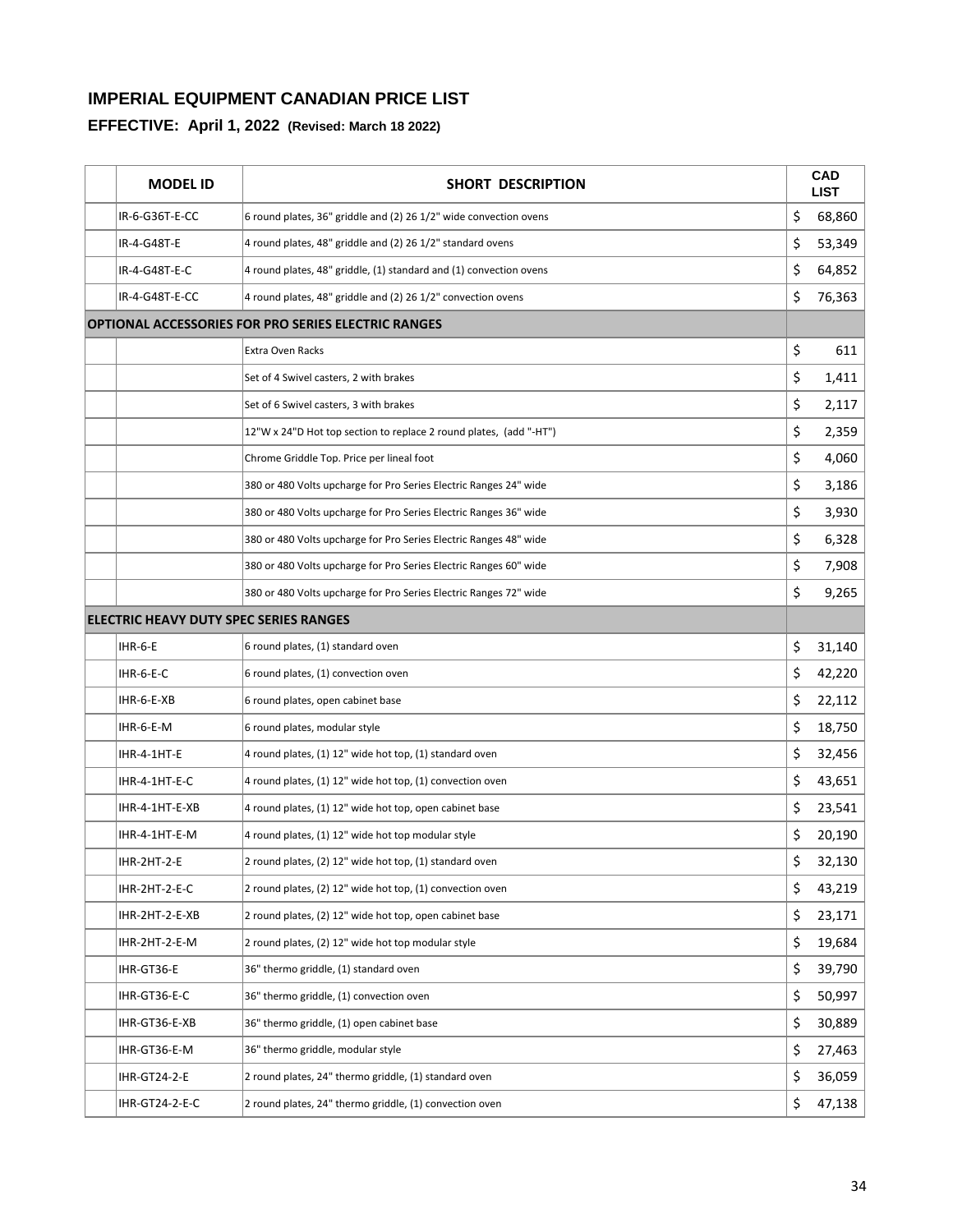## IMPERIAL EQUIPMENT CANADIAN PRICE LIST

### EFFECTIVE: April 1, 2022 (Revised: March 18 2022)

| | MODEL ID | SHORT DESCRIPTION | CAD LIST |
|---|---|---|---|
| | IR-6-G36T-E-CC | 6 round plates, 36" griddle and (2) 26 1/2" wide convection ovens | $ 68,860 |
| | IR-4-G48T-E | 4 round plates, 48" griddle and (2) 26 1/2" standard ovens | $ 53,349 |
| | IR-4-G48T-E-C | 4 round plates, 48" griddle, (1) standard and (1) convection ovens | $ 64,852 |
| | IR-4-G48T-E-CC | 4 round plates, 48" griddle and (2) 26 1/2" convection ovens | $ 76,363 |
| **OPTIONAL ACCESSORIES FOR PRO SERIES ELECTRIC RANGES** | | | |
| | | Extra Oven Racks | $ 611 |
| | | Set of 4 Swivel casters, 2 with brakes | $ 1,411 |
| | | Set of 6 Swivel casters, 3 with brakes | $ 2,117 |
| | | 12"W x 24"D Hot top section to replace 2 round plates, (add "-HT") | $ 2,359 |
| | | Chrome Griddle Top. Price per lineal foot | $ 4,060 |
| | | 380 or 480 Volts upcharge for Pro Series Electric Ranges 24" wide | $ 3,186 |
| | | 380 or 480 Volts upcharge for Pro Series Electric Ranges 36" wide | $ 3,930 |
| | | 380 or 480 Volts upcharge for Pro Series Electric Ranges 48" wide | $ 6,328 |
| | | 380 or 480 Volts upcharge for Pro Series Electric Ranges 60" wide | $ 7,908 |
| | | 380 or 480 Volts upcharge for Pro Series Electric Ranges 72" wide | $ 9,265 |
| **ELECTRIC HEAVY DUTY SPEC SERIES RANGES** | | | |
| | IHR-6-E | 6 round plates, (1) standard oven | $ 31,140 |
| | IHR-6-E-C | 6 round plates, (1) convection oven | $ 42,220 |
| | IHR-6-E-XB | 6 round plates, open cabinet base | $ 22,112 |
| | IHR-6-E-M | 6 round plates, modular style | $ 18,750 |
| | IHR-4-1HT-E | 4 round plates, (1) 12" wide hot top, (1) standard oven | $ 32,456 |
| | IHR-4-1HT-E-C | 4 round plates, (1) 12" wide hot top, (1) convection oven | $ 43,651 |
| | IHR-4-1HT-E-XB | 4 round plates, (1) 12" wide hot top, open cabinet base | $ 23,541 |
| | IHR-4-1HT-E-M | 4 round plates, (1) 12" wide hot top modular style | $ 20,190 |
| | IHR-2HT-2-E | 2 round plates, (2) 12" wide hot top, (1) standard oven | $ 32,130 |
| | IHR-2HT-2-E-C | 2 round plates, (2) 12" wide hot top, (1) convection oven | $ 43,219 |
| | IHR-2HT-2-E-XB | 2 round plates, (2) 12" wide hot top, open cabinet base | $ 23,171 |
| | IHR-2HT-2-E-M | 2 round plates, (2) 12" wide hot top modular style | $ 19,684 |
| | IHR-GT36-E | 36" thermo griddle, (1) standard oven | $ 39,790 |
| | IHR-GT36-E-C | 36" thermo griddle, (1) convection oven | $ 50,997 |
| | IHR-GT36-E-XB | 36" thermo griddle, (1) open cabinet base | $ 30,889 |
| | IHR-GT36-E-M | 36" thermo griddle, modular style | $ 27,463 |
| | IHR-GT24-2-E | 2 round plates, 24" thermo griddle, (1) standard oven | $ 36,059 |
| | IHR-GT24-2-E-C | 2 round plates, 24" thermo griddle, (1) convection oven | $ 47,138 |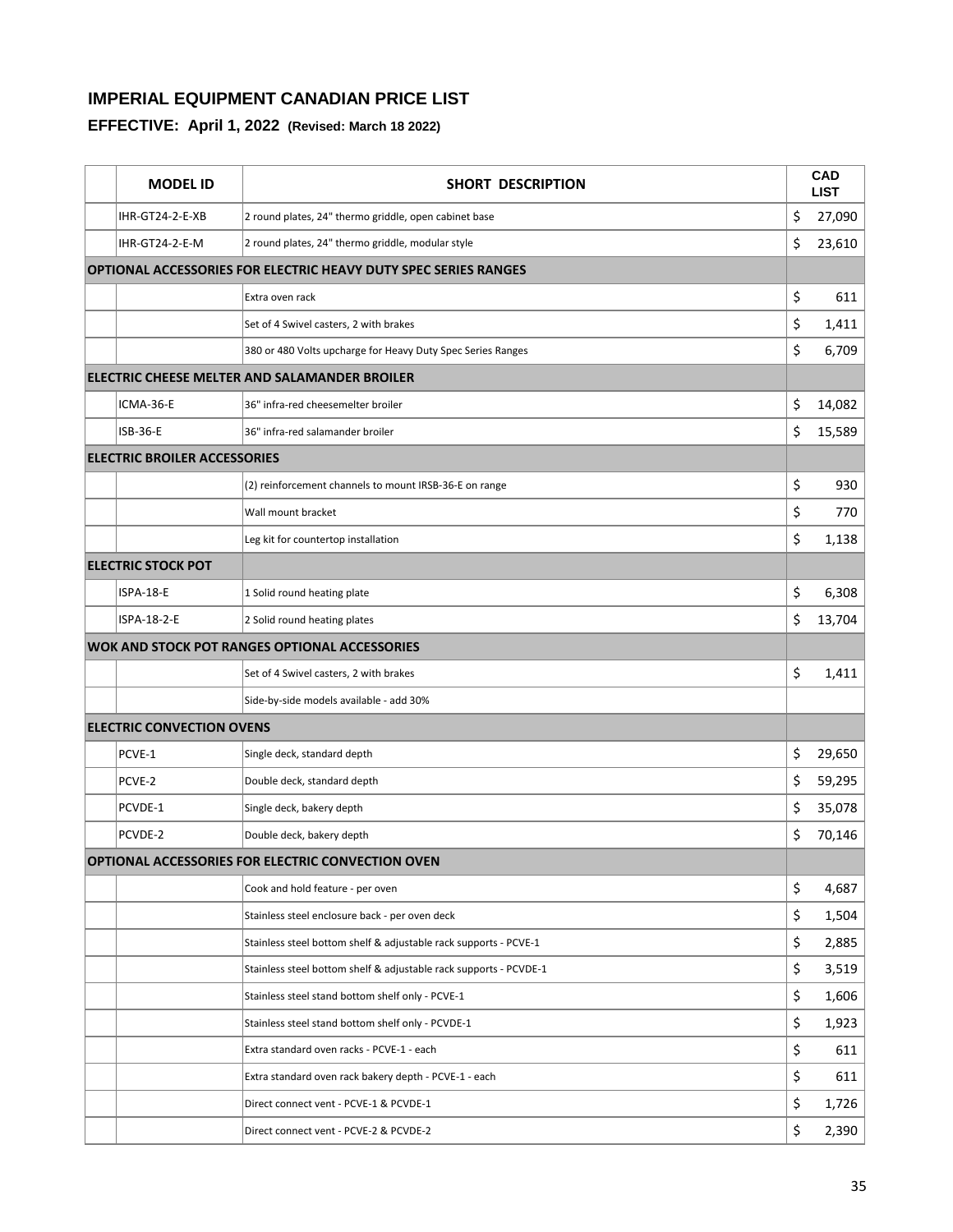# IMPERIAL EQUIPMENT CANADIAN PRICE LIST

## EFFECTIVE: April 1, 2022 (Revised: March 18 2022)

| | MODEL ID | SHORT DESCRIPTION | CAD LIST |
|---|---|---|---|
| | IHR-GT24-2-E-XB | 2 round plates, 24" thermo griddle, open cabinet base | $ 27,090 |
| | IHR-GT24-2-E-M | 2 round plates, 24" thermo griddle, modular style | $ 23,610 |
| **OPTIONAL ACCESSORIES FOR ELECTRIC HEAVY DUTY SPEC SERIES RANGES** | | | |
| | | Extra oven rack | $ 611 |
| | | Set of 4 Swivel casters, 2 with brakes | $ 1,411 |
| | | 380 or 480 Volts upcharge for Heavy Duty Spec Series Ranges | $ 6,709 |
| **ELECTRIC CHEESE MELTER AND SALAMANDER BROILER** | | | |
| | ICMA-36-E | 36" infra-red cheesemelter broiler | $ 14,082 |
| | ISB-36-E | 36" infra-red salamander broiler | $ 15,589 |
| **ELECTRIC BROILER ACCESSORIES** | | | |
| | | (2) reinforcement channels to mount IRSB-36-E on range | $ 930 |
| | | Wall mount bracket | $ 770 |
| | | Leg kit for countertop installation | $ 1,138 |
| **ELECTRIC STOCK POT** | | | |
| | ISPA-18-E | 1 Solid round heating plate | $ 6,308 |
| | ISPA-18-2-E | 2 Solid round heating plates | $ 13,704 |
| **WOK AND STOCK POT RANGES OPTIONAL ACCESSORIES** | | | |
| | | Set of 4 Swivel casters, 2 with brakes | $ 1,411 |
| | | Side-by-side models available - add 30% | |
| **ELECTRIC CONVECTION OVENS** | | | |
| | PCVE-1 | Single deck, standard depth | $ 29,650 |
| | PCVE-2 | Double deck, standard depth | $ 59,295 |
| | PCVDE-1 | Single deck, bakery depth | $ 35,078 |
| | PCVDE-2 | Double deck, bakery depth | $ 70,146 |
| **OPTIONAL ACCESSORIES FOR ELECTRIC CONVECTION OVEN** | | | |
| | | Cook and hold feature - per oven | $ 4,687 |
| | | Stainless steel enclosure back - per oven deck | $ 1,504 |
| | | Stainless steel bottom shelf & adjustable rack supports - PCVE-1 | $ 2,885 |
| | | Stainless steel bottom shelf & adjustable rack supports - PCVDE-1 | $ 3,519 |
| | | Stainless steel stand bottom shelf only - PCVE-1 | $ 1,606 |
| | | Stainless steel stand bottom shelf only - PCVDE-1 | $ 1,923 |
| | | Extra standard oven racks - PCVE-1 - each | $ 611 |
| | | Extra standard oven rack bakery depth - PCVE-1 - each | $ 611 |
| | | Direct connect vent - PCVE-1 & PCVDE-1 | $ 1,726 |
| | | Direct connect vent - PCVE-2 & PCVDE-2 | $ 2,390 |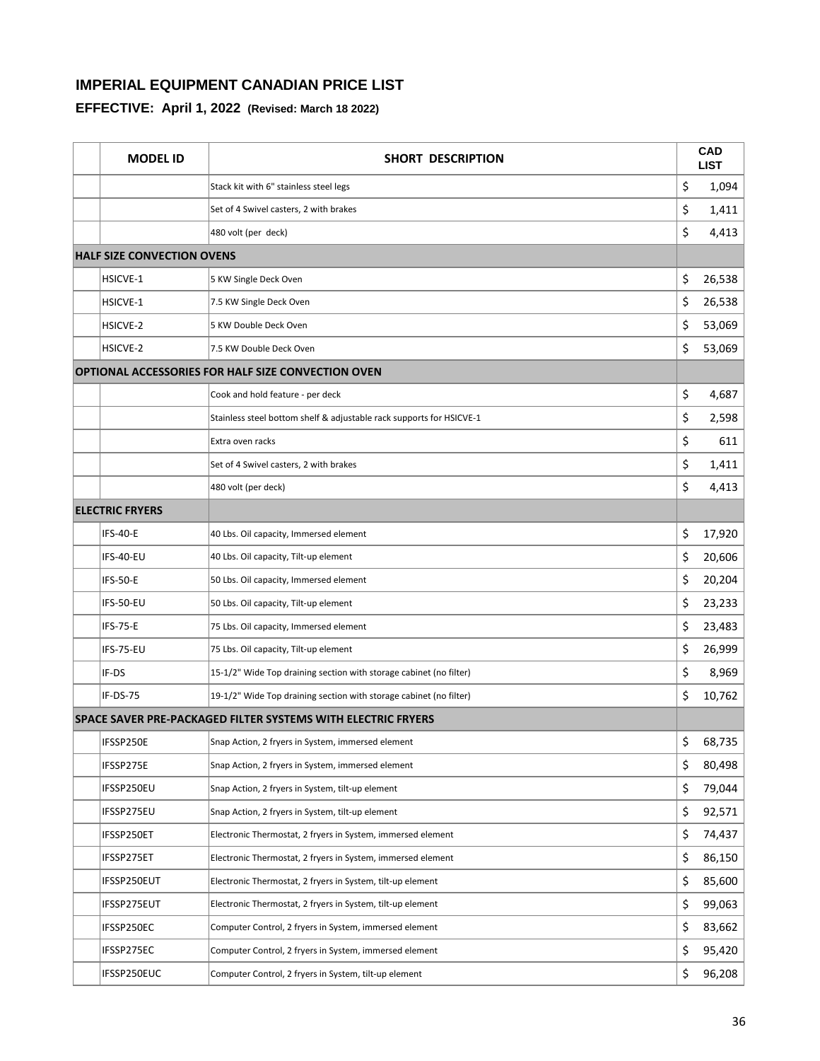## IMPERIAL EQUIPMENT CANADIAN PRICE LIST

### EFFECTIVE: April 1, 2022 (Revised: March 18 2022)

| | MODEL ID | SHORT DESCRIPTION | CAD LIST |
|---|---|---|---|
| | | Stack kit with 6" stainless steel legs | $ 1,094 |
| | | Set of 4 Swivel casters, 2 with brakes | $ 1,411 |
| | | 480 volt (per deck) | $ 4,413 |
| **HALF SIZE CONVECTION OVENS** | | | |
| | HSICVE-1 | 5 KW Single Deck Oven | $ 26,538 |
| | HSICVE-1 | 7.5 KW Single Deck Oven | $ 26,538 |
| | HSICVE-2 | 5 KW Double Deck Oven | $ 53,069 |
| | HSICVE-2 | 7.5 KW Double Deck Oven | $ 53,069 |
| **OPTIONAL ACCESSORIES FOR HALF SIZE CONVECTION OVEN** | | | |
| | | Cook and hold feature - per deck | $ 4,687 |
| | | Stainless steel bottom shelf & adjustable rack supports for HSICVE-1 | $ 2,598 |
| | | Extra oven racks | $ 611 |
| | | Set of 4 Swivel casters, 2 with brakes | $ 1,411 |
| | | 480 volt (per deck) | $ 4,413 |
| **ELECTRIC FRYERS** | | | |
| | IFS-40-E | 40 Lbs. Oil capacity, Immersed element | $ 17,920 |
| | IFS-40-EU | 40 Lbs. Oil capacity, Tilt-up element | $ 20,606 |
| | IFS-50-E | 50 Lbs. Oil capacity, Immersed element | $ 20,204 |
| | IFS-50-EU | 50 Lbs. Oil capacity, Tilt-up element | $ 23,233 |
| | IFS-75-E | 75 Lbs. Oil capacity, Immersed element | $ 23,483 |
| | IFS-75-EU | 75 Lbs. Oil capacity, Tilt-up element | $ 26,999 |
| | IF-DS | 15-1/2" Wide Top draining section with storage cabinet (no filter) | $ 8,969 |
| | IF-DS-75 | 19-1/2" Wide Top draining section with storage cabinet (no filter) | $ 10,762 |
| **SPACE SAVER PRE-PACKAGED FILTER SYSTEMS WITH ELECTRIC FRYERS** | | | |
| | IFSSP250E | Snap Action, 2 fryers in System, immersed element | $ 68,735 |
| | IFSSP275E | Snap Action, 2 fryers in System, immersed element | $ 80,498 |
| | IFSSP250EU | Snap Action, 2 fryers in System, tilt-up element | $ 79,044 |
| | IFSSP275EU | Snap Action, 2 fryers in System, tilt-up element | $ 92,571 |
| | IFSSP250ET | Electronic Thermostat, 2 fryers in System, immersed element | $ 74,437 |
| | IFSSP275ET | Electronic Thermostat, 2 fryers in System, immersed element | $ 86,150 |
| | IFSSP250EUT | Electronic Thermostat, 2 fryers in System, tilt-up element | $ 85,600 |
| | IFSSP275EUT | Electronic Thermostat, 2 fryers in System, tilt-up element | $ 99,063 |
| | IFSSP250EC | Computer Control, 2 fryers in System, immersed element | $ 83,662 |
| | IFSSP275EC | Computer Control, 2 fryers in System, immersed element | $ 95,420 |
| | IFSSP250EUC | Computer Control, 2 fryers in System, tilt-up element | $ 96,208 |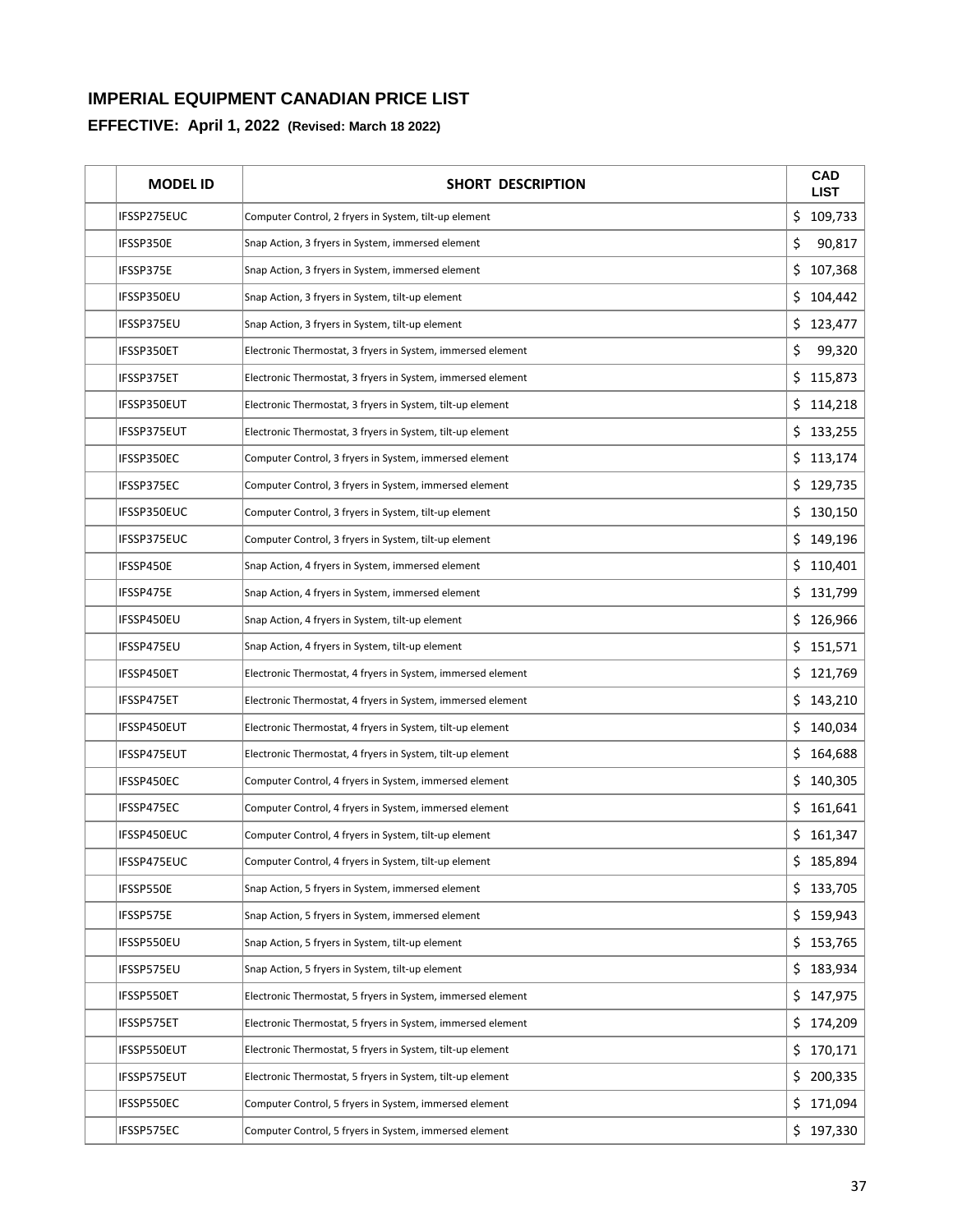## IMPERIAL EQUIPMENT CANADIAN PRICE LIST

### EFFECTIVE: April 1, 2022 (Revised: March 18 2022)

| | MODEL ID | SHORT DESCRIPTION | CAD LIST |
|---|---|---|---|
| | IFSSP275EUC | Computer Control, 2 fryers in System, tilt-up element | $ 109,733 |
| | IFSSP350E | Snap Action, 3 fryers in System, immersed element | $ 90,817 |
| | IFSSP375E | Snap Action, 3 fryers in System, immersed element | $ 107,368 |
| | IFSSP350EU | Snap Action, 3 fryers in System, tilt-up element | $ 104,442 |
| | IFSSP375EU | Snap Action, 3 fryers in System, tilt-up element | $ 123,477 |
| | IFSSP350ET | Electronic Thermostat, 3 fryers in System, immersed element | $ 99,320 |
| | IFSSP375ET | Electronic Thermostat, 3 fryers in System, immersed element | $ 115,873 |
| | IFSSP350EUT | Electronic Thermostat, 3 fryers in System, tilt-up element | $ 114,218 |
| | IFSSP375EUT | Electronic Thermostat, 3 fryers in System, tilt-up element | $ 133,255 |
| | IFSSP350EC | Computer Control, 3 fryers in System, immersed element | $ 113,174 |
| | IFSSP375EC | Computer Control, 3 fryers in System, immersed element | $ 129,735 |
| | IFSSP350EUC | Computer Control, 3 fryers in System, tilt-up element | $ 130,150 |
| | IFSSP375EUC | Computer Control, 3 fryers in System, tilt-up element | $ 149,196 |
| | IFSSP450E | Snap Action, 4 fryers in System, immersed element | $ 110,401 |
| | IFSSP475E | Snap Action, 4 fryers in System, immersed element | $ 131,799 |
| | IFSSP450EU | Snap Action, 4 fryers in System, tilt-up element | $ 126,966 |
| | IFSSP475EU | Snap Action, 4 fryers in System, tilt-up element | $ 151,571 |
| | IFSSP450ET | Electronic Thermostat, 4 fryers in System, immersed element | $ 121,769 |
| | IFSSP475ET | Electronic Thermostat, 4 fryers in System, immersed element | $ 143,210 |
| | IFSSP450EUT | Electronic Thermostat, 4 fryers in System, tilt-up element | $ 140,034 |
| | IFSSP475EUT | Electronic Thermostat, 4 fryers in System, tilt-up element | $ 164,688 |
| | IFSSP450EC | Computer Control, 4 fryers in System, immersed element | $ 140,305 |
| | IFSSP475EC | Computer Control, 4 fryers in System, immersed element | $ 161,641 |
| | IFSSP450EUC | Computer Control, 4 fryers in System, tilt-up element | $ 161,347 |
| | IFSSP475EUC | Computer Control, 4 fryers in System, tilt-up element | $ 185,894 |
| | IFSSP550E | Snap Action, 5 fryers in System, immersed element | $ 133,705 |
| | IFSSP575E | Snap Action, 5 fryers in System, immersed element | $ 159,943 |
| | IFSSP550EU | Snap Action, 5 fryers in System, tilt-up element | $ 153,765 |
| | IFSSP575EU | Snap Action, 5 fryers in System, tilt-up element | $ 183,934 |
| | IFSSP550ET | Electronic Thermostat, 5 fryers in System, immersed element | $ 147,975 |
| | IFSSP575ET | Electronic Thermostat, 5 fryers in System, immersed element | $ 174,209 |
| | IFSSP550EUT | Electronic Thermostat, 5 fryers in System, tilt-up element | $ 170,171 |
| | IFSSP575EUT | Electronic Thermostat, 5 fryers in System, tilt-up element | $ 200,335 |
| | IFSSP550EC | Computer Control, 5 fryers in System, immersed element | $ 171,094 |
| | IFSSP575EC | Computer Control, 5 fryers in System, immersed element | $ 197,330 |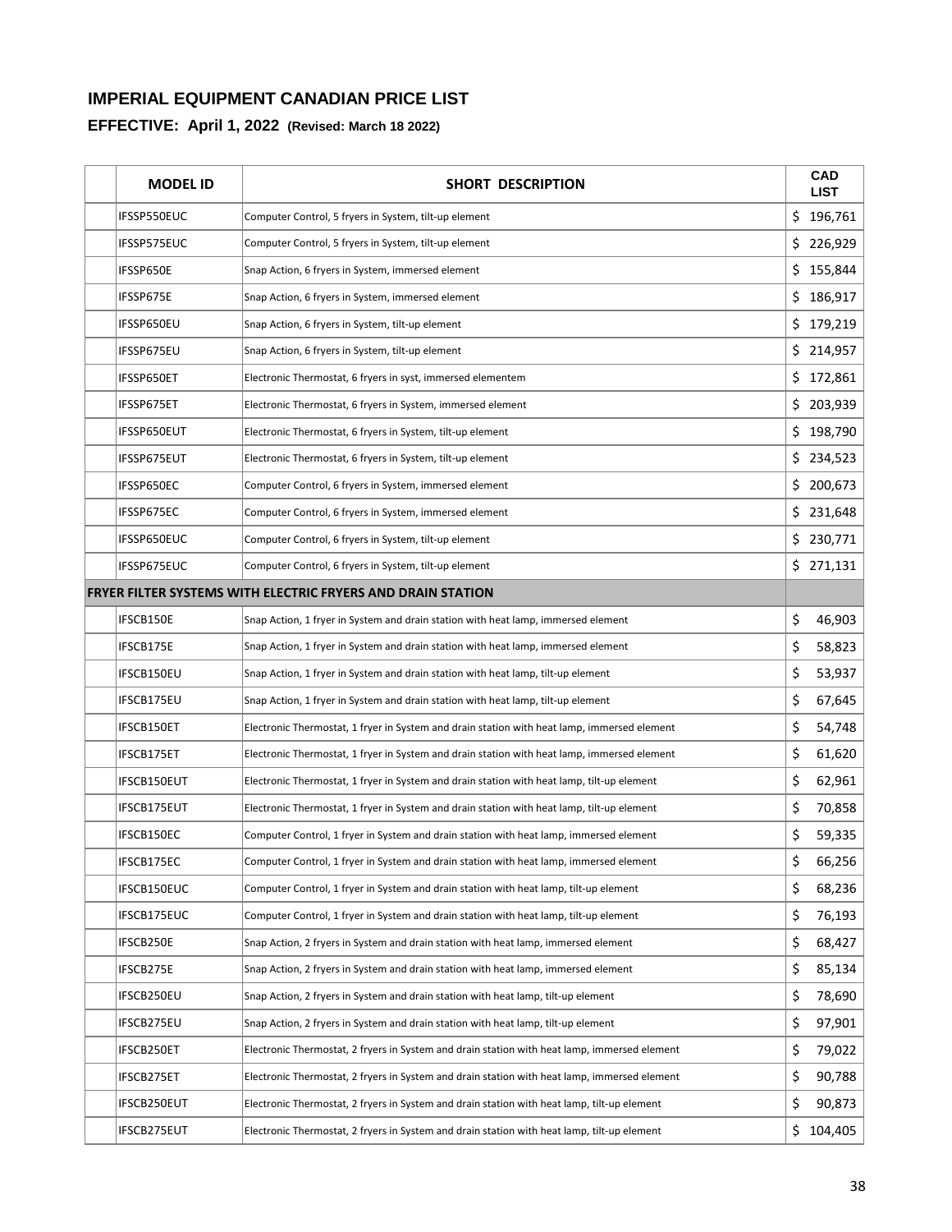## IMPERIAL EQUIPMENT CANADIAN PRICE LIST

### EFFECTIVE: April 1, 2022 (Revised: March 18 2022)

| | MODEL ID | SHORT DESCRIPTION | CAD LIST |
|---|---|---|---|
| | IFSSP550EUC | Computer Control, 5 fryers in System, tilt-up element | $ 196,761 |
| | IFSSP575EUC | Computer Control, 5 fryers in System, tilt-up element | $ 226,929 |
| | IFSSP650E | Snap Action, 6 fryers in System, immersed element | $ 155,844 |
| | IFSSP675E | Snap Action, 6 fryers in System, immersed element | $ 186,917 |
| | IFSSP650EU | Snap Action, 6 fryers in System, tilt-up element | $ 179,219 |
| | IFSSP675EU | Snap Action, 6 fryers in System, tilt-up element | $ 214,957 |
| | IFSSP650ET | Electronic Thermostat, 6 fryers in syst, immersed elementem | $ 172,861 |
| | IFSSP675ET | Electronic Thermostat, 6 fryers in System, immersed element | $ 203,939 |
| | IFSSP650EUT | Electronic Thermostat, 6 fryers in System, tilt-up element | $ 198,790 |
| | IFSSP675EUT | Electronic Thermostat, 6 fryers in System, tilt-up element | $ 234,523 |
| | IFSSP650EC | Computer Control, 6 fryers in System, immersed element | $ 200,673 |
| | IFSSP675EC | Computer Control, 6 fryers in System, immersed element | $ 231,648 |
| | IFSSP650EUC | Computer Control, 6 fryers in System, tilt-up element | $ 230,771 |
| | IFSSP675EUC | Computer Control, 6 fryers in System, tilt-up element | $ 271,131 |
| **FRYER FILTER SYSTEMS WITH ELECTRIC FRYERS AND DRAIN STATION** | | | |
| | IFSCB150E | Snap Action, 1 fryer in System and drain station with heat lamp, immersed element | $ 46,903 |
| | IFSCB175E | Snap Action, 1 fryer in System and drain station with heat lamp, immersed element | $ 58,823 |
| | IFSCB150EU | Snap Action, 1 fryer in System and drain station with heat lamp, tilt-up element | $ 53,937 |
| | IFSCB175EU | Snap Action, 1 fryer in System and drain station with heat lamp, tilt-up element | $ 67,645 |
| | IFSCB150ET | Electronic Thermostat, 1 fryer in System and drain station with heat lamp, immersed element | $ 54,748 |
| | IFSCB175ET | Electronic Thermostat, 1 fryer in System and drain station with heat lamp, immersed element | $ 61,620 |
| | IFSCB150EUT | Electronic Thermostat, 1 fryer in System and drain station with heat lamp, tilt-up element | $ 62,961 |
| | IFSCB175EUT | Electronic Thermostat, 1 fryer in System and drain station with heat lamp, tilt-up element | $ 70,858 |
| | IFSCB150EC | Computer Control, 1 fryer in System and drain station with heat lamp, immersed element | $ 59,335 |
| | IFSCB175EC | Computer Control, 1 fryer in System and drain station with heat lamp, immersed element | $ 66,256 |
| | IFSCB150EUC | Computer Control, 1 fryer in System and drain station with heat lamp, tilt-up element | $ 68,236 |
| | IFSCB175EUC | Computer Control, 1 fryer in System and drain station with heat lamp, tilt-up element | $ 76,193 |
| | IFSCB250E | Snap Action, 2 fryers in System and drain station with heat lamp, immersed element | $ 68,427 |
| | IFSCB275E | Snap Action, 2 fryers in System and drain station with heat lamp, immersed element | $ 85,134 |
| | IFSCB250EU | Snap Action, 2 fryers in System and drain station with heat lamp, tilt-up element | $ 78,690 |
| | IFSCB275EU | Snap Action, 2 fryers in System and drain station with heat lamp, tilt-up element | $ 97,901 |
| | IFSCB250ET | Electronic Thermostat, 2 fryers in System and drain station with heat lamp, immersed element | $ 79,022 |
| | IFSCB275ET | Electronic Thermostat, 2 fryers in System and drain station with heat lamp, immersed element | $ 90,788 |
| | IFSCB250EUT | Electronic Thermostat, 2 fryers in System and drain station with heat lamp, tilt-up element | $ 90,873 |
| | IFSCB275EUT | Electronic Thermostat, 2 fryers in System and drain station with heat lamp, tilt-up element | $ 104,405 |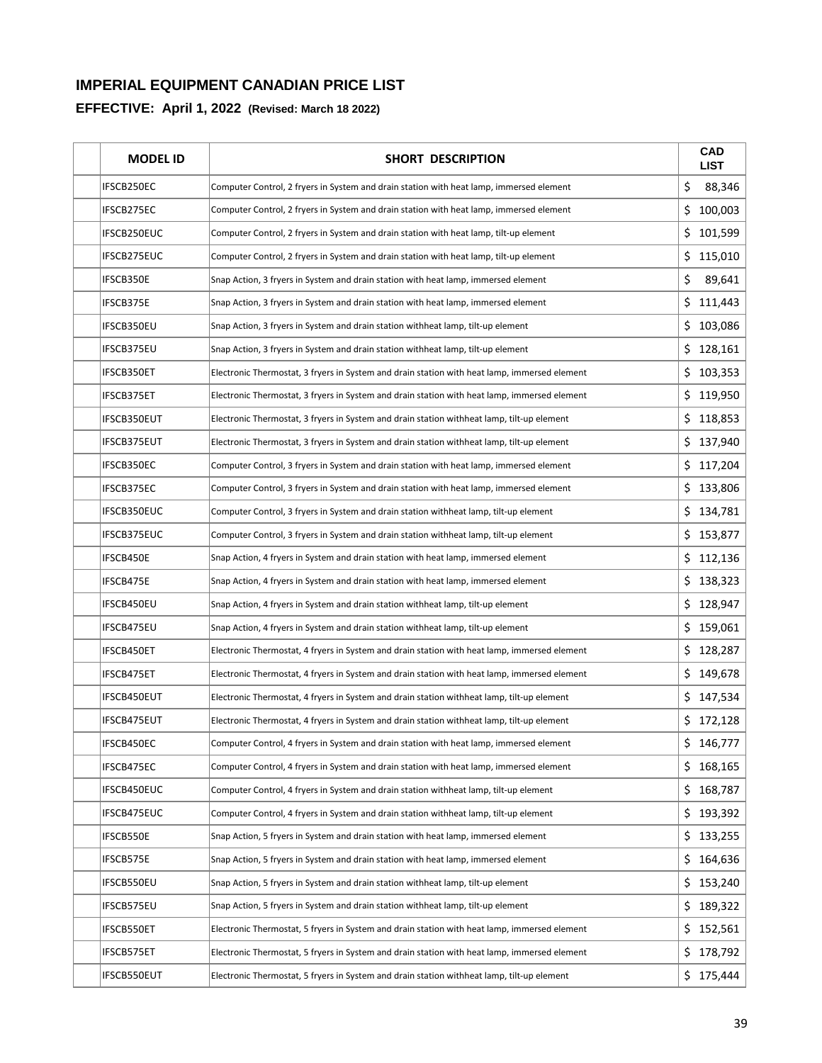# IMPERIAL EQUIPMENT CANADIAN PRICE LIST

## EFFECTIVE: April 1, 2022 (Revised: March 18 2022)

| | MODEL ID | SHORT DESCRIPTION | CAD LIST |
|---|---|---|---|
| | IFSCB250EC | Computer Control, 2 fryers in System and drain station with heat lamp, immersed element | $ 88,346 |
| | IFSCB275EC | Computer Control, 2 fryers in System and drain station with heat lamp, immersed element | $ 100,003 |
| | IFSCB250EUC | Computer Control, 2 fryers in System and drain station with heat lamp, tilt-up element | $ 101,599 |
| | IFSCB275EUC | Computer Control, 2 fryers in System and drain station with heat lamp, tilt-up element | $ 115,010 |
| | IFSCB350E | Snap Action, 3 fryers in System and drain station with heat lamp, immersed element | $ 89,641 |
| | IFSCB375E | Snap Action, 3 fryers in System and drain station with heat lamp, immersed element | $ 111,443 |
| | IFSCB350EU | Snap Action, 3 fryers in System and drain station withheat lamp, tilt-up element | $ 103,086 |
| | IFSCB375EU | Snap Action, 3 fryers in System and drain station withheat lamp, tilt-up element | $ 128,161 |
| | IFSCB350ET | Electronic Thermostat, 3 fryers in System and drain station with heat lamp, immersed element | $ 103,353 |
| | IFSCB375ET | Electronic Thermostat, 3 fryers in System and drain station with heat lamp, immersed element | $ 119,950 |
| | IFSCB350EUT | Electronic Thermostat, 3 fryers in System and drain station withheat lamp, tilt-up element | $ 118,853 |
| | IFSCB375EUT | Electronic Thermostat, 3 fryers in System and drain station withheat lamp, tilt-up element | $ 137,940 |
| | IFSCB350EC | Computer Control, 3 fryers in System and drain station with heat lamp, immersed element | $ 117,204 |
| | IFSCB375EC | Computer Control, 3 fryers in System and drain station with heat lamp, immersed element | $ 133,806 |
| | IFSCB350EUC | Computer Control, 3 fryers in System and drain station withheat lamp, tilt-up element | $ 134,781 |
| | IFSCB375EUC | Computer Control, 3 fryers in System and drain station withheat lamp, tilt-up element | $ 153,877 |
| | IFSCB450E | Snap Action, 4 fryers in System and drain station with heat lamp, immersed element | $ 112,136 |
| | IFSCB475E | Snap Action, 4 fryers in System and drain station with heat lamp, immersed element | $ 138,323 |
| | IFSCB450EU | Snap Action, 4 fryers in System and drain station withheat lamp, tilt-up element | $ 128,947 |
| | IFSCB475EU | Snap Action, 4 fryers in System and drain station withheat lamp, tilt-up element | $ 159,061 |
| | IFSCB450ET | Electronic Thermostat, 4 fryers in System and drain station with heat lamp, immersed element | $ 128,287 |
| | IFSCB475ET | Electronic Thermostat, 4 fryers in System and drain station with heat lamp, immersed element | $ 149,678 |
| | IFSCB450EUT | Electronic Thermostat, 4 fryers in System and drain station withheat lamp, tilt-up element | $ 147,534 |
| | IFSCB475EUT | Electronic Thermostat, 4 fryers in System and drain station withheat lamp, tilt-up element | $ 172,128 |
| | IFSCB450EC | Computer Control, 4 fryers in System and drain station with heat lamp, immersed element | $ 146,777 |
| | IFSCB475EC | Computer Control, 4 fryers in System and drain station with heat lamp, immersed element | $ 168,165 |
| | IFSCB450EUC | Computer Control, 4 fryers in System and drain station withheat lamp, tilt-up element | $ 168,787 |
| | IFSCB475EUC | Computer Control, 4 fryers in System and drain station withheat lamp, tilt-up element | $ 193,392 |
| | IFSCB550E | Snap Action, 5 fryers in System and drain station with heat lamp, immersed element | $ 133,255 |
| | IFSCB575E | Snap Action, 5 fryers in System and drain station with heat lamp, immersed element | $ 164,636 |
| | IFSCB550EU | Snap Action, 5 fryers in System and drain station withheat lamp, tilt-up element | $ 153,240 |
| | IFSCB575EU | Snap Action, 5 fryers in System and drain station withheat lamp, tilt-up element | $ 189,322 |
| | IFSCB550ET | Electronic Thermostat, 5 fryers in System and drain station with heat lamp, immersed element | $ 152,561 |
| | IFSCB575ET | Electronic Thermostat, 5 fryers in System and drain station with heat lamp, immersed element | $ 178,792 |
| | IFSCB550EUT | Electronic Thermostat, 5 fryers in System and drain station withheat lamp, tilt-up element | $ 175,444 |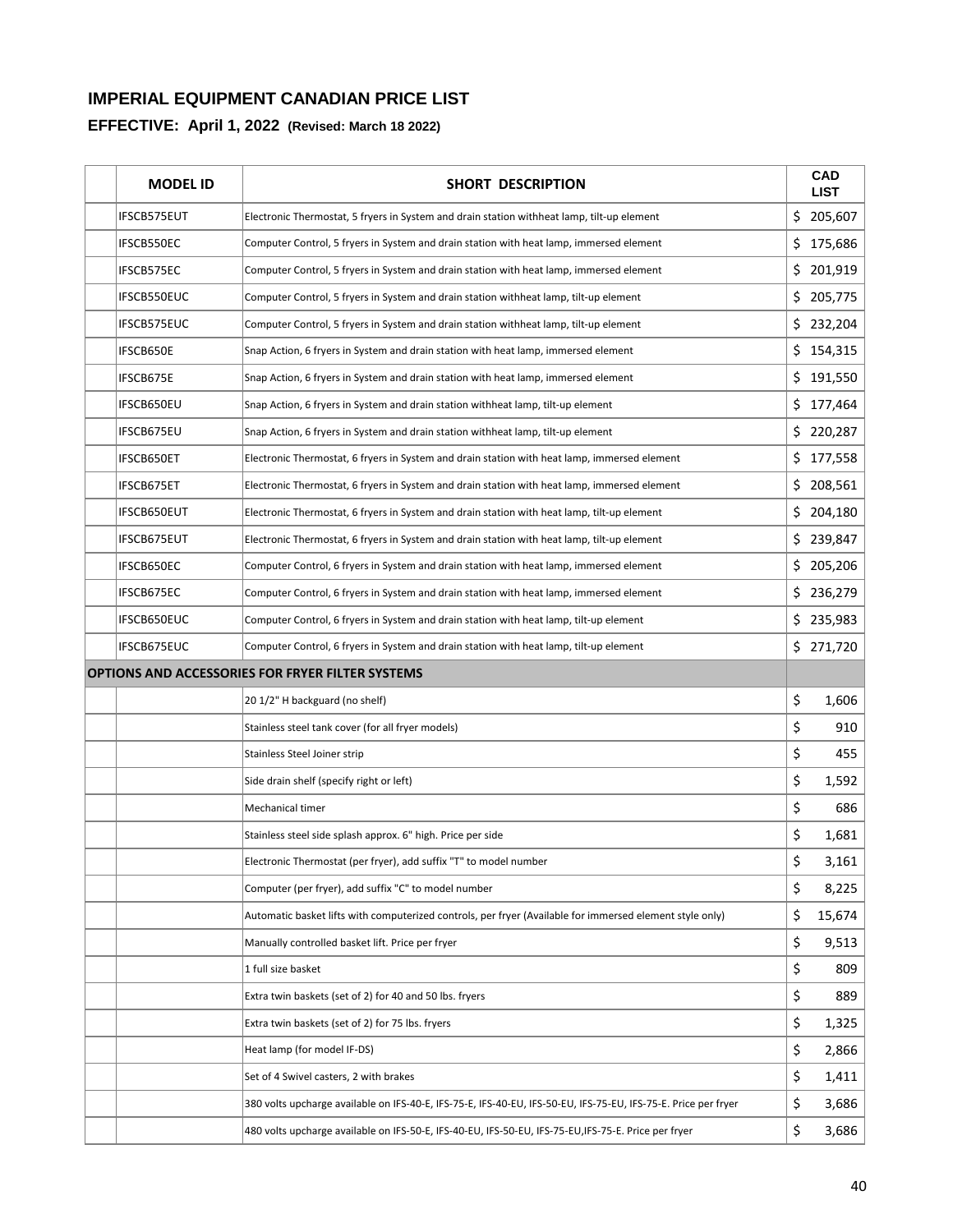## IMPERIAL EQUIPMENT CANADIAN PRICE LIST

### EFFECTIVE: April 1, 2022 (Revised: March 18 2022)

| | MODEL ID | SHORT DESCRIPTION | CAD LIST |
|---|---|---|---|
| | IFSCB575EUT | Electronic Thermostat, 5 fryers in System and drain station withheat lamp, tilt-up element | $ 205,607 |
| | IFSCB550EC | Computer Control, 5 fryers in System and drain station with heat lamp, immersed element | $ 175,686 |
| | IFSCB575EC | Computer Control, 5 fryers in System and drain station with heat lamp, immersed element | $ 201,919 |
| | IFSCB550EUC | Computer Control, 5 fryers in System and drain station withheat lamp, tilt-up element | $ 205,775 |
| | IFSCB575EUC | Computer Control, 5 fryers in System and drain station withheat lamp, tilt-up element | $ 232,204 |
| | IFSCB650E | Snap Action, 6 fryers in System and drain station with heat lamp, immersed element | $ 154,315 |
| | IFSCB675E | Snap Action, 6 fryers in System and drain station with heat lamp, immersed element | $ 191,550 |
| | IFSCB650EU | Snap Action, 6 fryers in System and drain station withheat lamp, tilt-up element | $ 177,464 |
| | IFSCB675EU | Snap Action, 6 fryers in System and drain station withheat lamp, tilt-up element | $ 220,287 |
| | IFSCB650ET | Electronic Thermostat, 6 fryers in System and drain station with heat lamp, immersed element | $ 177,558 |
| | IFSCB675ET | Electronic Thermostat, 6 fryers in System and drain station with heat lamp, immersed element | $ 208,561 |
| | IFSCB650EUT | Electronic Thermostat, 6 fryers in System and drain station with heat lamp, tilt-up element | $ 204,180 |
| | IFSCB675EUT | Electronic Thermostat, 6 fryers in System and drain station with heat lamp, tilt-up element | $ 239,847 |
| | IFSCB650EC | Computer Control, 6 fryers in System and drain station with heat lamp, immersed element | $ 205,206 |
| | IFSCB675EC | Computer Control, 6 fryers in System and drain station with heat lamp, immersed element | $ 236,279 |
| | IFSCB650EUC | Computer Control, 6 fryers in System and drain station with heat lamp, tilt-up element | $ 235,983 |
| | IFSCB675EUC | Computer Control, 6 fryers in System and drain station with heat lamp, tilt-up element | $ 271,720 |
| **OPTIONS AND ACCESSORIES FOR FRYER FILTER SYSTEMS** | | | |
| | | 20 1/2" H backguard (no shelf) | $ 1,606 |
| | | Stainless steel tank cover (for all fryer models) | $ 910 |
| | | Stainless Steel Joiner strip | $ 455 |
| | | Side drain shelf (specify right or left) | $ 1,592 |
| | | Mechanical timer | $ 686 |
| | | Stainless steel side splash approx. 6" high. Price per side | $ 1,681 |
| | | Electronic Thermostat (per fryer), add suffix "T" to model number | $ 3,161 |
| | | Computer (per fryer), add suffix "C" to model number | $ 8,225 |
| | | Automatic basket lifts with computerized controls, per fryer (Available for immersed element style only) | $ 15,674 |
| | | Manually controlled basket lift. Price per fryer | $ 9,513 |
| | | 1 full size basket | $ 809 |
| | | Extra twin baskets (set of 2) for 40 and 50 lbs. fryers | $ 889 |
| | | Extra twin baskets (set of 2) for 75 lbs. fryers | $ 1,325 |
| | | Heat lamp (for model IF-DS) | $ 2,866 |
| | | Set of 4 Swivel casters, 2 with brakes | $ 1,411 |
| | | 380 volts upcharge available on IFS-40-E, IFS-75-E, IFS-40-EU, IFS-50-EU, IFS-75-EU, IFS-75-E. Price per fryer | $ 3,686 |
| | | 480 volts upcharge available on IFS-50-E, IFS-40-EU, IFS-50-EU, IFS-75-EU,IFS-75-E. Price per fryer | $ 3,686 |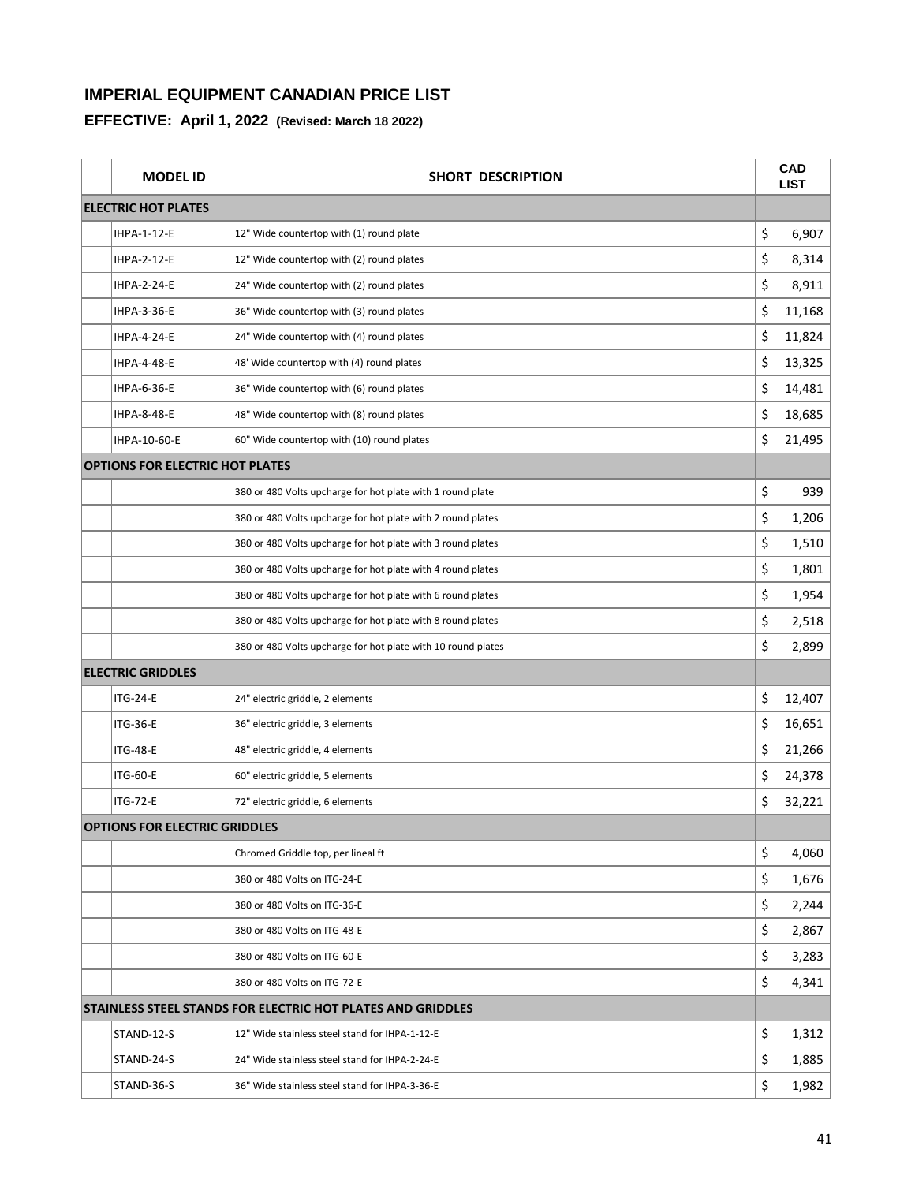# IMPERIAL EQUIPMENT CANADIAN PRICE LIST

## EFFECTIVE: April 1, 2022 (Revised: March 18 2022)

| MODEL ID | SHORT DESCRIPTION | CAD LIST |
|---|---|---|
| **ELECTRIC HOT PLATES** | | |
| IHPA-1-12-E | 12" Wide countertop with (1) round plate | $ 6,907 |
| IHPA-2-12-E | 12" Wide countertop with (2) round plates | $ 8,314 |
| IHPA-2-24-E | 24" Wide countertop with (2) round plates | $ 8,911 |
| IHPA-3-36-E | 36" Wide countertop with (3) round plates | $ 11,168 |
| IHPA-4-24-E | 24" Wide countertop with (4) round plates | $ 11,824 |
| IHPA-4-48-E | 48' Wide countertop with (4) round plates | $ 13,325 |
| IHPA-6-36-E | 36" Wide countertop with (6) round plates | $ 14,481 |
| IHPA-8-48-E | 48" Wide countertop with (8) round plates | $ 18,685 |
| IHPA-10-60-E | 60" Wide countertop with (10) round plates | $ 21,495 |
| **OPTIONS FOR ELECTRIC HOT PLATES** | | |
| | 380 or 480 Volts upcharge for hot plate with 1 round plate | $ 939 |
| | 380 or 480 Volts upcharge for hot plate with 2 round plates | $ 1,206 |
| | 380 or 480 Volts upcharge for hot plate with 3 round plates | $ 1,510 |
| | 380 or 480 Volts upcharge for hot plate with 4 round plates | $ 1,801 |
| | 380 or 480 Volts upcharge for hot plate with 6 round plates | $ 1,954 |
| | 380 or 480 Volts upcharge for hot plate with 8 round plates | $ 2,518 |
| | 380 or 480 Volts upcharge for hot plate with 10 round plates | $ 2,899 |
| **ELECTRIC GRIDDLES** | | |
| ITG-24-E | 24" electric griddle, 2 elements | $ 12,407 |
| ITG-36-E | 36" electric griddle, 3 elements | $ 16,651 |
| ITG-48-E | 48" electric griddle, 4 elements | $ 21,266 |
| ITG-60-E | 60" electric griddle, 5 elements | $ 24,378 |
| ITG-72-E | 72" electric griddle, 6 elements | $ 32,221 |
| **OPTIONS FOR ELECTRIC GRIDDLES** | | |
| | Chromed Griddle top, per lineal ft | $ 4,060 |
| | 380 or 480 Volts on ITG-24-E | $ 1,676 |
| | 380 or 480 Volts on ITG-36-E | $ 2,244 |
| | 380 or 480 Volts on ITG-48-E | $ 2,867 |
| | 380 or 480 Volts on ITG-60-E | $ 3,283 |
| | 380 or 480 Volts on ITG-72-E | $ 4,341 |
| **STAINLESS STEEL STANDS FOR ELECTRIC HOT PLATES AND GRIDDLES** | | |
| STAND-12-S | 12" Wide stainless steel stand for IHPA-1-12-E | $ 1,312 |
| STAND-24-S | 24" Wide stainless steel stand for IHPA-2-24-E | $ 1,885 |
| STAND-36-S | 36" Wide stainless steel stand for IHPA-3-36-E | $ 1,982 |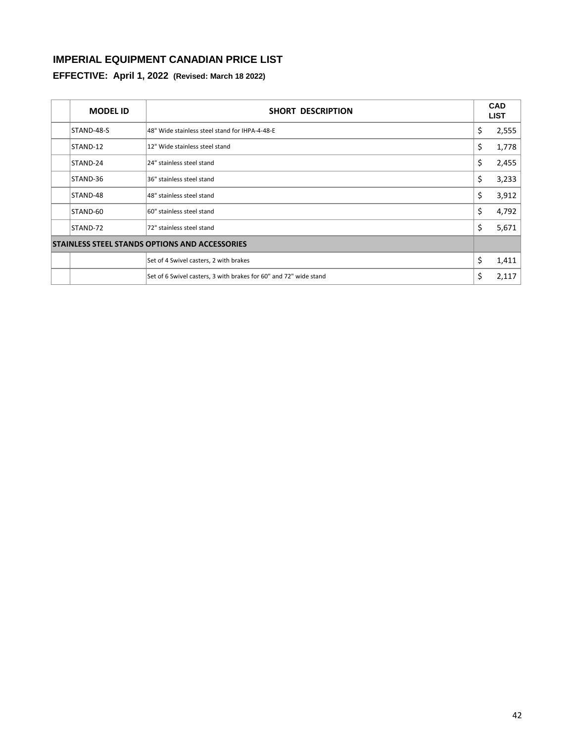# IMPERIAL EQUIPMENT CANADIAN PRICE LIST

## EFFECTIVE: April 1, 2022 (Revised: March 18 2022)

| | MODEL ID | SHORT DESCRIPTION | CAD LIST |
|---|---|---|---|
| | STAND-48-S | 48" Wide stainless steel stand for IHPA-4-48-E | $ 2,555 |
| | STAND-12 | 12" Wide stainless steel stand | $ 1,778 |
| | STAND-24 | 24" stainless steel stand | $ 2,455 |
| | STAND-36 | 36" stainless steel stand | $ 3,233 |
| | STAND-48 | 48" stainless steel stand | $ 3,912 |
| | STAND-60 | 60" stainless steel stand | $ 4,792 |
| | STAND-72 | 72" stainless steel stand | $ 5,671 |
| **STAINLESS STEEL STANDS OPTIONS AND ACCESSORIES** | | | |
| | | Set of 4 Swivel casters, 2 with brakes | $ 1,411 |
| | | Set of 6 Swivel casters, 3 with brakes for 60" and 72" wide stand | $ 2,117 |